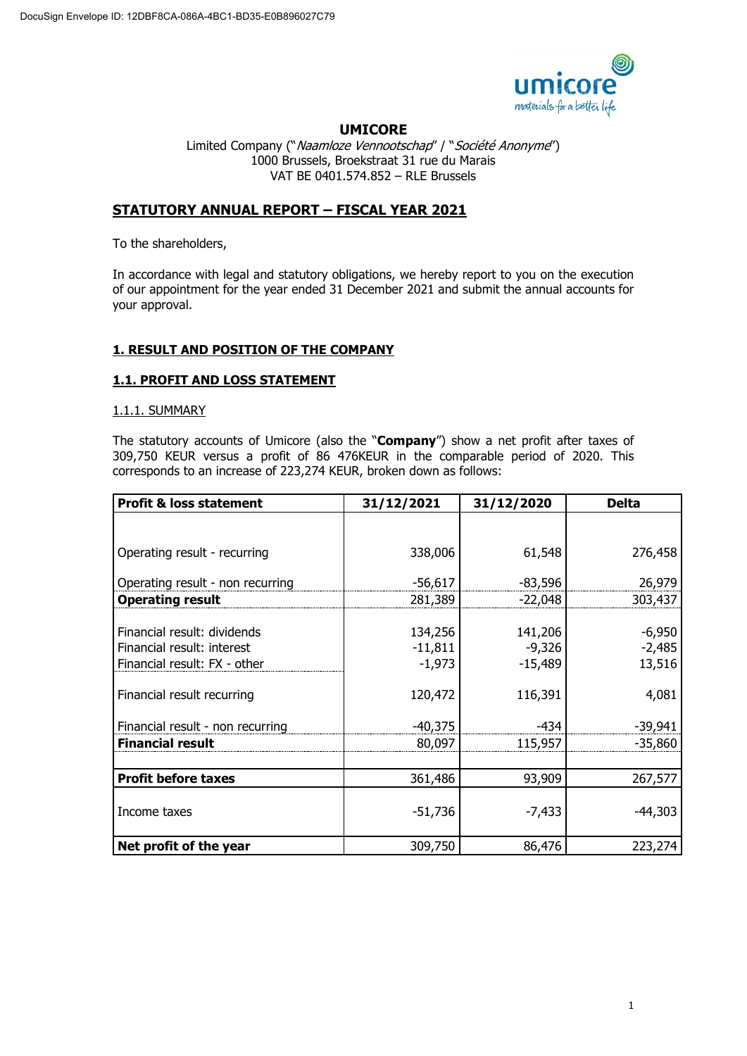DocuSign Envelope ID: 12DBF8CA-086A-4BC1-BD35-E0B896027C79

# UMICORE

Limited Company ("*Naamloze Vennootschap*" / "*Société Anonyme*")
1000 Brussels, Broekstraat 31 rue du Marais
VAT BE 0401.574.852 – RLE Brussels

## STATUTORY ANNUAL REPORT – FISCAL YEAR 2021

To the shareholders,

In accordance with legal and statutory obligations, we hereby report to you on the execution of our appointment for the year ended 31 December 2021 and submit the annual accounts for your approval.

## 1. RESULT AND POSITION OF THE COMPANY

### 1.1. PROFIT AND LOSS STATEMENT

#### 1.1.1. SUMMARY

The statutory accounts of Umicore (also the "**Company**") show a net profit after taxes of 309,750 KEUR versus a profit of 86 476KEUR in the comparable period of 2020. This corresponds to an increase of 223,274 KEUR, broken down as follows:

| Profit & loss statement | 31/12/2021 | 31/12/2020 | Delta |
|---|---|---|---|
| Operating result - recurring | 338,006 | 61,548 | 276,458 |
| Operating result - non recurring | -56,617 | -83,596 | 26,979 |
| **Operating result** | 281,389 | -22,048 | 303,437 |
| Financial result: dividends | 134,256 | 141,206 | -6,950 |
| Financial result: interest | -11,811 | -9,326 | -2,485 |
| Financial result: FX - other | -1,973 | -15,489 | 13,516 |
| Financial result recurring | 120,472 | 116,391 | 4,081 |
| Financial result - non recurring | -40,375 | -434 | -39,941 |
| **Financial result** | 80,097 | 115,957 | -35,860 |
| **Profit before taxes** | 361,486 | 93,909 | 267,577 |
| Income taxes | -51,736 | -7,433 | -44,303 |
| **Net profit of the year** | 309,750 | 86,476 | 223,274 |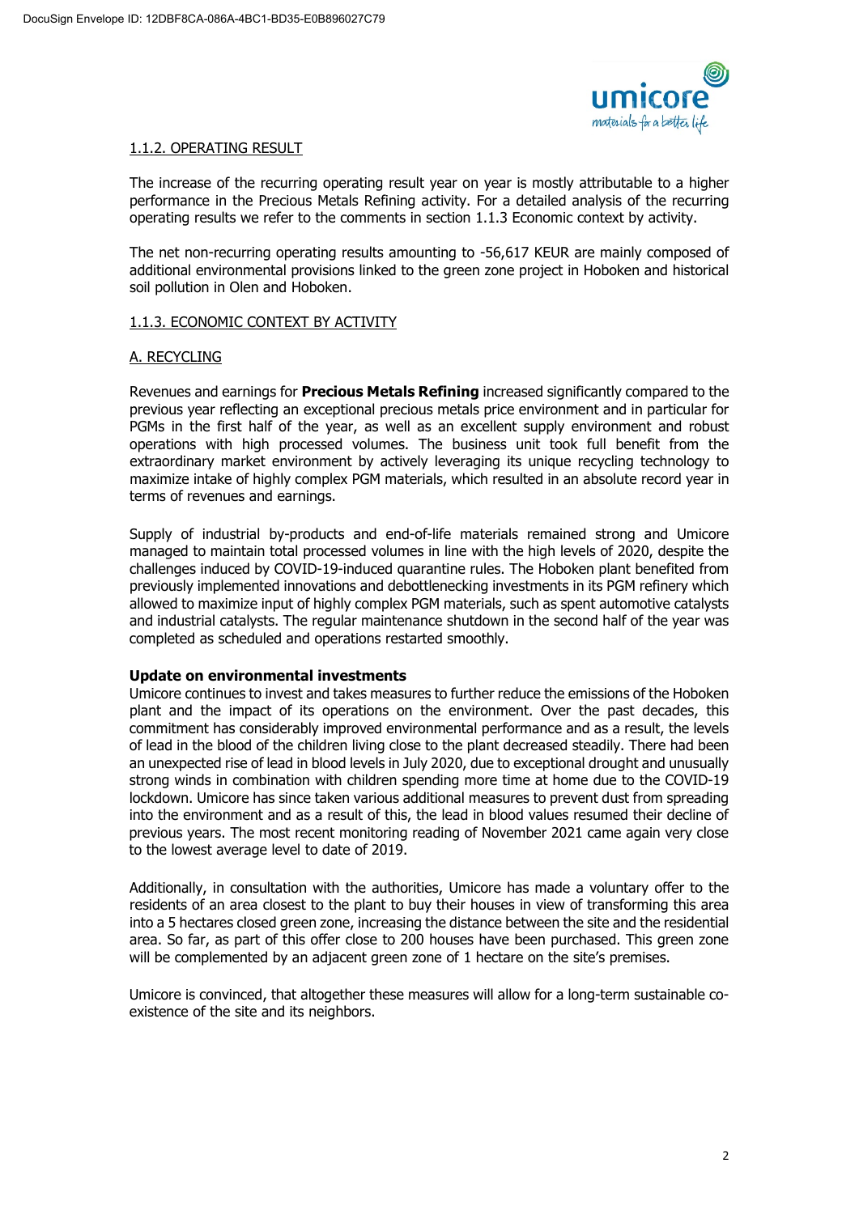### 1.1.2. OPERATING RESULT

The increase of the recurring operating result year on year is mostly attributable to a higher performance in the Precious Metals Refining activity. For a detailed analysis of the recurring operating results we refer to the comments in section 1.1.3 Economic context by activity.

The net non-recurring operating results amounting to -56,617 KEUR are mainly composed of additional environmental provisions linked to the green zone project in Hoboken and historical soil pollution in Olen and Hoboken.

### 1.1.3. ECONOMIC CONTEXT BY ACTIVITY

#### A. RECYCLING

Revenues and earnings for **Precious Metals Refining** increased significantly compared to the previous year reflecting an exceptional precious metals price environment and in particular for PGMs in the first half of the year, as well as an excellent supply environment and robust operations with high processed volumes. The business unit took full benefit from the extraordinary market environment by actively leveraging its unique recycling technology to maximize intake of highly complex PGM materials, which resulted in an absolute record year in terms of revenues and earnings.

Supply of industrial by-products and end-of-life materials remained strong and Umicore managed to maintain total processed volumes in line with the high levels of 2020, despite the challenges induced by COVID-19-induced quarantine rules. The Hoboken plant benefited from previously implemented innovations and debottlenecking investments in its PGM refinery which allowed to maximize input of highly complex PGM materials, such as spent automotive catalysts and industrial catalysts. The regular maintenance shutdown in the second half of the year was completed as scheduled and operations restarted smoothly.

**Update on environmental investments**

Umicore continues to invest and takes measures to further reduce the emissions of the Hoboken plant and the impact of its operations on the environment. Over the past decades, this commitment has considerably improved environmental performance and as a result, the levels of lead in the blood of the children living close to the plant decreased steadily. There had been an unexpected rise of lead in blood levels in July 2020, due to exceptional drought and unusually strong winds in combination with children spending more time at home due to the COVID-19 lockdown. Umicore has since taken various additional measures to prevent dust from spreading into the environment and as a result of this, the lead in blood values resumed their decline of previous years. The most recent monitoring reading of November 2021 came again very close to the lowest average level to date of 2019.

Additionally, in consultation with the authorities, Umicore has made a voluntary offer to the residents of an area closest to the plant to buy their houses in view of transforming this area into a 5 hectares closed green zone, increasing the distance between the site and the residential area. So far, as part of this offer close to 200 houses have been purchased. This green zone will be complemented by an adjacent green zone of 1 hectare on the site's premises.

Umicore is convinced, that altogether these measures will allow for a long-term sustainable co-existence of the site and its neighbors.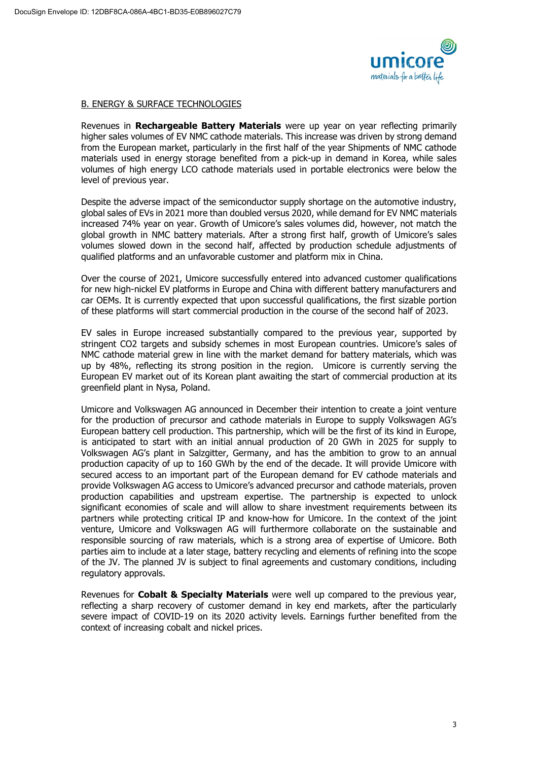## B. ENERGY & SURFACE TECHNOLOGIES

Revenues in **Rechargeable Battery Materials** were up year on year reflecting primarily higher sales volumes of EV NMC cathode materials. This increase was driven by strong demand from the European market, particularly in the first half of the year Shipments of NMC cathode materials used in energy storage benefited from a pick-up in demand in Korea, while sales volumes of high energy LCO cathode materials used in portable electronics were below the level of previous year.

Despite the adverse impact of the semiconductor supply shortage on the automotive industry, global sales of EVs in 2021 more than doubled versus 2020, while demand for EV NMC materials increased 74% year on year. Growth of Umicore's sales volumes did, however, not match the global growth in NMC battery materials. After a strong first half, growth of Umicore's sales volumes slowed down in the second half, affected by production schedule adjustments of qualified platforms and an unfavorable customer and platform mix in China.

Over the course of 2021, Umicore successfully entered into advanced customer qualifications for new high-nickel EV platforms in Europe and China with different battery manufacturers and car OEMs. It is currently expected that upon successful qualifications, the first sizable portion of these platforms will start commercial production in the course of the second half of 2023.

EV sales in Europe increased substantially compared to the previous year, supported by stringent CO2 targets and subsidy schemes in most European countries. Umicore's sales of NMC cathode material grew in line with the market demand for battery materials, which was up by 48%, reflecting its strong position in the region. Umicore is currently serving the European EV market out of its Korean plant awaiting the start of commercial production at its greenfield plant in Nysa, Poland.

Umicore and Volkswagen AG announced in December their intention to create a joint venture for the production of precursor and cathode materials in Europe to supply Volkswagen AG's European battery cell production. This partnership, which will be the first of its kind in Europe, is anticipated to start with an initial annual production of 20 GWh in 2025 for supply to Volkswagen AG's plant in Salzgitter, Germany, and has the ambition to grow to an annual production capacity of up to 160 GWh by the end of the decade. It will provide Umicore with secured access to an important part of the European demand for EV cathode materials and provide Volkswagen AG access to Umicore's advanced precursor and cathode materials, proven production capabilities and upstream expertise. The partnership is expected to unlock significant economies of scale and will allow to share investment requirements between its partners while protecting critical IP and know-how for Umicore. In the context of the joint venture, Umicore and Volkswagen AG will furthermore collaborate on the sustainable and responsible sourcing of raw materials, which is a strong area of expertise of Umicore. Both parties aim to include at a later stage, battery recycling and elements of refining into the scope of the JV. The planned JV is subject to final agreements and customary conditions, including regulatory approvals.

Revenues for **Cobalt & Specialty Materials** were well up compared to the previous year, reflecting a sharp recovery of customer demand in key end markets, after the particularly severe impact of COVID-19 on its 2020 activity levels. Earnings further benefited from the context of increasing cobalt and nickel prices.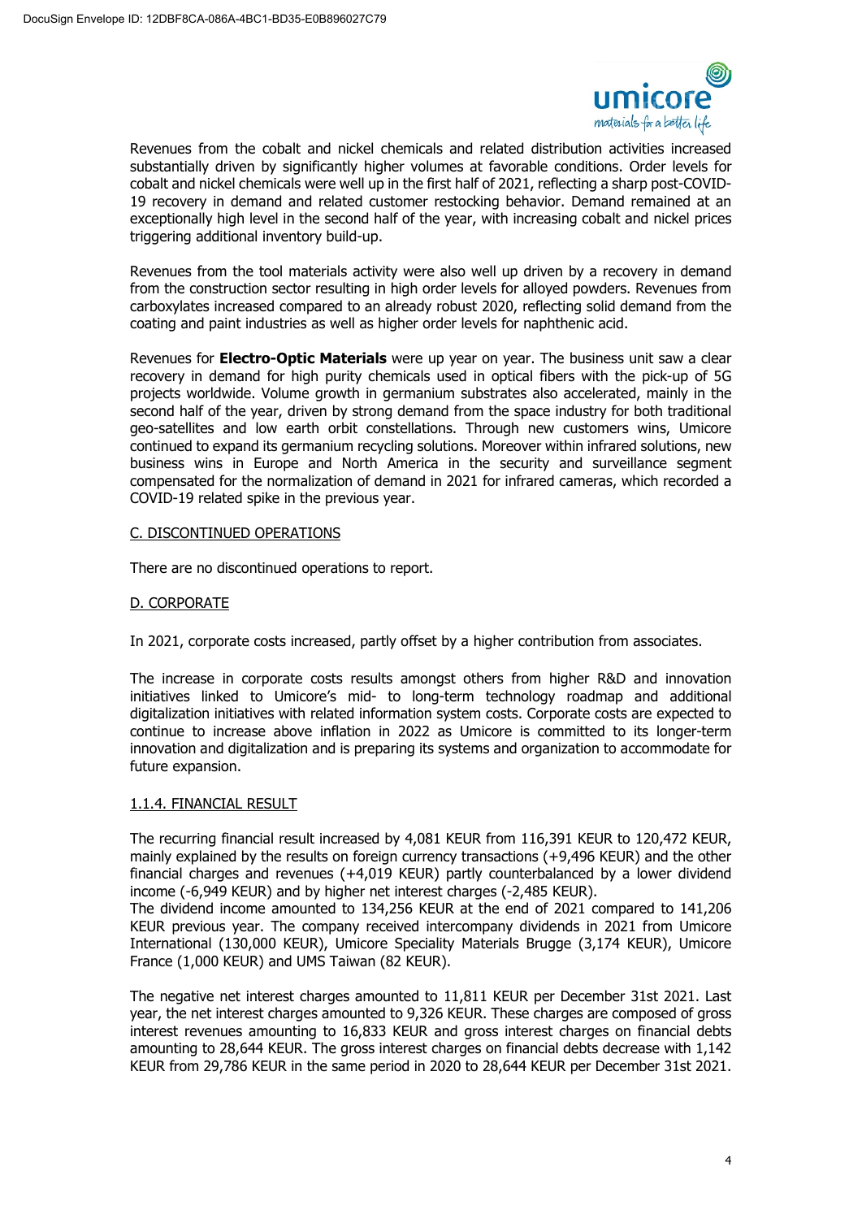Revenues from the cobalt and nickel chemicals and related distribution activities increased substantially driven by significantly higher volumes at favorable conditions. Order levels for cobalt and nickel chemicals were well up in the first half of 2021, reflecting a sharp post-COVID-19 recovery in demand and related customer restocking behavior. Demand remained at an exceptionally high level in the second half of the year, with increasing cobalt and nickel prices triggering additional inventory build-up.

Revenues from the tool materials activity were also well up driven by a recovery in demand from the construction sector resulting in high order levels for alloyed powders. Revenues from carboxylates increased compared to an already robust 2020, reflecting solid demand from the coating and paint industries as well as higher order levels for naphthenic acid.

Revenues for **Electro-Optic Materials** were up year on year. The business unit saw a clear recovery in demand for high purity chemicals used in optical fibers with the pick-up of 5G projects worldwide. Volume growth in germanium substrates also accelerated, mainly in the second half of the year, driven by strong demand from the space industry for both traditional geo-satellites and low earth orbit constellations. Through new customers wins, Umicore continued to expand its germanium recycling solutions. Moreover within infrared solutions, new business wins in Europe and North America in the security and surveillance segment compensated for the normalization of demand in 2021 for infrared cameras, which recorded a COVID-19 related spike in the previous year.

### C. DISCONTINUED OPERATIONS

There are no discontinued operations to report.

### D. CORPORATE

In 2021, corporate costs increased, partly offset by a higher contribution from associates.

The increase in corporate costs results amongst others from higher R&D and innovation initiatives linked to Umicore's mid- to long-term technology roadmap and additional digitalization initiatives with related information system costs. Corporate costs are expected to continue to increase above inflation in 2022 as Umicore is committed to its longer-term innovation and digitalization and is preparing its systems and organization to accommodate for future expansion.

## 1.1.4. FINANCIAL RESULT

The recurring financial result increased by 4,081 KEUR from 116,391 KEUR to 120,472 KEUR, mainly explained by the results on foreign currency transactions (+9,496 KEUR) and the other financial charges and revenues (+4,019 KEUR) partly counterbalanced by a lower dividend income (-6,949 KEUR) and by higher net interest charges (-2,485 KEUR).
The dividend income amounted to 134,256 KEUR at the end of 2021 compared to 141,206 KEUR previous year. The company received intercompany dividends in 2021 from Umicore International (130,000 KEUR), Umicore Speciality Materials Brugge (3,174 KEUR), Umicore France (1,000 KEUR) and UMS Taiwan (82 KEUR).

The negative net interest charges amounted to 11,811 KEUR per December 31st 2021. Last year, the net interest charges amounted to 9,326 KEUR. These charges are composed of gross interest revenues amounting to 16,833 KEUR and gross interest charges on financial debts amounting to 28,644 KEUR. The gross interest charges on financial debts decrease with 1,142 KEUR from 29,786 KEUR in the same period in 2020 to 28,644 KEUR per December 31st 2021.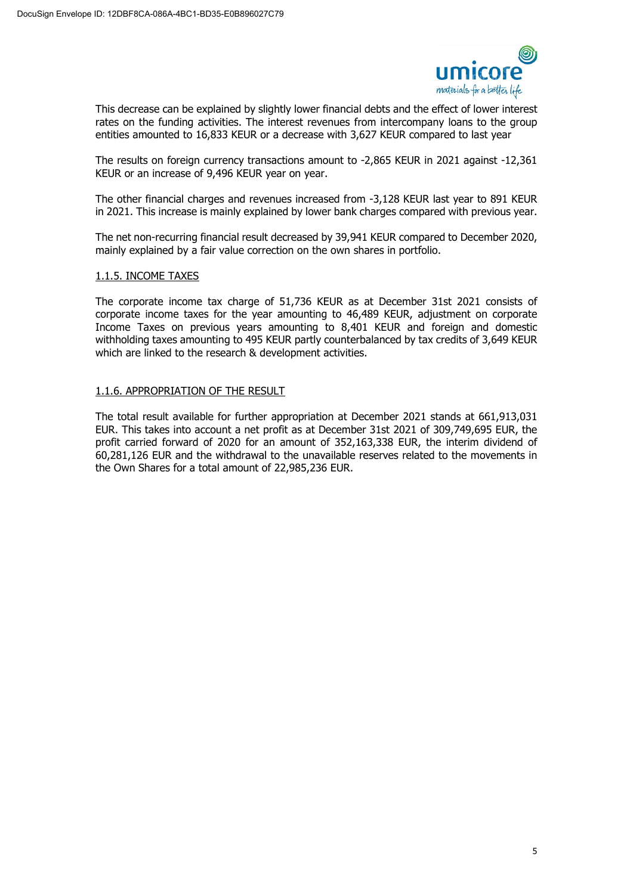This decrease can be explained by slightly lower financial debts and the effect of lower interest rates on the funding activities. The interest revenues from intercompany loans to the group entities amounted to 16,833 KEUR or a decrease with 3,627 KEUR compared to last year

The results on foreign currency transactions amount to -2,865 KEUR in 2021 against -12,361 KEUR or an increase of 9,496 KEUR year on year.

The other financial charges and revenues increased from -3,128 KEUR last year to 891 KEUR in 2021. This increase is mainly explained by lower bank charges compared with previous year.

The net non-recurring financial result decreased by 39,941 KEUR compared to December 2020, mainly explained by a fair value correction on the own shares in portfolio.

#### 1.1.5. INCOME TAXES

The corporate income tax charge of 51,736 KEUR as at December 31st 2021 consists of corporate income taxes for the year amounting to 46,489 KEUR, adjustment on corporate Income Taxes on previous years amounting to 8,401 KEUR and foreign and domestic withholding taxes amounting to 495 KEUR partly counterbalanced by tax credits of 3,649 KEUR which are linked to the research & development activities.

#### 1.1.6. APPROPRIATION OF THE RESULT

The total result available for further appropriation at December 2021 stands at 661,913,031 EUR. This takes into account a net profit as at December 31st 2021 of 309,749,695 EUR, the profit carried forward of 2020 for an amount of 352,163,338 EUR, the interim dividend of 60,281,126 EUR and the withdrawal to the unavailable reserves related to the movements in the Own Shares for a total amount of 22,985,236 EUR.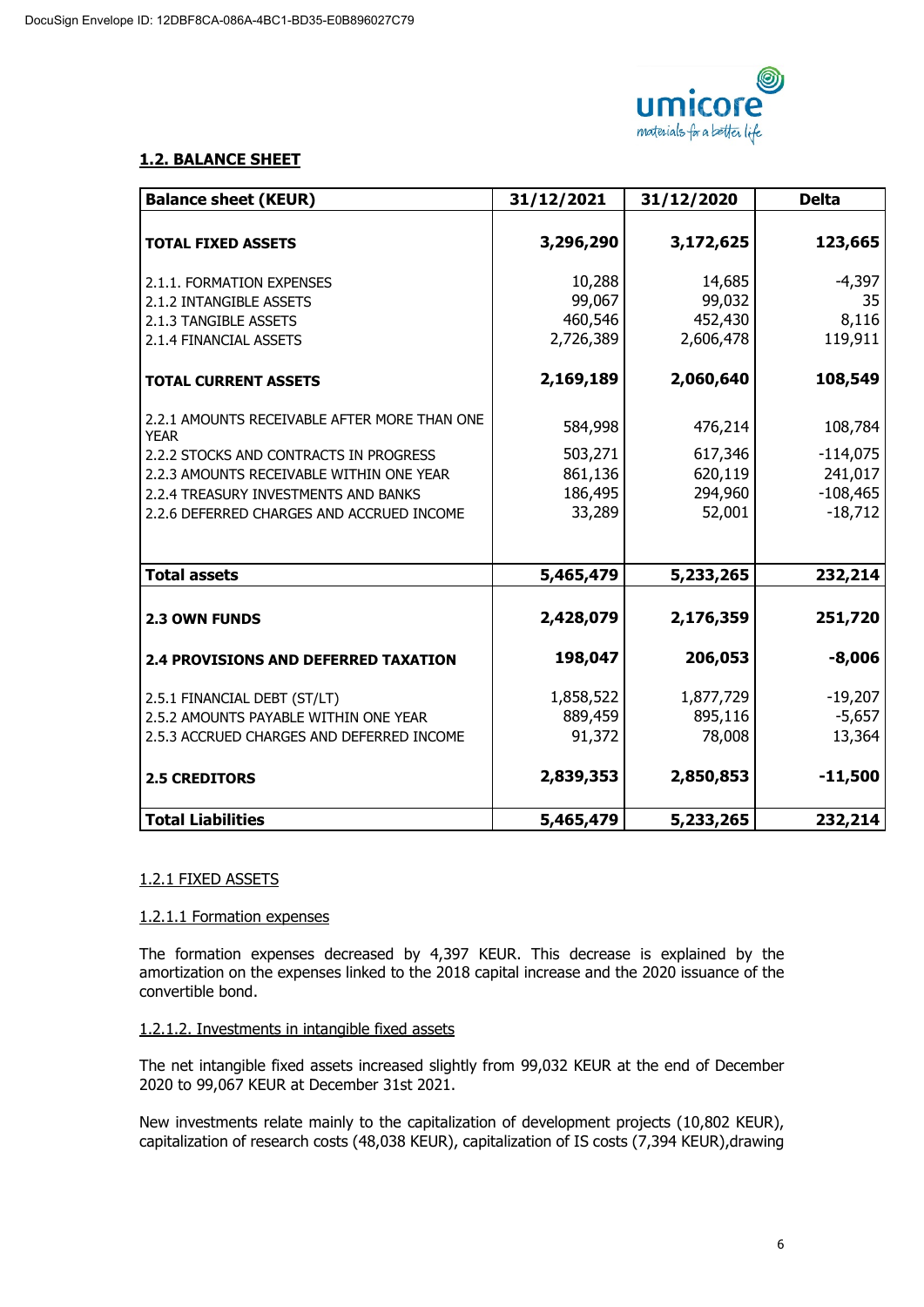DocuSign Envelope ID: 12DBF8CA-086A-4BC1-BD35-E0B896027C79

## 1.2. BALANCE SHEET

| Balance sheet (KEUR) | 31/12/2021 | 31/12/2020 | Delta |
|---|---|---|---|
| **TOTAL FIXED ASSETS** | **3,296,290** | **3,172,625** | **123,665** |
| 2.1.1. FORMATION EXPENSES | 10,288 | 14,685 | -4,397 |
| 2.1.2 INTANGIBLE ASSETS | 99,067 | 99,032 | 35 |
| 2.1.3 TANGIBLE ASSETS | 460,546 | 452,430 | 8,116 |
| 2.1.4 FINANCIAL ASSETS | 2,726,389 | 2,606,478 | 119,911 |
| **TOTAL CURRENT ASSETS** | **2,169,189** | **2,060,640** | **108,549** |
| 2.2.1 AMOUNTS RECEIVABLE AFTER MORE THAN ONE YEAR | 584,998 | 476,214 | 108,784 |
| 2.2.2 STOCKS AND CONTRACTS IN PROGRESS | 503,271 | 617,346 | -114,075 |
| 2.2.3 AMOUNTS RECEIVABLE WITHIN ONE YEAR | 861,136 | 620,119 | 241,017 |
| 2.2.4 TREASURY INVESTMENTS AND BANKS | 186,495 | 294,960 | -108,465 |
| 2.2.6 DEFERRED CHARGES AND ACCRUED INCOME | 33,289 | 52,001 | -18,712 |
| **Total assets** | **5,465,479** | **5,233,265** | **232,214** |
| **2.3 OWN FUNDS** | **2,428,079** | **2,176,359** | **251,720** |
| **2.4 PROVISIONS AND DEFERRED TAXATION** | **198,047** | **206,053** | **-8,006** |
| 2.5.1 FINANCIAL DEBT (ST/LT) | 1,858,522 | 1,877,729 | -19,207 |
| 2.5.2 AMOUNTS PAYABLE WITHIN ONE YEAR | 889,459 | 895,116 | -5,657 |
| 2.5.3 ACCRUED CHARGES AND DEFERRED INCOME | 91,372 | 78,008 | 13,364 |
| **2.5 CREDITORS** | **2,839,353** | **2,850,853** | **-11,500** |
| **Total Liabilities** | **5,465,479** | **5,233,265** | **232,214** |

### 1.2.1 FIXED ASSETS

#### 1.2.1.1 Formation expenses

The formation expenses decreased by 4,397 KEUR. This decrease is explained by the amortization on the expenses linked to the 2018 capital increase and the 2020 issuance of the convertible bond.

#### 1.2.1.2. Investments in intangible fixed assets

The net intangible fixed assets increased slightly from 99,032 KEUR at the end of December 2020 to 99,067 KEUR at December 31st 2021.

New investments relate mainly to the capitalization of development projects (10,802 KEUR), capitalization of research costs (48,038 KEUR), capitalization of IS costs (7,394 KEUR),drawing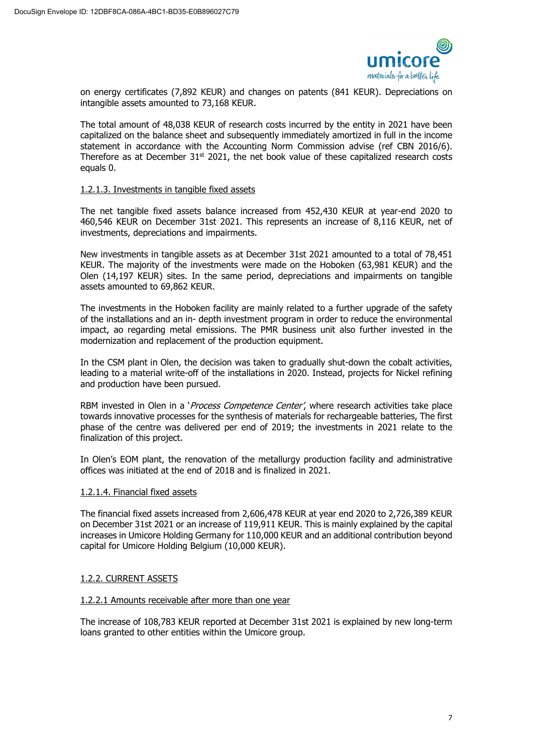on energy certificates (7,892 KEUR) and changes on patents (841 KEUR). Depreciations on intangible assets amounted to 73,168 KEUR.

The total amount of 48,038 KEUR of research costs incurred by the entity in 2021 have been capitalized on the balance sheet and subsequently immediately amortized in full in the income statement in accordance with the Accounting Norm Commission advise (ref CBN 2016/6). Therefore as at December 31st 2021, the net book value of these capitalized research costs equals 0.

1.2.1.3. Investments in tangible fixed assets

The net tangible fixed assets balance increased from 452,430 KEUR at year-end 2020 to 460,546 KEUR on December 31st 2021. This represents an increase of 8,116 KEUR, net of investments, depreciations and impairments.

New investments in tangible assets as at December 31st 2021 amounted to a total of 78,451 KEUR. The majority of the investments were made on the Hoboken (63,981 KEUR) and the Olen (14,197 KEUR) sites. In the same period, depreciations and impairments on tangible assets amounted to 69,862 KEUR.

The investments in the Hoboken facility are mainly related to a further upgrade of the safety of the installations and an in- depth investment program in order to reduce the environmental impact, ao regarding metal emissions. The PMR business unit also further invested in the modernization and replacement of the production equipment.

In the CSM plant in Olen, the decision was taken to gradually shut-down the cobalt activities, leading to a material write-off of the installations in 2020. Instead, projects for Nickel refining and production have been pursued.

RBM invested in Olen in a '*Process Competence Center*', where research activities take place towards innovative processes for the synthesis of materials for rechargeable batteries, The first phase of the centre was delivered per end of 2019; the investments in 2021 relate to the finalization of this project.

In Olen's EOM plant, the renovation of the metallurgy production facility and administrative offices was initiated at the end of 2018 and is finalized in 2021.

1.2.1.4. Financial fixed assets

The financial fixed assets increased from 2,606,478 KEUR at year end 2020 to 2,726,389 KEUR on December 31st 2021 or an increase of 119,911 KEUR. This is mainly explained by the capital increases in Umicore Holding Germany for 110,000 KEUR and an additional contribution beyond capital for Umicore Holding Belgium (10,000 KEUR).

1.2.2. CURRENT ASSETS

1.2.2.1 Amounts receivable after more than one year

The increase of 108,783 KEUR reported at December 31st 2021 is explained by new long-term loans granted to other entities within the Umicore group.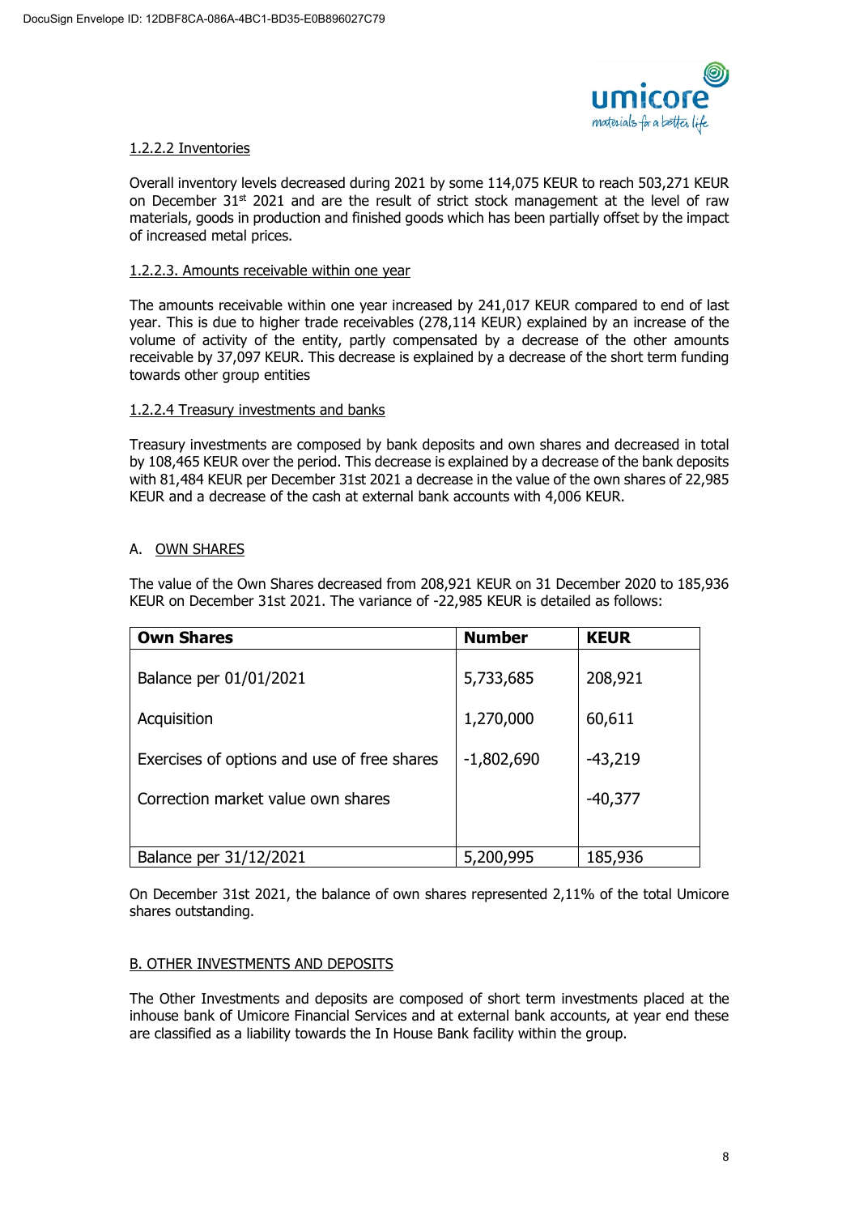1.2.2.2 Inventories

Overall inventory levels decreased during 2021 by some 114,075 KEUR to reach 503,271 KEUR on December 31[st] 2021 and are the result of strict stock management at the level of raw materials, goods in production and finished goods which has been partially offset by the impact of increased metal prices.

1.2.2.3. Amounts receivable within one year

The amounts receivable within one year increased by 241,017 KEUR compared to end of last year. This is due to higher trade receivables (278,114 KEUR) explained by an increase of the volume of activity of the entity, partly compensated by a decrease of the other amounts receivable by 37,097 KEUR. This decrease is explained by a decrease of the short term funding towards other group entities

1.2.2.4 Treasury investments and banks

Treasury investments are composed by bank deposits and own shares and decreased in total by 108,465 KEUR over the period. This decrease is explained by a decrease of the bank deposits with 81,484 KEUR per December 31st 2021 a decrease in the value of the own shares of 22,985 KEUR and a decrease of the cash at external bank accounts with 4,006 KEUR.

A. OWN SHARES

The value of the Own Shares decreased from 208,921 KEUR on 31 December 2020 to 185,936 KEUR on December 31st 2021. The variance of -22,985 KEUR is detailed as follows:

| **Own Shares** | **Number** | **KEUR** |
| --- | --- | --- |
| Balance per 01/01/2021 | 5,733,685 | 208,921 |
| Acquisition | 1,270,000 | 60,611 |
| Exercises of options and use of free shares | -1,802,690 | -43,219 |
| Correction market value own shares | | -40,377 |
| Balance per 31/12/2021 | 5,200,995 | 185,936 |

On December 31st 2021, the balance of own shares represented 2,11% of the total Umicore shares outstanding.

B. OTHER INVESTMENTS AND DEPOSITS

The Other Investments and deposits are composed of short term investments placed at the inhouse bank of Umicore Financial Services and at external bank accounts, at year end these are classified as a liability towards the In House Bank facility within the group.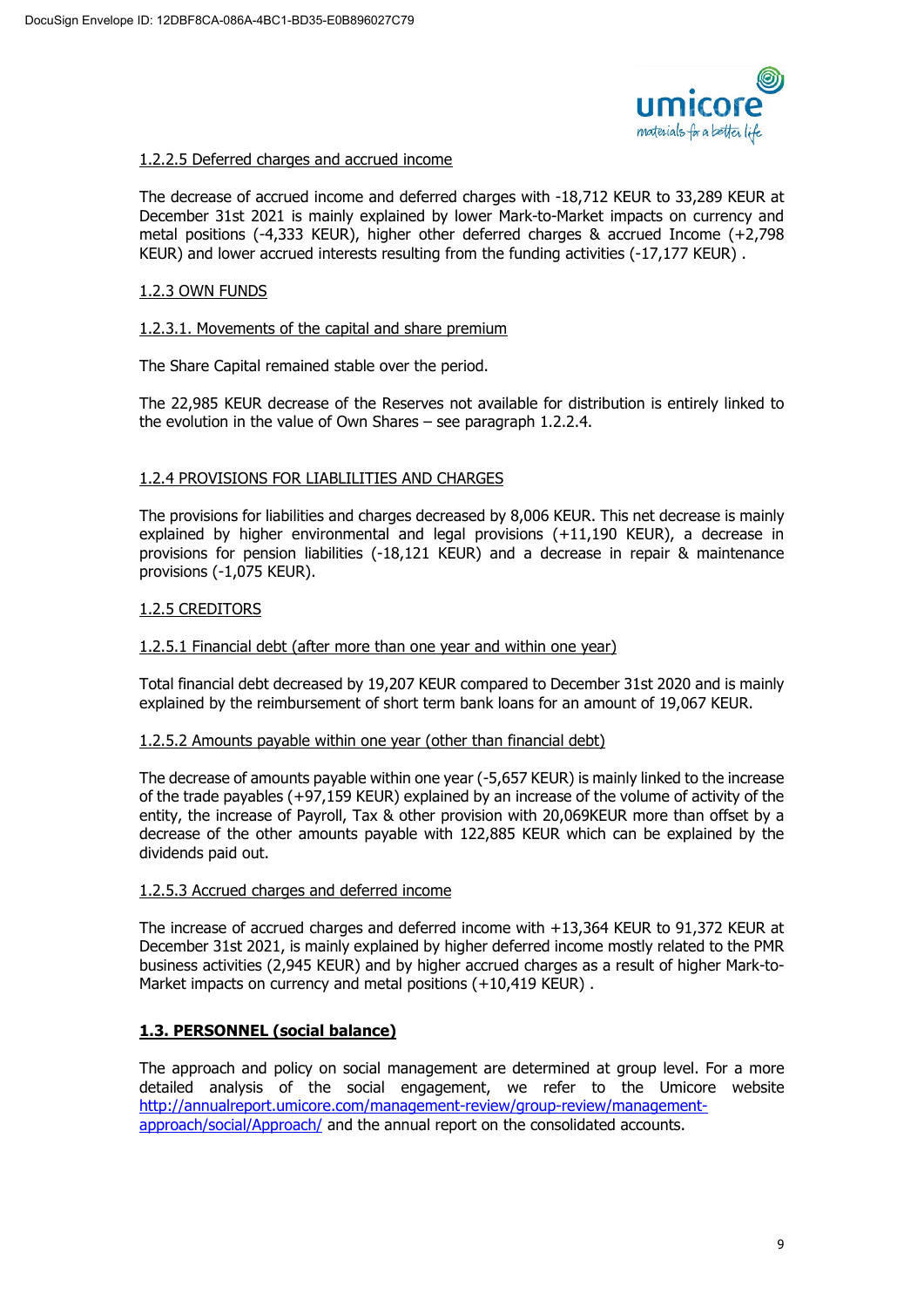1.2.2.5 Deferred charges and accrued income

The decrease of accrued income and deferred charges with -18,712 KEUR to 33,289 KEUR at December 31st 2021 is mainly explained by lower Mark-to-Market impacts on currency and metal positions (-4,333 KEUR), higher other deferred charges & accrued Income (+2,798 KEUR) and lower accrued interests resulting from the funding activities (-17,177 KEUR) .

1.2.3 OWN FUNDS

1.2.3.1. Movements of the capital and share premium

The Share Capital remained stable over the period.

The 22,985 KEUR decrease of the Reserves not available for distribution is entirely linked to the evolution in the value of Own Shares – see paragraph 1.2.2.4.

1.2.4 PROVISIONS FOR LIABLILITIES AND CHARGES

The provisions for liabilities and charges decreased by 8,006 KEUR. This net decrease is mainly explained by higher environmental and legal provisions (+11,190 KEUR), a decrease in provisions for pension liabilities (-18,121 KEUR) and a decrease in repair & maintenance provisions (-1,075 KEUR).

1.2.5 CREDITORS

1.2.5.1 Financial debt (after more than one year and within one year)

Total financial debt decreased by 19,207 KEUR compared to December 31st 2020 and is mainly explained by the reimbursement of short term bank loans for an amount of 19,067 KEUR.

1.2.5.2 Amounts payable within one year (other than financial debt)

The decrease of amounts payable within one year (-5,657 KEUR) is mainly linked to the increase of the trade payables (+97,159 KEUR) explained by an increase of the volume of activity of the entity, the increase of Payroll, Tax & other provision with 20,069KEUR more than offset by a decrease of the other amounts payable with 122,885 KEUR which can be explained by the dividends paid out.

1.2.5.3 Accrued charges and deferred income

The increase of accrued charges and deferred income with +13,364 KEUR to 91,372 KEUR at December 31st 2021, is mainly explained by higher deferred income mostly related to the PMR business activities (2,945 KEUR) and by higher accrued charges as a result of higher Mark-to-Market impacts on currency and metal positions (+10,419 KEUR) .

## 1.3. PERSONNEL (social balance)

The approach and policy on social management are determined at group level. For a more detailed analysis of the social engagement, we refer to the Umicore website http://annualreport.umicore.com/management-review/group-review/management-approach/social/Approach/ and the annual report on the consolidated accounts.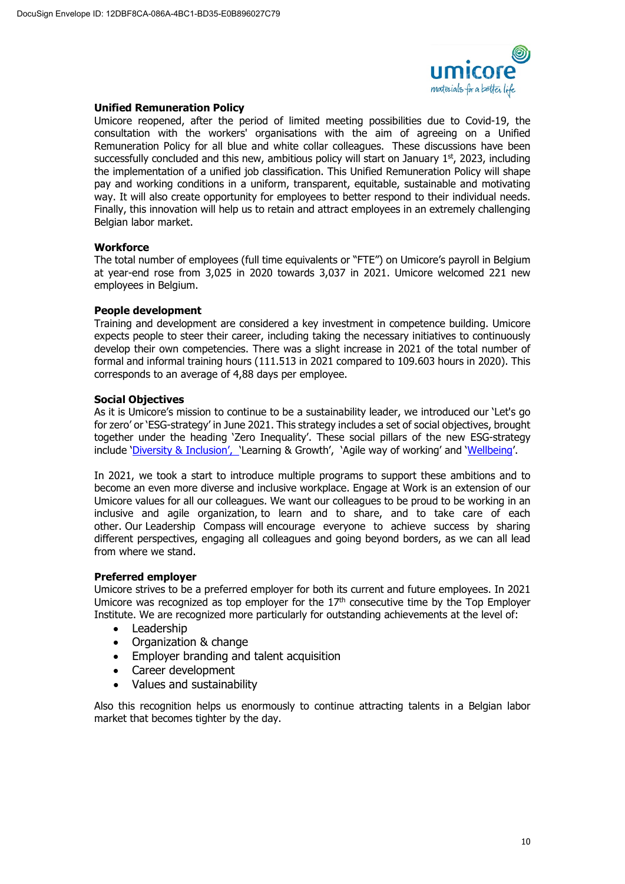**Unified Remuneration Policy**

Umicore reopened, after the period of limited meeting possibilities due to Covid-19, the consultation with the workers' organisations with the aim of agreeing on a Unified Remuneration Policy for all blue and white collar colleagues. These discussions have been successfully concluded and this new, ambitious policy will start on January 1st, 2023, including the implementation of a unified job classification. This Unified Remuneration Policy will shape pay and working conditions in a uniform, transparent, equitable, sustainable and motivating way. It will also create opportunity for employees to better respond to their individual needs. Finally, this innovation will help us to retain and attract employees in an extremely challenging Belgian labor market.

**Workforce**

The total number of employees (full time equivalents or "FTE") on Umicore's payroll in Belgium at year-end rose from 3,025 in 2020 towards 3,037 in 2021. Umicore welcomed 221 new employees in Belgium.

**People development**

Training and development are considered a key investment in competence building. Umicore expects people to steer their career, including taking the necessary initiatives to continuously develop their own competencies. There was a slight increase in 2021 of the total number of formal and informal training hours (111.513 in 2021 compared to 109.603 hours in 2020). This corresponds to an average of 4,88 days per employee.

**Social Objectives**

As it is Umicore's mission to continue to be a sustainability leader, we introduced our 'Let's go for zero' or 'ESG-strategy' in June 2021. This strategy includes a set of social objectives, brought together under the heading 'Zero Inequality'. These social pillars of the new ESG-strategy include 'Diversity & Inclusion', 'Learning & Growth', 'Agile way of working' and 'Wellbeing'.

In 2021, we took a start to introduce multiple programs to support these ambitions and to become an even more diverse and inclusive workplace. Engage at Work is an extension of our Umicore values for all our colleagues. We want our colleagues to be proud to be working in an inclusive and agile organization, to learn and to share, and to take care of each other. Our Leadership Compass will encourage everyone to achieve success by sharing different perspectives, engaging all colleagues and going beyond borders, as we can all lead from where we stand.

**Preferred employer**

Umicore strives to be a preferred employer for both its current and future employees. In 2021 Umicore was recognized as top employer for the 17th consecutive time by the Top Employer Institute. We are recognized more particularly for outstanding achievements at the level of:

- Leadership
- Organization & change
- Employer branding and talent acquisition
- Career development
- Values and sustainability

Also this recognition helps us enormously to continue attracting talents in a Belgian labor market that becomes tighter by the day.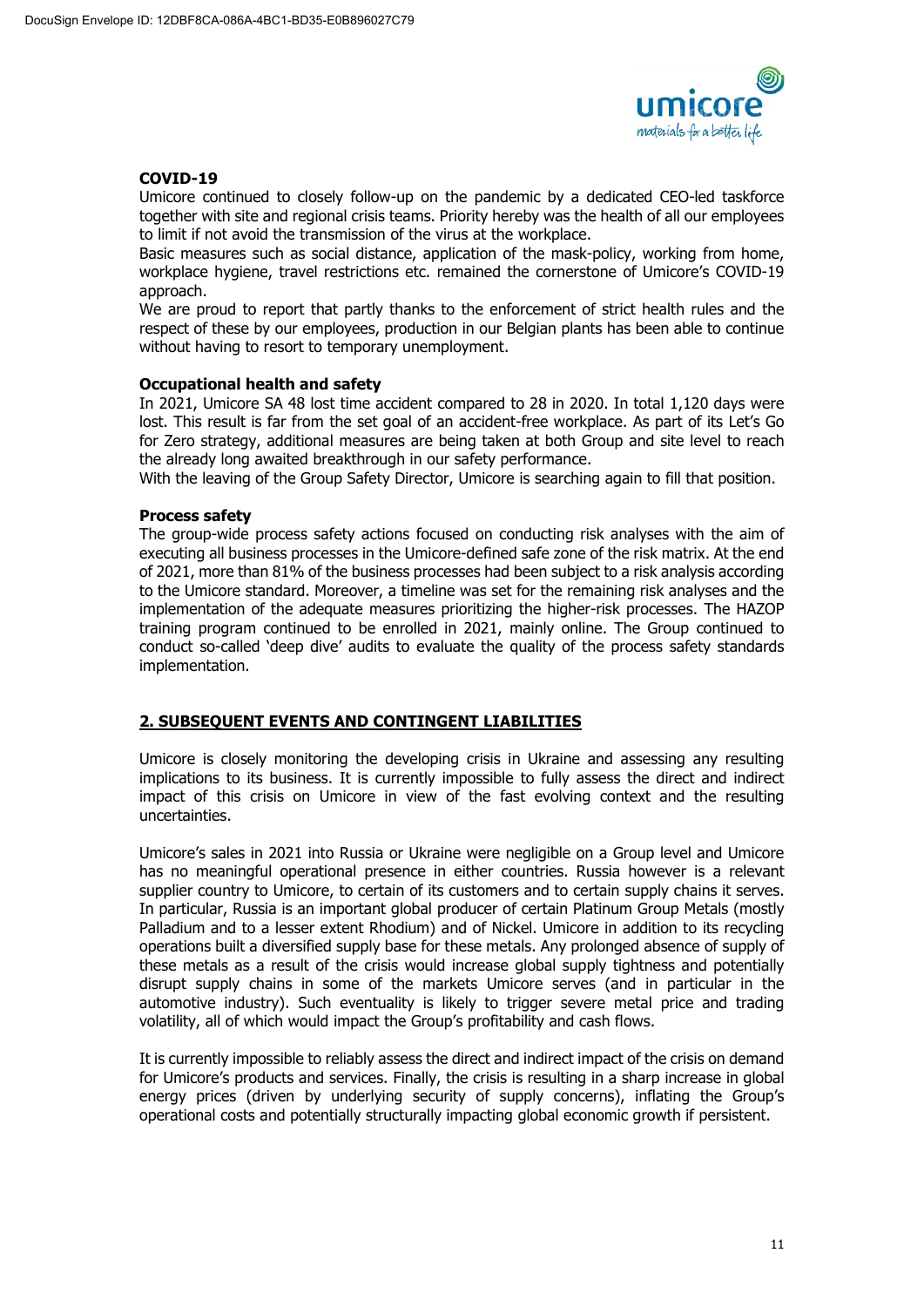**COVID-19**

Umicore continued to closely follow-up on the pandemic by a dedicated CEO-led taskforce together with site and regional crisis teams. Priority hereby was the health of all our employees to limit if not avoid the transmission of the virus at the workplace.

Basic measures such as social distance, application of the mask-policy, working from home, workplace hygiene, travel restrictions etc. remained the cornerstone of Umicore's COVID-19 approach.

We are proud to report that partly thanks to the enforcement of strict health rules and the respect of these by our employees, production in our Belgian plants has been able to continue without having to resort to temporary unemployment.

**Occupational health and safety**

In 2021, Umicore SA 48 lost time accident compared to 28 in 2020. In total 1,120 days were lost. This result is far from the set goal of an accident-free workplace. As part of its Let's Go for Zero strategy, additional measures are being taken at both Group and site level to reach the already long awaited breakthrough in our safety performance.

With the leaving of the Group Safety Director, Umicore is searching again to fill that position.

**Process safety**

The group-wide process safety actions focused on conducting risk analyses with the aim of executing all business processes in the Umicore-defined safe zone of the risk matrix. At the end of 2021, more than 81% of the business processes had been subject to a risk analysis according to the Umicore standard. Moreover, a timeline was set for the remaining risk analyses and the implementation of the adequate measures prioritizing the higher-risk processes. The HAZOP training program continued to be enrolled in 2021, mainly online. The Group continued to conduct so-called 'deep dive' audits to evaluate the quality of the process safety standards implementation.

## 2. SUBSEQUENT EVENTS AND CONTINGENT LIABILITIES

Umicore is closely monitoring the developing crisis in Ukraine and assessing any resulting implications to its business. It is currently impossible to fully assess the direct and indirect impact of this crisis on Umicore in view of the fast evolving context and the resulting uncertainties.

Umicore's sales in 2021 into Russia or Ukraine were negligible on a Group level and Umicore has no meaningful operational presence in either countries. Russia however is a relevant supplier country to Umicore, to certain of its customers and to certain supply chains it serves. In particular, Russia is an important global producer of certain Platinum Group Metals (mostly Palladium and to a lesser extent Rhodium) and of Nickel. Umicore in addition to its recycling operations built a diversified supply base for these metals. Any prolonged absence of supply of these metals as a result of the crisis would increase global supply tightness and potentially disrupt supply chains in some of the markets Umicore serves (and in particular in the automotive industry). Such eventuality is likely to trigger severe metal price and trading volatility, all of which would impact the Group's profitability and cash flows.

It is currently impossible to reliably assess the direct and indirect impact of the crisis on demand for Umicore's products and services. Finally, the crisis is resulting in a sharp increase in global energy prices (driven by underlying security of supply concerns), inflating the Group's operational costs and potentially structurally impacting global economic growth if persistent.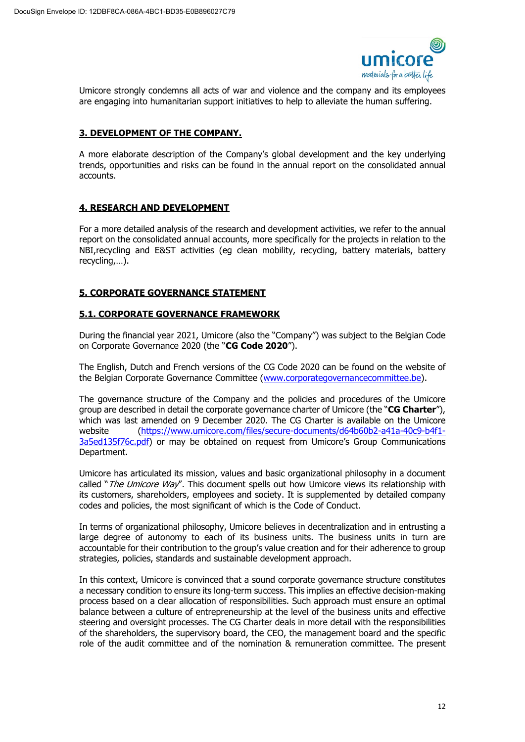Umicore strongly condemns all acts of war and violence and the company and its employees are engaging into humanitarian support initiatives to help to alleviate the human suffering.

## 3. DEVELOPMENT OF THE COMPANY.

A more elaborate description of the Company's global development and the key underlying trends, opportunities and risks can be found in the annual report on the consolidated annual accounts.

## 4. RESEARCH AND DEVELOPMENT

For a more detailed analysis of the research and development activities, we refer to the annual report on the consolidated annual accounts, more specifically for the projects in relation to the NBI,recycling and E&ST activities (eg clean mobility, recycling, battery materials, battery recycling,…).

## 5. CORPORATE GOVERNANCE STATEMENT

### 5.1. CORPORATE GOVERNANCE FRAMEWORK

During the financial year 2021, Umicore (also the "Company") was subject to the Belgian Code on Corporate Governance 2020 (the "**CG Code 2020**").

The English, Dutch and French versions of the CG Code 2020 can be found on the website of the Belgian Corporate Governance Committee (www.corporategovernancecommittee.be).

The governance structure of the Company and the policies and procedures of the Umicore group are described in detail the corporate governance charter of Umicore (the "**CG Charter**"), which was last amended on 9 December 2020. The CG Charter is available on the Umicore website (https://www.umicore.com/files/secure-documents/d64b60b2-a41a-40c9-b4f1-3a5ed135f76c.pdf) or may be obtained on request from Umicore's Group Communications Department.

Umicore has articulated its mission, values and basic organizational philosophy in a document called "*The Umicore Way*". This document spells out how Umicore views its relationship with its customers, shareholders, employees and society. It is supplemented by detailed company codes and policies, the most significant of which is the Code of Conduct.

In terms of organizational philosophy, Umicore believes in decentralization and in entrusting a large degree of autonomy to each of its business units. The business units in turn are accountable for their contribution to the group's value creation and for their adherence to group strategies, policies, standards and sustainable development approach.

In this context, Umicore is convinced that a sound corporate governance structure constitutes a necessary condition to ensure its long-term success. This implies an effective decision-making process based on a clear allocation of responsibilities. Such approach must ensure an optimal balance between a culture of entrepreneurship at the level of the business units and effective steering and oversight processes. The CG Charter deals in more detail with the responsibilities of the shareholders, the supervisory board, the CEO, the management board and the specific role of the audit committee and of the nomination & remuneration committee. The present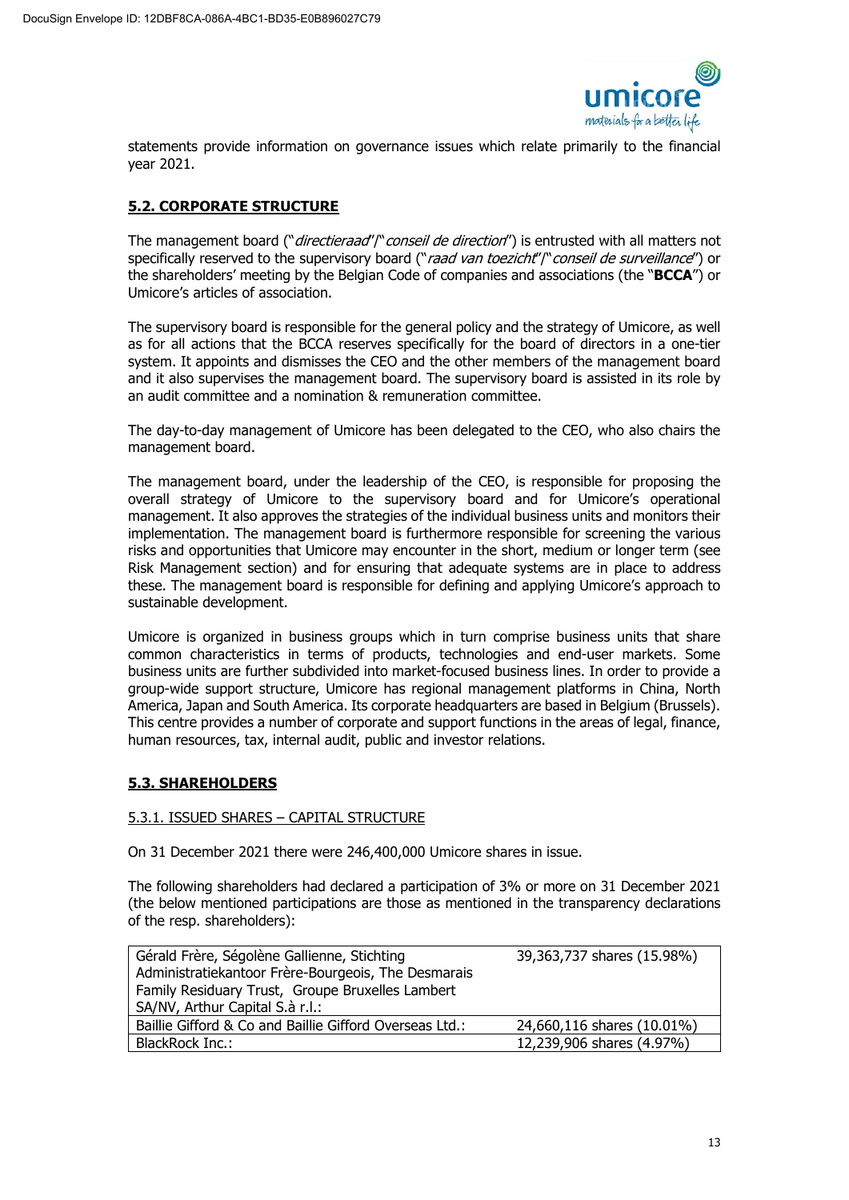statements provide information on governance issues which relate primarily to the financial year 2021.

## 5.2. CORPORATE STRUCTURE

The management board ("*directieraad*"/"*conseil de direction*") is entrusted with all matters not specifically reserved to the supervisory board ("*raad van toezicht*"/"*conseil de surveillance*") or the shareholders' meeting by the Belgian Code of companies and associations (the "**BCCA**") or Umicore's articles of association.

The supervisory board is responsible for the general policy and the strategy of Umicore, as well as for all actions that the BCCA reserves specifically for the board of directors in a one-tier system. It appoints and dismisses the CEO and the other members of the management board and it also supervises the management board. The supervisory board is assisted in its role by an audit committee and a nomination & remuneration committee.

The day-to-day management of Umicore has been delegated to the CEO, who also chairs the management board.

The management board, under the leadership of the CEO, is responsible for proposing the overall strategy of Umicore to the supervisory board and for Umicore's operational management. It also approves the strategies of the individual business units and monitors their implementation. The management board is furthermore responsible for screening the various risks and opportunities that Umicore may encounter in the short, medium or longer term (see Risk Management section) and for ensuring that adequate systems are in place to address these. The management board is responsible for defining and applying Umicore's approach to sustainable development.

Umicore is organized in business groups which in turn comprise business units that share common characteristics in terms of products, technologies and end-user markets. Some business units are further subdivided into market-focused business lines. In order to provide a group-wide support structure, Umicore has regional management platforms in China, North America, Japan and South America. Its corporate headquarters are based in Belgium (Brussels). This centre provides a number of corporate and support functions in the areas of legal, finance, human resources, tax, internal audit, public and investor relations.

## 5.3. SHAREHOLDERS

### 5.3.1. ISSUED SHARES – CAPITAL STRUCTURE

On 31 December 2021 there were 246,400,000 Umicore shares in issue.

The following shareholders had declared a participation of 3% or more on 31 December 2021 (the below mentioned participations are those as mentioned in the transparency declarations of the resp. shareholders):

| | |
|---|---|
| Gérald Frère, Ségolène Gallienne, Stichting Administratiekantoor Frère-Bourgeois, The Desmarais Family Residuary Trust, Groupe Bruxelles Lambert SA/NV, Arthur Capital S.à r.l.: | 39,363,737 shares (15.98%) |
| Baillie Gifford & Co and Baillie Gifford Overseas Ltd.: | 24,660,116 shares (10.01%) |
| BlackRock Inc.: | 12,239,906 shares (4.97%) |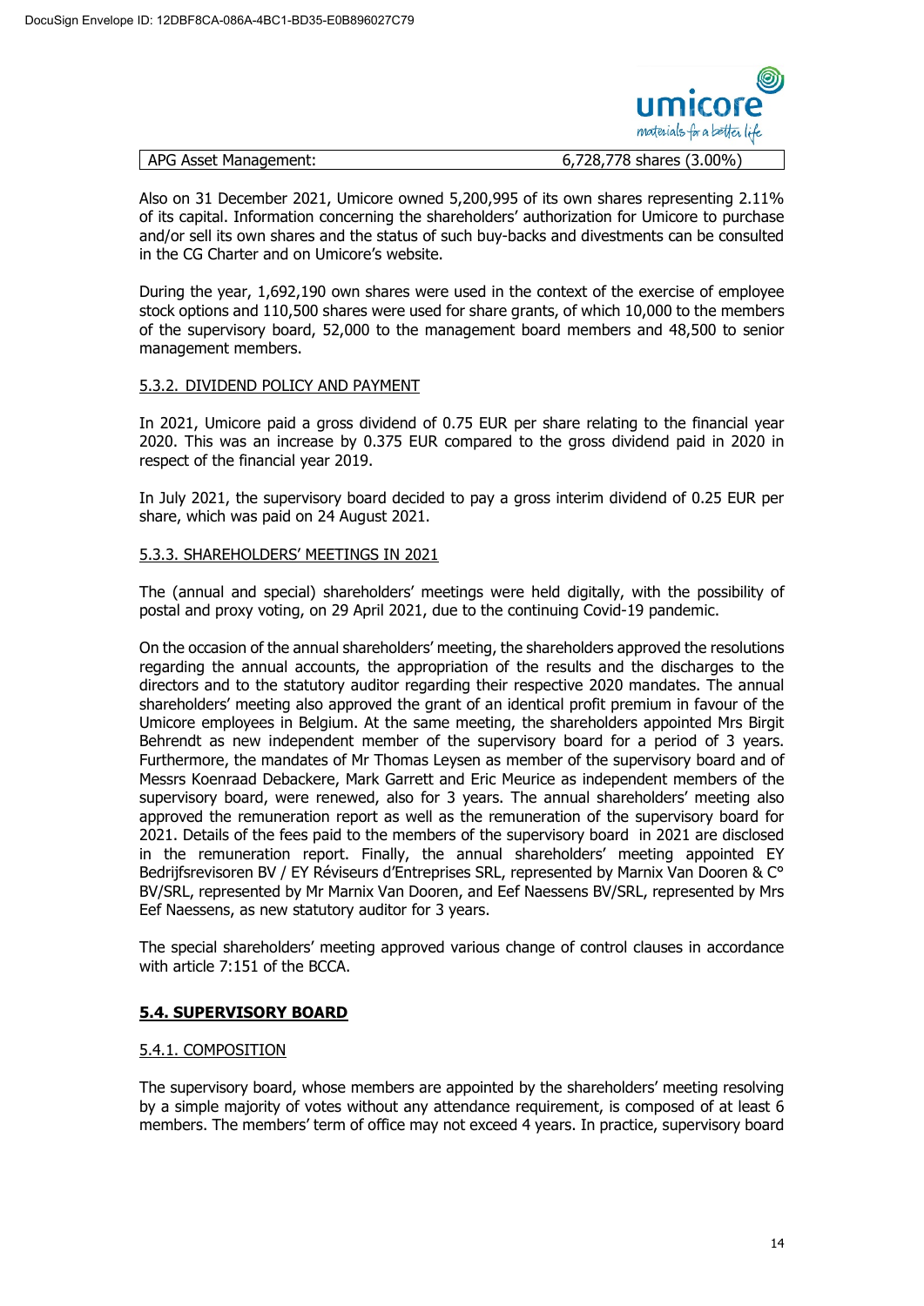| APG Asset Management: | 6,728,778 shares (3.00%) |
|---|---|

Also on 31 December 2021, Umicore owned 5,200,995 of its own shares representing 2.11% of its capital. Information concerning the shareholders' authorization for Umicore to purchase and/or sell its own shares and the status of such buy-backs and divestments can be consulted in the CG Charter and on Umicore's website.

During the year, 1,692,190 own shares were used in the context of the exercise of employee stock options and 110,500 shares were used for share grants, of which 10,000 to the members of the supervisory board, 52,000 to the management board members and 48,500 to senior management members.

### 5.3.2. DIVIDEND POLICY AND PAYMENT

In 2021, Umicore paid a gross dividend of 0.75 EUR per share relating to the financial year 2020. This was an increase by 0.375 EUR compared to the gross dividend paid in 2020 in respect of the financial year 2019.

In July 2021, the supervisory board decided to pay a gross interim dividend of 0.25 EUR per share, which was paid on 24 August 2021.

### 5.3.3. SHAREHOLDERS' MEETINGS IN 2021

The (annual and special) shareholders' meetings were held digitally, with the possibility of postal and proxy voting, on 29 April 2021, due to the continuing Covid-19 pandemic.

On the occasion of the annual shareholders' meeting, the shareholders approved the resolutions regarding the annual accounts, the appropriation of the results and the discharges to the directors and to the statutory auditor regarding their respective 2020 mandates. The annual shareholders' meeting also approved the grant of an identical profit premium in favour of the Umicore employees in Belgium. At the same meeting, the shareholders appointed Mrs Birgit Behrendt as new independent member of the supervisory board for a period of 3 years. Furthermore, the mandates of Mr Thomas Leysen as member of the supervisory board and of Messrs Koenraad Debackere, Mark Garrett and Eric Meurice as independent members of the supervisory board, were renewed, also for 3 years. The annual shareholders' meeting also approved the remuneration report as well as the remuneration of the supervisory board for 2021. Details of the fees paid to the members of the supervisory board in 2021 are disclosed in the remuneration report. Finally, the annual shareholders' meeting appointed EY Bedrijfsrevisoren BV / EY Réviseurs d'Entreprises SRL, represented by Marnix Van Dooren & C° BV/SRL, represented by Mr Marnix Van Dooren, and Eef Naessens BV/SRL, represented by Mrs Eef Naessens, as new statutory auditor for 3 years.

The special shareholders' meeting approved various change of control clauses in accordance with article 7:151 of the BCCA.

## 5.4. SUPERVISORY BOARD

### 5.4.1. COMPOSITION

The supervisory board, whose members are appointed by the shareholders' meeting resolving by a simple majority of votes without any attendance requirement, is composed of at least 6 members. The members' term of office may not exceed 4 years. In practice, supervisory board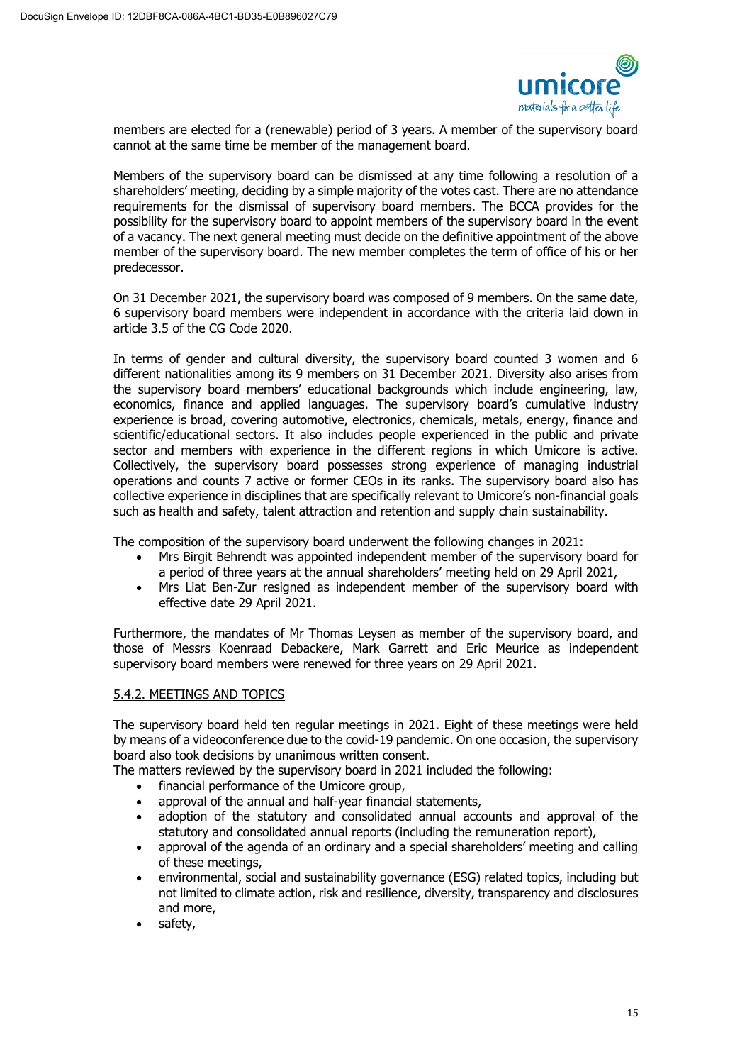members are elected for a (renewable) period of 3 years. A member of the supervisory board cannot at the same time be member of the management board.

Members of the supervisory board can be dismissed at any time following a resolution of a shareholders' meeting, deciding by a simple majority of the votes cast. There are no attendance requirements for the dismissal of supervisory board members. The BCCA provides for the possibility for the supervisory board to appoint members of the supervisory board in the event of a vacancy. The next general meeting must decide on the definitive appointment of the above member of the supervisory board. The new member completes the term of office of his or her predecessor.

On 31 December 2021, the supervisory board was composed of 9 members. On the same date, 6 supervisory board members were independent in accordance with the criteria laid down in article 3.5 of the CG Code 2020.

In terms of gender and cultural diversity, the supervisory board counted 3 women and 6 different nationalities among its 9 members on 31 December 2021. Diversity also arises from the supervisory board members' educational backgrounds which include engineering, law, economics, finance and applied languages. The supervisory board's cumulative industry experience is broad, covering automotive, electronics, chemicals, metals, energy, finance and scientific/educational sectors. It also includes people experienced in the public and private sector and members with experience in the different regions in which Umicore is active. Collectively, the supervisory board possesses strong experience of managing industrial operations and counts 7 active or former CEOs in its ranks. The supervisory board also has collective experience in disciplines that are specifically relevant to Umicore's non-financial goals such as health and safety, talent attraction and retention and supply chain sustainability.

The composition of the supervisory board underwent the following changes in 2021:

- Mrs Birgit Behrendt was appointed independent member of the supervisory board for a period of three years at the annual shareholders' meeting held on 29 April 2021,
- Mrs Liat Ben-Zur resigned as independent member of the supervisory board with effective date 29 April 2021.

Furthermore, the mandates of Mr Thomas Leysen as member of the supervisory board, and those of Messrs Koenraad Debackere, Mark Garrett and Eric Meurice as independent supervisory board members were renewed for three years on 29 April 2021.

### 5.4.2. MEETINGS AND TOPICS

The supervisory board held ten regular meetings in 2021. Eight of these meetings were held by means of a videoconference due to the covid-19 pandemic. On one occasion, the supervisory board also took decisions by unanimous written consent.

The matters reviewed by the supervisory board in 2021 included the following:

- financial performance of the Umicore group,
- approval of the annual and half-year financial statements,
- adoption of the statutory and consolidated annual accounts and approval of the statutory and consolidated annual reports (including the remuneration report),
- approval of the agenda of an ordinary and a special shareholders' meeting and calling of these meetings,
- environmental, social and sustainability governance (ESG) related topics, including but not limited to climate action, risk and resilience, diversity, transparency and disclosures and more,
- safety,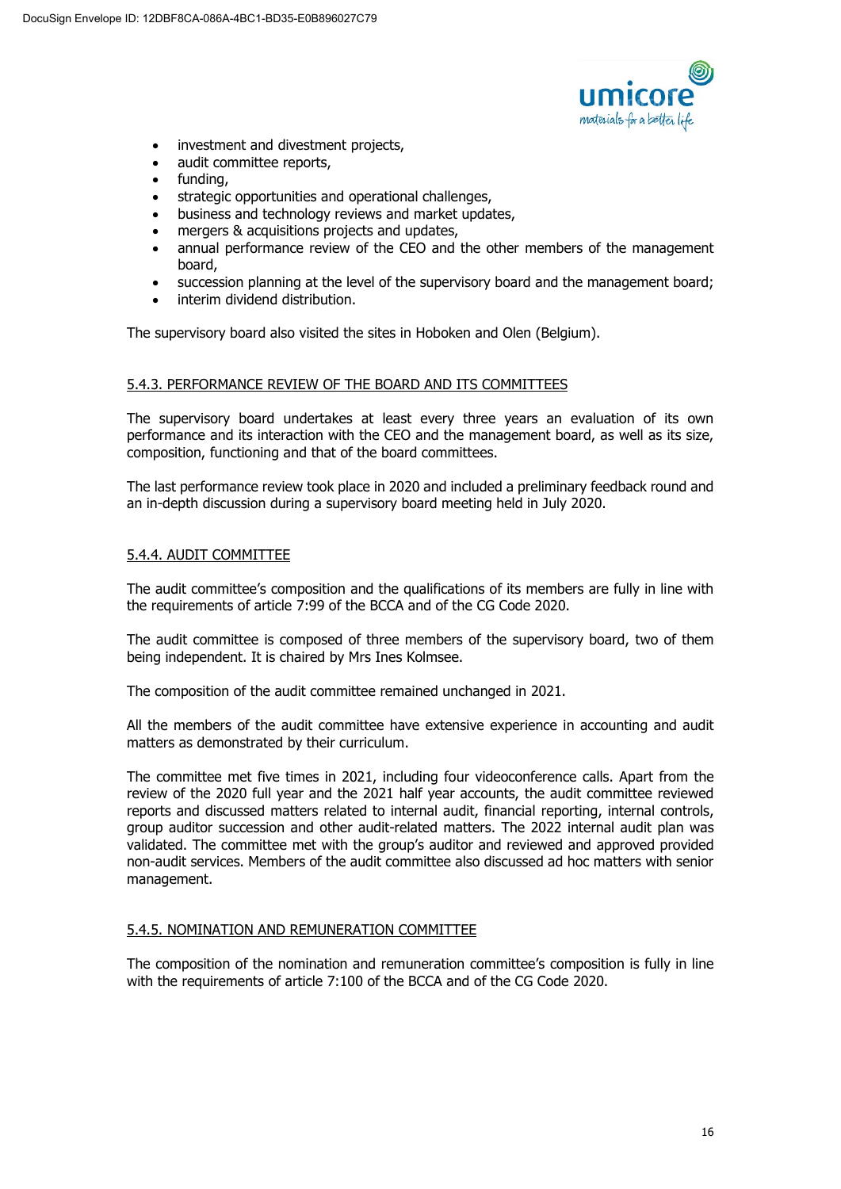- investment and divestment projects,
- audit committee reports,
- funding,
- strategic opportunities and operational challenges,
- business and technology reviews and market updates,
- mergers & acquisitions projects and updates,
- annual performance review of the CEO and the other members of the management board,
- succession planning at the level of the supervisory board and the management board;
- interim dividend distribution.

The supervisory board also visited the sites in Hoboken and Olen (Belgium).

### 5.4.3. PERFORMANCE REVIEW OF THE BOARD AND ITS COMMITTEES

The supervisory board undertakes at least every three years an evaluation of its own performance and its interaction with the CEO and the management board, as well as its size, composition, functioning and that of the board committees.

The last performance review took place in 2020 and included a preliminary feedback round and an in-depth discussion during a supervisory board meeting held in July 2020.

### 5.4.4. AUDIT COMMITTEE

The audit committee's composition and the qualifications of its members are fully in line with the requirements of article 7:99 of the BCCA and of the CG Code 2020.

The audit committee is composed of three members of the supervisory board, two of them being independent. It is chaired by Mrs Ines Kolmsee.

The composition of the audit committee remained unchanged in 2021.

All the members of the audit committee have extensive experience in accounting and audit matters as demonstrated by their curriculum.

The committee met five times in 2021, including four videoconference calls. Apart from the review of the 2020 full year and the 2021 half year accounts, the audit committee reviewed reports and discussed matters related to internal audit, financial reporting, internal controls, group auditor succession and other audit-related matters. The 2022 internal audit plan was validated. The committee met with the group's auditor and reviewed and approved provided non-audit services. Members of the audit committee also discussed ad hoc matters with senior management.

### 5.4.5. NOMINATION AND REMUNERATION COMMITTEE

The composition of the nomination and remuneration committee's composition is fully in line with the requirements of article 7:100 of the BCCA and of the CG Code 2020.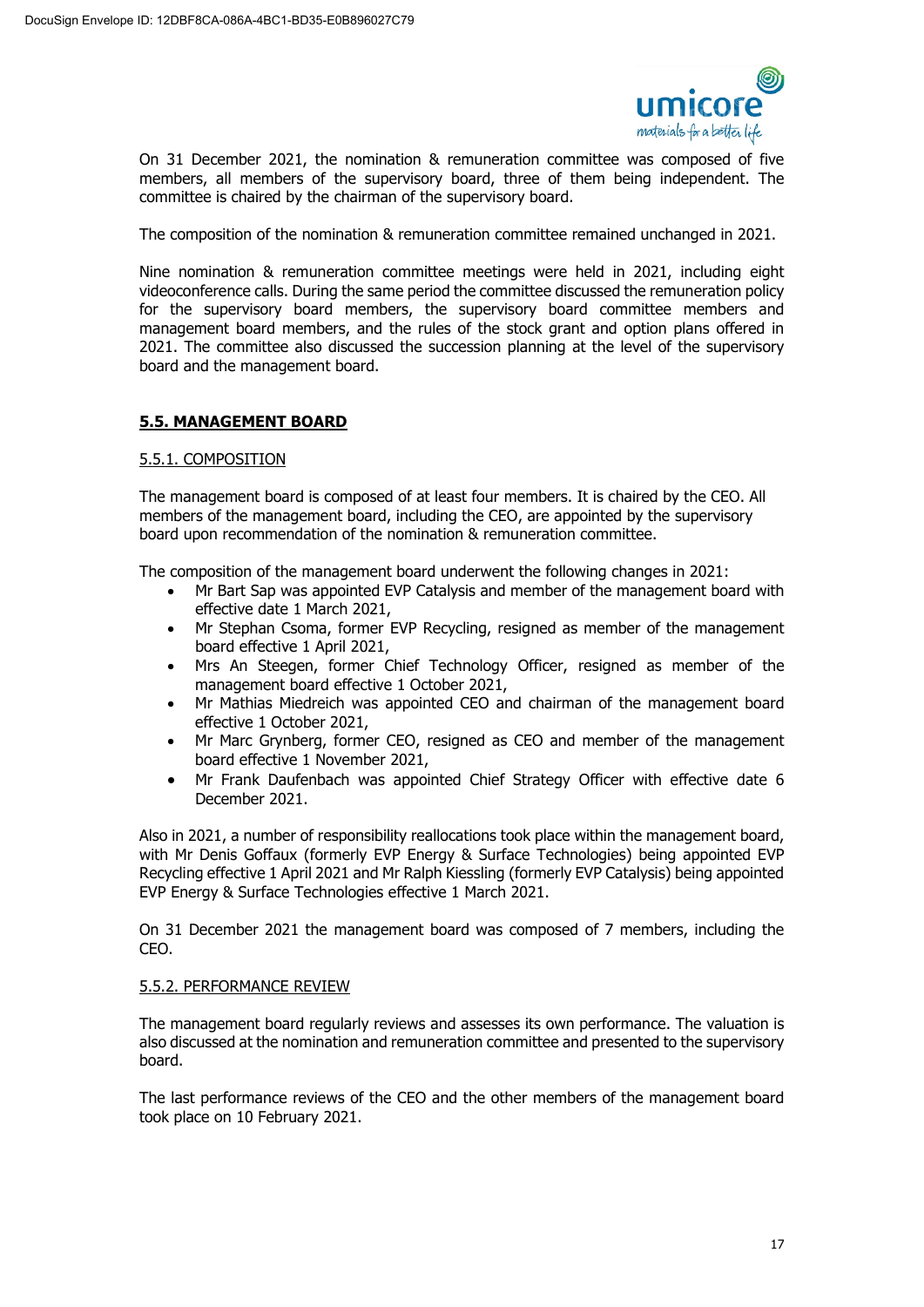On 31 December 2021, the nomination & remuneration committee was composed of five members, all members of the supervisory board, three of them being independent. The committee is chaired by the chairman of the supervisory board.

The composition of the nomination & remuneration committee remained unchanged in 2021.

Nine nomination & remuneration committee meetings were held in 2021, including eight videoconference calls. During the same period the committee discussed the remuneration policy for the supervisory board members, the supervisory board committee members and management board members, and the rules of the stock grant and option plans offered in 2021. The committee also discussed the succession planning at the level of the supervisory board and the management board.

## 5.5. MANAGEMENT BOARD

### 5.5.1. COMPOSITION

The management board is composed of at least four members. It is chaired by the CEO. All members of the management board, including the CEO, are appointed by the supervisory board upon recommendation of the nomination & remuneration committee.

The composition of the management board underwent the following changes in 2021:

- Mr Bart Sap was appointed EVP Catalysis and member of the management board with effective date 1 March 2021,
- Mr Stephan Csoma, former EVP Recycling, resigned as member of the management board effective 1 April 2021,
- Mrs An Steegen, former Chief Technology Officer, resigned as member of the management board effective 1 October 2021,
- Mr Mathias Miedreich was appointed CEO and chairman of the management board effective 1 October 2021,
- Mr Marc Grynberg, former CEO, resigned as CEO and member of the management board effective 1 November 2021,
- Mr Frank Daufenbach was appointed Chief Strategy Officer with effective date 6 December 2021.

Also in 2021, a number of responsibility reallocations took place within the management board, with Mr Denis Goffaux (formerly EVP Energy & Surface Technologies) being appointed EVP Recycling effective 1 April 2021 and Mr Ralph Kiessling (formerly EVP Catalysis) being appointed EVP Energy & Surface Technologies effective 1 March 2021.

On 31 December 2021 the management board was composed of 7 members, including the CEO.

### 5.5.2. PERFORMANCE REVIEW

The management board regularly reviews and assesses its own performance. The valuation is also discussed at the nomination and remuneration committee and presented to the supervisory board.

The last performance reviews of the CEO and the other members of the management board took place on 10 February 2021.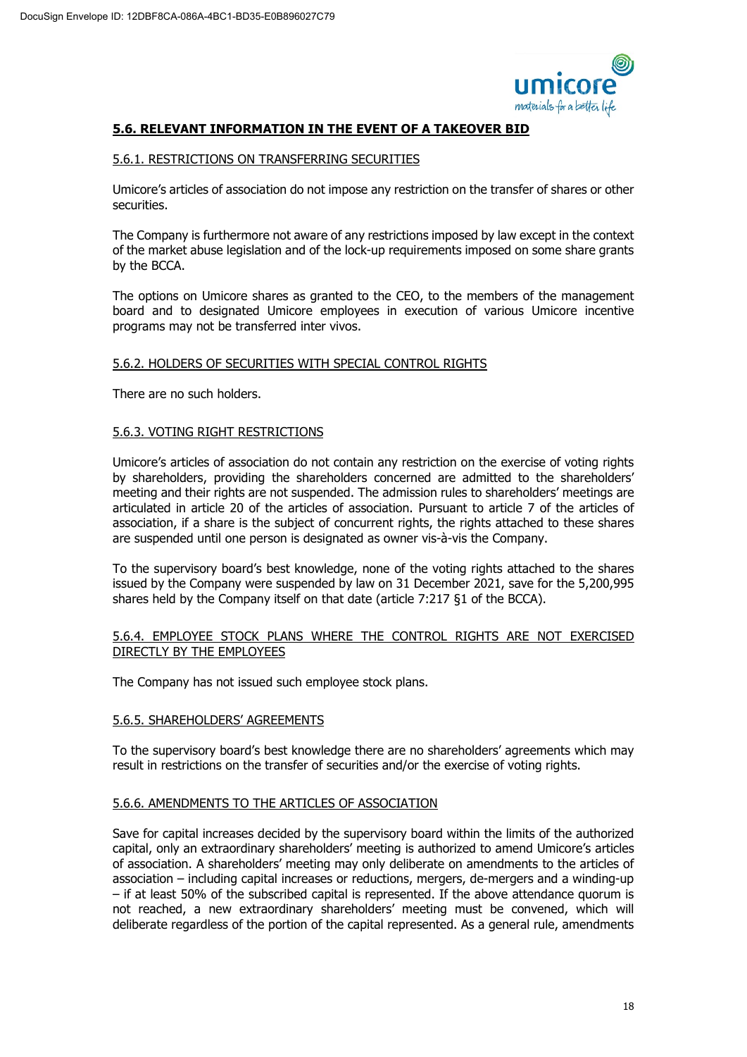## 5.6. RELEVANT INFORMATION IN THE EVENT OF A TAKEOVER BID

### 5.6.1. RESTRICTIONS ON TRANSFERRING SECURITIES

Umicore's articles of association do not impose any restriction on the transfer of shares or other securities.

The Company is furthermore not aware of any restrictions imposed by law except in the context of the market abuse legislation and of the lock-up requirements imposed on some share grants by the BCCA.

The options on Umicore shares as granted to the CEO, to the members of the management board and to designated Umicore employees in execution of various Umicore incentive programs may not be transferred inter vivos.

### 5.6.2. HOLDERS OF SECURITIES WITH SPECIAL CONTROL RIGHTS

There are no such holders.

### 5.6.3. VOTING RIGHT RESTRICTIONS

Umicore's articles of association do not contain any restriction on the exercise of voting rights by shareholders, providing the shareholders concerned are admitted to the shareholders' meeting and their rights are not suspended. The admission rules to shareholders' meetings are articulated in article 20 of the articles of association. Pursuant to article 7 of the articles of association, if a share is the subject of concurrent rights, the rights attached to these shares are suspended until one person is designated as owner vis-à-vis the Company.

To the supervisory board's best knowledge, none of the voting rights attached to the shares issued by the Company were suspended by law on 31 December 2021, save for the 5,200,995 shares held by the Company itself on that date (article 7:217 §1 of the BCCA).

### 5.6.4. EMPLOYEE STOCK PLANS WHERE THE CONTROL RIGHTS ARE NOT EXERCISED DIRECTLY BY THE EMPLOYEES

The Company has not issued such employee stock plans.

### 5.6.5. SHAREHOLDERS' AGREEMENTS

To the supervisory board's best knowledge there are no shareholders' agreements which may result in restrictions on the transfer of securities and/or the exercise of voting rights.

### 5.6.6. AMENDMENTS TO THE ARTICLES OF ASSOCIATION

Save for capital increases decided by the supervisory board within the limits of the authorized capital, only an extraordinary shareholders' meeting is authorized to amend Umicore's articles of association. A shareholders' meeting may only deliberate on amendments to the articles of association – including capital increases or reductions, mergers, de-mergers and a winding-up – if at least 50% of the subscribed capital is represented. If the above attendance quorum is not reached, a new extraordinary shareholders' meeting must be convened, which will deliberate regardless of the portion of the capital represented. As a general rule, amendments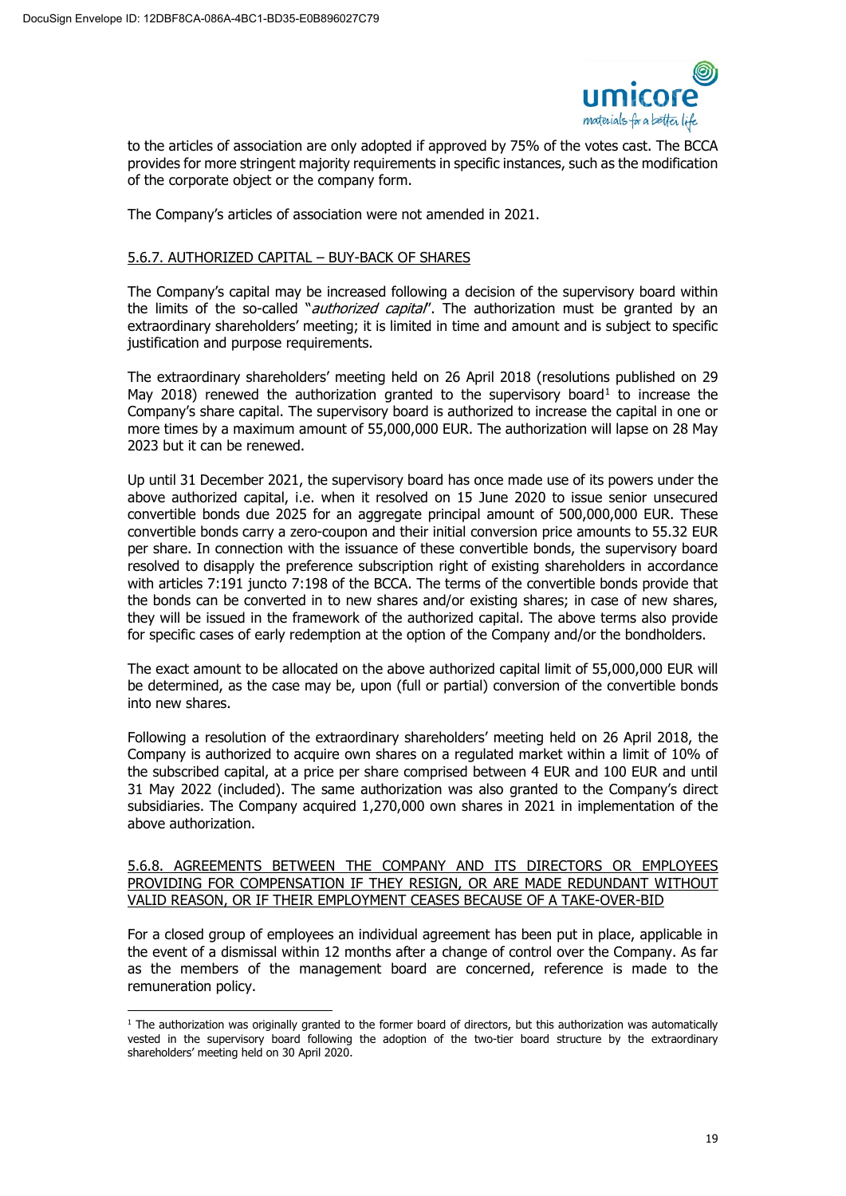to the articles of association are only adopted if approved by 75% of the votes cast. The BCCA provides for more stringent majority requirements in specific instances, such as the modification of the corporate object or the company form.

The Company's articles of association were not amended in 2021.

## 5.6.7. AUTHORIZED CAPITAL – BUY-BACK OF SHARES

The Company's capital may be increased following a decision of the supervisory board within the limits of the so-called "*authorized capital*". The authorization must be granted by an extraordinary shareholders' meeting; it is limited in time and amount and is subject to specific justification and purpose requirements.

The extraordinary shareholders' meeting held on 26 April 2018 (resolutions published on 29 May 2018) renewed the authorization granted to the supervisory board[1] to increase the Company's share capital. The supervisory board is authorized to increase the capital in one or more times by a maximum amount of 55,000,000 EUR. The authorization will lapse on 28 May 2023 but it can be renewed.

Up until 31 December 2021, the supervisory board has once made use of its powers under the above authorized capital, i.e. when it resolved on 15 June 2020 to issue senior unsecured convertible bonds due 2025 for an aggregate principal amount of 500,000,000 EUR. These convertible bonds carry a zero-coupon and their initial conversion price amounts to 55.32 EUR per share. In connection with the issuance of these convertible bonds, the supervisory board resolved to disapply the preference subscription right of existing shareholders in accordance with articles 7:191 juncto 7:198 of the BCCA. The terms of the convertible bonds provide that the bonds can be converted in to new shares and/or existing shares; in case of new shares, they will be issued in the framework of the authorized capital. The above terms also provide for specific cases of early redemption at the option of the Company and/or the bondholders.

The exact amount to be allocated on the above authorized capital limit of 55,000,000 EUR will be determined, as the case may be, upon (full or partial) conversion of the convertible bonds into new shares.

Following a resolution of the extraordinary shareholders' meeting held on 26 April 2018, the Company is authorized to acquire own shares on a regulated market within a limit of 10% of the subscribed capital, at a price per share comprised between 4 EUR and 100 EUR and until 31 May 2022 (included). The same authorization was also granted to the Company's direct subsidiaries. The Company acquired 1,270,000 own shares in 2021 in implementation of the above authorization.

## 5.6.8. AGREEMENTS BETWEEN THE COMPANY AND ITS DIRECTORS OR EMPLOYEES PROVIDING FOR COMPENSATION IF THEY RESIGN, OR ARE MADE REDUNDANT WITHOUT VALID REASON, OR IF THEIR EMPLOYMENT CEASES BECAUSE OF A TAKE-OVER-BID

For a closed group of employees an individual agreement has been put in place, applicable in the event of a dismissal within 12 months after a change of control over the Company. As far as the members of the management board are concerned, reference is made to the remuneration policy.

---

[1] The authorization was originally granted to the former board of directors, but this authorization was automatically vested in the supervisory board following the adoption of the two-tier board structure by the extraordinary shareholders' meeting held on 30 April 2020.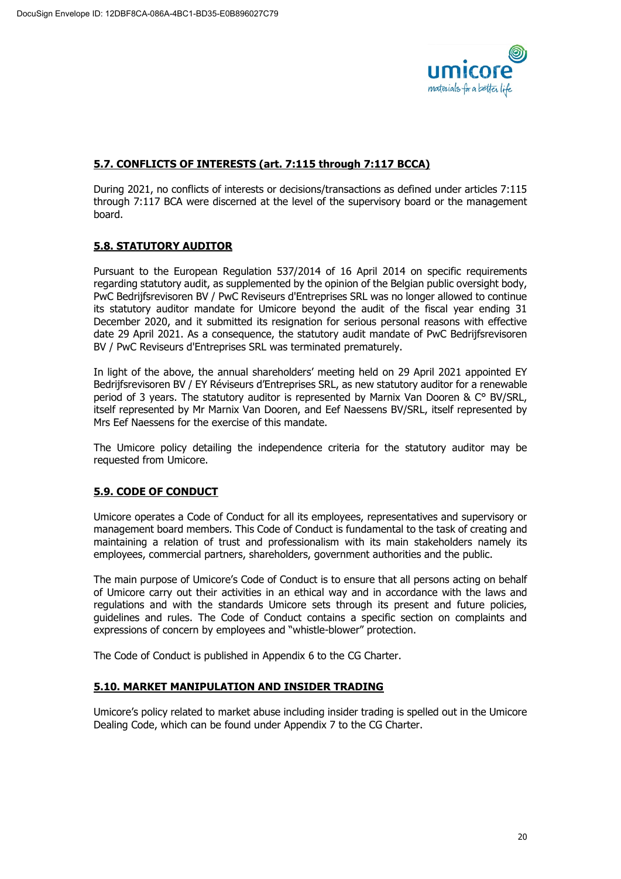## 5.7. CONFLICTS OF INTERESTS (art. 7:115 through 7:117 BCCA)

During 2021, no conflicts of interests or decisions/transactions as defined under articles 7:115 through 7:117 BCA were discerned at the level of the supervisory board or the management board.

## 5.8. STATUTORY AUDITOR

Pursuant to the European Regulation 537/2014 of 16 April 2014 on specific requirements regarding statutory audit, as supplemented by the opinion of the Belgian public oversight body, PwC Bedrijfsrevisoren BV / PwC Reviseurs d'Entreprises SRL was no longer allowed to continue its statutory auditor mandate for Umicore beyond the audit of the fiscal year ending 31 December 2020, and it submitted its resignation for serious personal reasons with effective date 29 April 2021. As a consequence, the statutory audit mandate of PwC Bedrijfsrevisoren BV / PwC Reviseurs d'Entreprises SRL was terminated prematurely.

In light of the above, the annual shareholders' meeting held on 29 April 2021 appointed EY Bedrijfsrevisoren BV / EY Réviseurs d'Entreprises SRL, as new statutory auditor for a renewable period of 3 years. The statutory auditor is represented by Marnix Van Dooren & C° BV/SRL, itself represented by Mr Marnix Van Dooren, and Eef Naessens BV/SRL, itself represented by Mrs Eef Naessens for the exercise of this mandate.

The Umicore policy detailing the independence criteria for the statutory auditor may be requested from Umicore.

## 5.9. CODE OF CONDUCT

Umicore operates a Code of Conduct for all its employees, representatives and supervisory or management board members. This Code of Conduct is fundamental to the task of creating and maintaining a relation of trust and professionalism with its main stakeholders namely its employees, commercial partners, shareholders, government authorities and the public.

The main purpose of Umicore's Code of Conduct is to ensure that all persons acting on behalf of Umicore carry out their activities in an ethical way and in accordance with the laws and regulations and with the standards Umicore sets through its present and future policies, guidelines and rules. The Code of Conduct contains a specific section on complaints and expressions of concern by employees and "whistle-blower" protection.

The Code of Conduct is published in Appendix 6 to the CG Charter.

## 5.10. MARKET MANIPULATION AND INSIDER TRADING

Umicore's policy related to market abuse including insider trading is spelled out in the Umicore Dealing Code, which can be found under Appendix 7 to the CG Charter.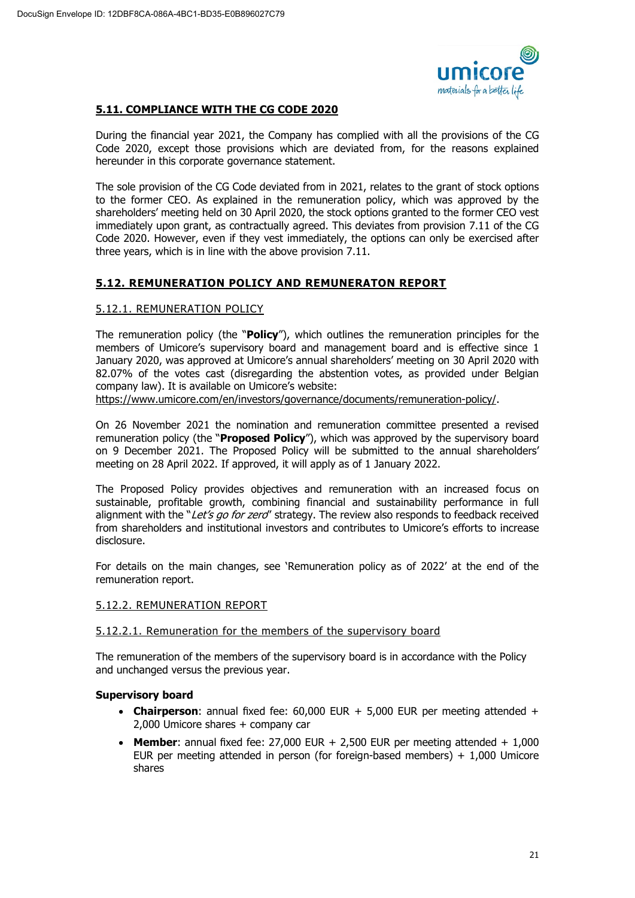## 5.11. COMPLIANCE WITH THE CG CODE 2020

During the financial year 2021, the Company has complied with all the provisions of the CG Code 2020, except those provisions which are deviated from, for the reasons explained hereunder in this corporate governance statement.

The sole provision of the CG Code deviated from in 2021, relates to the grant of stock options to the former CEO. As explained in the remuneration policy, which was approved by the shareholders' meeting held on 30 April 2020, the stock options granted to the former CEO vest immediately upon grant, as contractually agreed. This deviates from provision 7.11 of the CG Code 2020. However, even if they vest immediately, the options can only be exercised after three years, which is in line with the above provision 7.11.

## 5.12. REMUNERATION POLICY AND REMUNERATON REPORT

### 5.12.1. REMUNERATION POLICY

The remuneration policy (the "**Policy**"), which outlines the remuneration principles for the members of Umicore's supervisory board and management board and is effective since 1 January 2020, was approved at Umicore's annual shareholders' meeting on 30 April 2020 with 82.07% of the votes cast (disregarding the abstention votes, as provided under Belgian company law). It is available on Umicore's website:
https://www.umicore.com/en/investors/governance/documents/remuneration-policy/.

On 26 November 2021 the nomination and remuneration committee presented a revised remuneration policy (the "**Proposed Policy**"), which was approved by the supervisory board on 9 December 2021. The Proposed Policy will be submitted to the annual shareholders' meeting on 28 April 2022. If approved, it will apply as of 1 January 2022.

The Proposed Policy provides objectives and remuneration with an increased focus on sustainable, profitable growth, combining financial and sustainability performance in full alignment with the "*Let's go for zero*" strategy. The review also responds to feedback received from shareholders and institutional investors and contributes to Umicore's efforts to increase disclosure.

For details on the main changes, see 'Remuneration policy as of 2022' at the end of the remuneration report.

### 5.12.2. REMUNERATION REPORT

#### 5.12.2.1. Remuneration for the members of the supervisory board

The remuneration of the members of the supervisory board is in accordance with the Policy and unchanged versus the previous year.

**Supervisory board**

- **Chairperson**: annual fixed fee: 60,000 EUR + 5,000 EUR per meeting attended + 2,000 Umicore shares + company car
- **Member**: annual fixed fee: 27,000 EUR + 2,500 EUR per meeting attended + 1,000 EUR per meeting attended in person (for foreign-based members) + 1,000 Umicore shares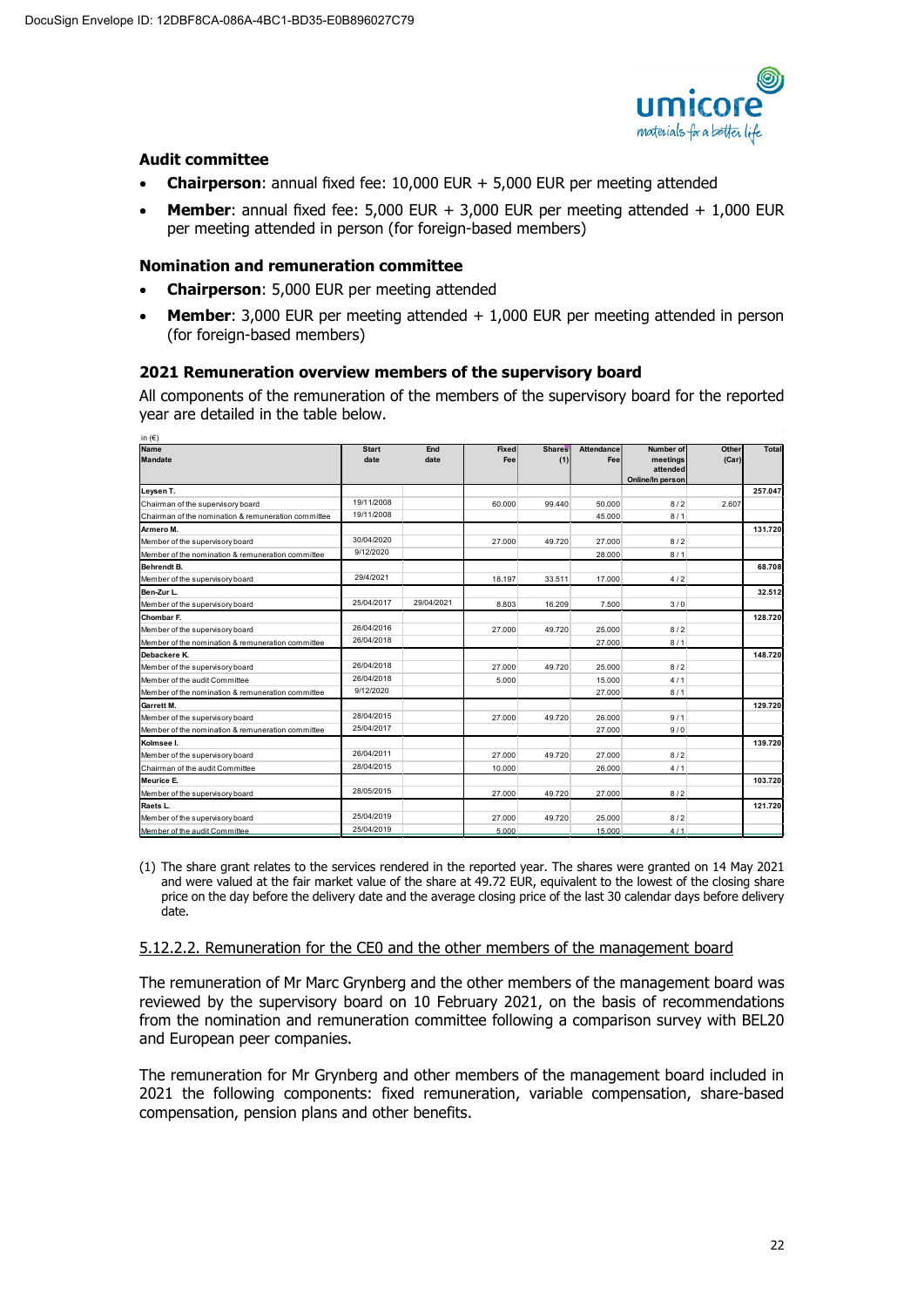DocuSign Envelope ID: 12DBF8CA-086A-4BC1-BD35-E0B896027C79

### Audit committee

- **Chairperson**: annual fixed fee: 10,000 EUR + 5,000 EUR per meeting attended
- **Member**: annual fixed fee: 5,000 EUR + 3,000 EUR per meeting attended + 1,000 EUR per meeting attended in person (for foreign-based members)

### Nomination and remuneration committee

- **Chairperson**: 5,000 EUR per meeting attended
- **Member**: 3,000 EUR per meeting attended + 1,000 EUR per meeting attended in person (for foreign-based members)

### 2021 Remuneration overview members of the supervisory board

All components of the remuneration of the members of the supervisory board for the reported year are detailed in the table below.

in (€)

| Name<br>Mandate | Start date | End date | Fixed Fee | Shares (1) | Attendance Fee | Number of meetings attended Online/In person | Other (Car) | Total |
|---|---|---|---|---|---|---|---|---|
| **Leysen T.** | | | | | | | | **257.047** |
| Chairman of the supervisory board | 19/11/2008 | | 60.000 | 99.440 | 50.000 | 8 / 2 | 2.607 | |
| Chairman of the nomination & remuneration committee | 19/11/2008 | | | | 45.000 | 8 / 1 | | |
| **Armero M.** | | | | | | | | **131.720** |
| Member of the supervisory board | 30/04/2020 | | 27.000 | 49.720 | 27.000 | 8 / 2 | | |
| Member of the nomination & remuneration committee | 9/12/2020 | | | | 28.000 | 8 / 1 | | |
| **Behrendt B.** | | | | | | | | **68.708** |
| Member of the supervisory board | 29/4/2021 | | 18.197 | 33.511 | 17.000 | 4 / 2 | | |
| **Ben-Zur L.** | | | | | | | | **32.512** |
| Member of the supervisory board | 25/04/2017 | 29/04/2021 | 8.803 | 16.209 | 7.500 | 3 / 0 | | |
| **Chombar F.** | | | | | | | | **128.720** |
| Member of the supervisory board | 26/04/2016 | | 27.000 | 49.720 | 25.000 | 8 / 2 | | |
| Member of the nomination & remuneration committee | 26/04/2018 | | | | 27.000 | 8 / 1 | | |
| **Debackere K.** | | | | | | | | **148.720** |
| Member of the supervisory board | 26/04/2018 | | 27.000 | 49.720 | 25.000 | 8 / 2 | | |
| Member of the audit Committee | 26/04/2018 | | 5.000 | | 15.000 | 4 / 1 | | |
| Member of the nomination & remuneration committee | 9/12/2020 | | | | 27.000 | 8 / 1 | | |
| **Garrett M.** | | | | | | | | **129.720** |
| Member of the supervisory board | 28/04/2015 | | 27.000 | 49.720 | 26.000 | 9 / 1 | | |
| Member of the nomination & remuneration committee | 25/04/2017 | | | | 27.000 | 9 / 0 | | |
| **Kolmsee I.** | | | | | | | | **139.720** |
| Member of the supervisory board | 26/04/2011 | | 27.000 | 49.720 | 27.000 | 8 / 2 | | |
| Chairman of the audit Committee | 28/04/2015 | | 10.000 | | 26.000 | 4 / 1 | | |
| **Meurice E.** | | | | | | | | **103.720** |
| Member of the supervisory board | 28/05/2015 | | 27.000 | 49.720 | 27.000 | 8 / 2 | | |
| **Raets L.** | | | | | | | | **121.720** |
| Member of the supervisory board | 25/04/2019 | | 27.000 | 49.720 | 25.000 | 8 / 2 | | |
| Member of the audit Committee | 25/04/2019 | | 5.000 | | 15.000 | 4 / 1 | | |

(1) The share grant relates to the services rendered in the reported year. The shares were granted on 14 May 2021 and were valued at the fair market value of the share at 49.72 EUR, equivalent to the lowest of the closing share price on the day before the delivery date and the average closing price of the last 30 calendar days before delivery date.

#### 5.12.2.2. Remuneration for the CE0 and the other members of the management board

The remuneration of Mr Marc Grynberg and the other members of the management board was reviewed by the supervisory board on 10 February 2021, on the basis of recommendations from the nomination and remuneration committee following a comparison survey with BEL20 and European peer companies.

The remuneration for Mr Grynberg and other members of the management board included in 2021 the following components: fixed remuneration, variable compensation, share-based compensation, pension plans and other benefits.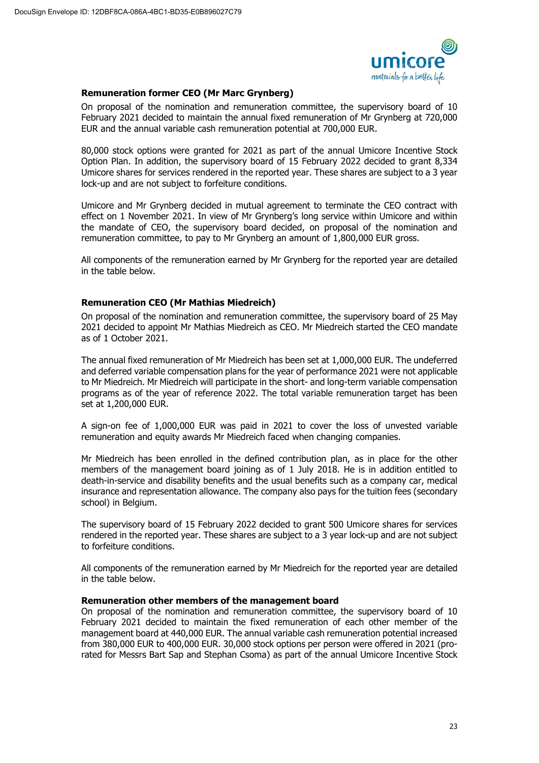### Remuneration former CEO (Mr Marc Grynberg)

On proposal of the nomination and remuneration committee, the supervisory board of 10 February 2021 decided to maintain the annual fixed remuneration of Mr Grynberg at 720,000 EUR and the annual variable cash remuneration potential at 700,000 EUR.

80,000 stock options were granted for 2021 as part of the annual Umicore Incentive Stock Option Plan. In addition, the supervisory board of 15 February 2022 decided to grant 8,334 Umicore shares for services rendered in the reported year. These shares are subject to a 3 year lock-up and are not subject to forfeiture conditions.

Umicore and Mr Grynberg decided in mutual agreement to terminate the CEO contract with effect on 1 November 2021. In view of Mr Grynberg's long service within Umicore and within the mandate of CEO, the supervisory board decided, on proposal of the nomination and remuneration committee, to pay to Mr Grynberg an amount of 1,800,000 EUR gross.

All components of the remuneration earned by Mr Grynberg for the reported year are detailed in the table below.

### Remuneration CEO (Mr Mathias Miedreich)

On proposal of the nomination and remuneration committee, the supervisory board of 25 May 2021 decided to appoint Mr Mathias Miedreich as CEO. Mr Miedreich started the CEO mandate as of 1 October 2021.

The annual fixed remuneration of Mr Miedreich has been set at 1,000,000 EUR. The undeferred and deferred variable compensation plans for the year of performance 2021 were not applicable to Mr Miedreich. Mr Miedreich will participate in the short- and long-term variable compensation programs as of the year of reference 2022. The total variable remuneration target has been set at 1,200,000 EUR.

A sign-on fee of 1,000,000 EUR was paid in 2021 to cover the loss of unvested variable remuneration and equity awards Mr Miedreich faced when changing companies.

Mr Miedreich has been enrolled in the defined contribution plan, as in place for the other members of the management board joining as of 1 July 2018. He is in addition entitled to death-in-service and disability benefits and the usual benefits such as a company car, medical insurance and representation allowance. The company also pays for the tuition fees (secondary school) in Belgium.

The supervisory board of 15 February 2022 decided to grant 500 Umicore shares for services rendered in the reported year. These shares are subject to a 3 year lock-up and are not subject to forfeiture conditions.

All components of the remuneration earned by Mr Miedreich for the reported year are detailed in the table below.

### Remuneration other members of the management board

On proposal of the nomination and remuneration committee, the supervisory board of 10 February 2021 decided to maintain the fixed remuneration of each other member of the management board at 440,000 EUR. The annual variable cash remuneration potential increased from 380,000 EUR to 400,000 EUR. 30,000 stock options per person were offered in 2021 (pro-rated for Messrs Bart Sap and Stephan Csoma) as part of the annual Umicore Incentive Stock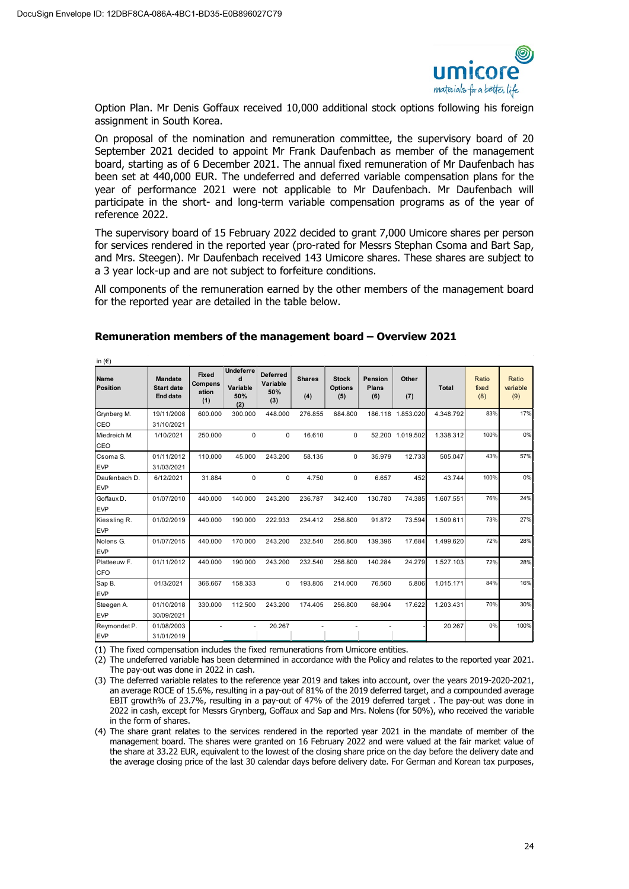Option Plan. Mr Denis Goffaux received 10,000 additional stock options following his foreign assignment in South Korea.

On proposal of the nomination and remuneration committee, the supervisory board of 20 September 2021 decided to appoint Mr Frank Daufenbach as member of the management board, starting as of 6 December 2021. The annual fixed remuneration of Mr Daufenbach has been set at 440,000 EUR. The undeferred and deferred variable compensation plans for the year of performance 2021 were not applicable to Mr Daufenbach. Mr Daufenbach will participate in the short- and long-term variable compensation programs as of the year of reference 2022.

The supervisory board of 15 February 2022 decided to grant 7,000 Umicore shares per person for services rendered in the reported year (pro-rated for Messrs Stephan Csoma and Bart Sap, and Mrs. Steegen). Mr Daufenbach received 143 Umicore shares. These shares are subject to a 3 year lock-up and are not subject to forfeiture conditions.

All components of the remuneration earned by the other members of the management board for the reported year are detailed in the table below.

## Remuneration members of the management board – Overview 2021

in (€)

| Name Position | Mandate Start date End date | Fixed Compensation (1) | Undeferred Variable 50% (2) | Deferred Variable 50% (3) | Shares (4) | Stock Options (5) | Pension Plans (6) | Other (7) | Total | Ratio fixed (8) | Ratio variable (9) |
|---|---|---|---|---|---|---|---|---|---|---|---|
| Grynberg M. CEO | 19/11/2008 31/10/2021 | 600.000 | 300.000 | 448.000 | 276.855 | 684.800 | 186.118 | 1.853.020 | 4.348.792 | 83% | 17% |
| Miedreich M. CEO | 1/10/2021 | 250.000 | 0 | 0 | 16.610 | 0 | 52.200 | 1.019.502 | 1.338.312 | 100% | 0% |
| Csoma S. EVP | 01/11/2012 31/03/2021 | 110.000 | 45.000 | 243.200 | 58.135 | 0 | 35.979 | 12.733 | 505.047 | 43% | 57% |
| Daufenbach D. EVP | 6/12/2021 | 31.884 | 0 | 0 | 4.750 | 0 | 6.657 | 452 | 43.744 | 100% | 0% |
| Goffaux D. EVP | 01/07/2010 | 440.000 | 140.000 | 243.200 | 236.787 | 342.400 | 130.780 | 74.385 | 1.607.551 | 76% | 24% |
| Kiessling R. EVP | 01/02/2019 | 440.000 | 190.000 | 222.933 | 234.412 | 256.800 | 91.872 | 73.594 | 1.509.611 | 73% | 27% |
| Nolens G. EVP | 01/07/2015 | 440.000 | 170.000 | 243.200 | 232.540 | 256.800 | 139.396 | 17.684 | 1.499.620 | 72% | 28% |
| Platteeuw F. CFO | 01/11/2012 | 440.000 | 190.000 | 243.200 | 232.540 | 256.800 | 140.284 | 24.279 | 1.527.103 | 72% | 28% |
| Sap B. EVP | 01/3/2021 | 366.667 | 158.333 | 0 | 193.805 | 214.000 | 76.560 | 5.806 | 1.015.171 | 84% | 16% |
| Steegen A. EVP | 01/10/2018 30/09/2021 | 330.000 | 112.500 | 243.200 | 174.405 | 256.800 | 68.904 | 17.622 | 1.203.431 | 70% | 30% |
| Reymondet P. EVP | 01/08/2003 31/01/2019 | - | - | 20.267 | - | - | - | - | 20.267 | 0% | 100% |

(1) The fixed compensation includes the fixed remunerations from Umicore entities.

(2) The undeferred variable has been determined in accordance with the Policy and relates to the reported year 2021. The pay-out was done in 2022 in cash.

(3) The deferred variable relates to the reference year 2019 and takes into account, over the years 2019-2020-2021, an average ROCE of 15.6%, resulting in a pay-out of 81% of the 2019 deferred target, and a compounded average EBIT growth% of 23.7%, resulting in a pay-out of 47% of the 2019 deferred target . The pay-out was done in 2022 in cash, except for Messrs Grynberg, Goffaux and Sap and Mrs. Nolens (for 50%), who received the variable in the form of shares.

(4) The share grant relates to the services rendered in the reported year 2021 in the mandate of member of the management board. The shares were granted on 16 February 2022 and were valued at the fair market value of the share at 33.22 EUR, equivalent to the lowest of the closing share price on the day before the delivery date and the average closing price of the last 30 calendar days before delivery date. For German and Korean tax purposes,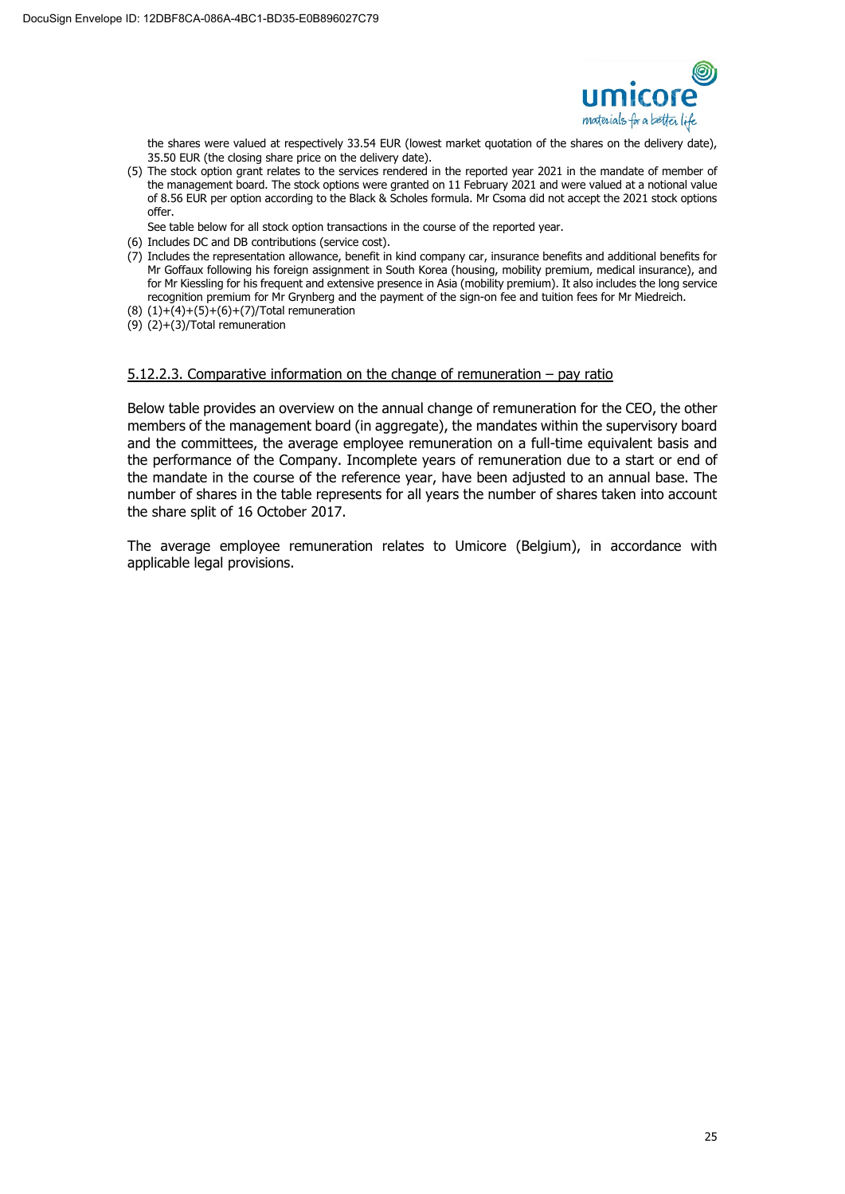the shares were valued at respectively 33.54 EUR (lowest market quotation of the shares on the delivery date), 35.50 EUR (the closing share price on the delivery date).

(5) The stock option grant relates to the services rendered in the reported year 2021 in the mandate of member of the management board. The stock options were granted on 11 February 2021 and were valued at a notional value of 8.56 EUR per option according to the Black & Scholes formula. Mr Csoma did not accept the 2021 stock options offer.

See table below for all stock option transactions in the course of the reported year.

(6) Includes DC and DB contributions (service cost).

(7) Includes the representation allowance, benefit in kind company car, insurance benefits and additional benefits for Mr Goffaux following his foreign assignment in South Korea (housing, mobility premium, medical insurance), and for Mr Kiessling for his frequent and extensive presence in Asia (mobility premium). It also includes the long service recognition premium for Mr Grynberg and the payment of the sign-on fee and tuition fees for Mr Miedreich.

(8) (1)+(4)+(5)+(6)+(7)/Total remuneration

(9) (2)+(3)/Total remuneration

### 5.12.2.3. Comparative information on the change of remuneration – pay ratio

Below table provides an overview on the annual change of remuneration for the CEO, the other members of the management board (in aggregate), the mandates within the supervisory board and the committees, the average employee remuneration on a full-time equivalent basis and the performance of the Company. Incomplete years of remuneration due to a start or end of the mandate in the course of the reference year, have been adjusted to an annual base. The number of shares in the table represents for all years the number of shares taken into account the share split of 16 October 2017.

The average employee remuneration relates to Umicore (Belgium), in accordance with applicable legal provisions.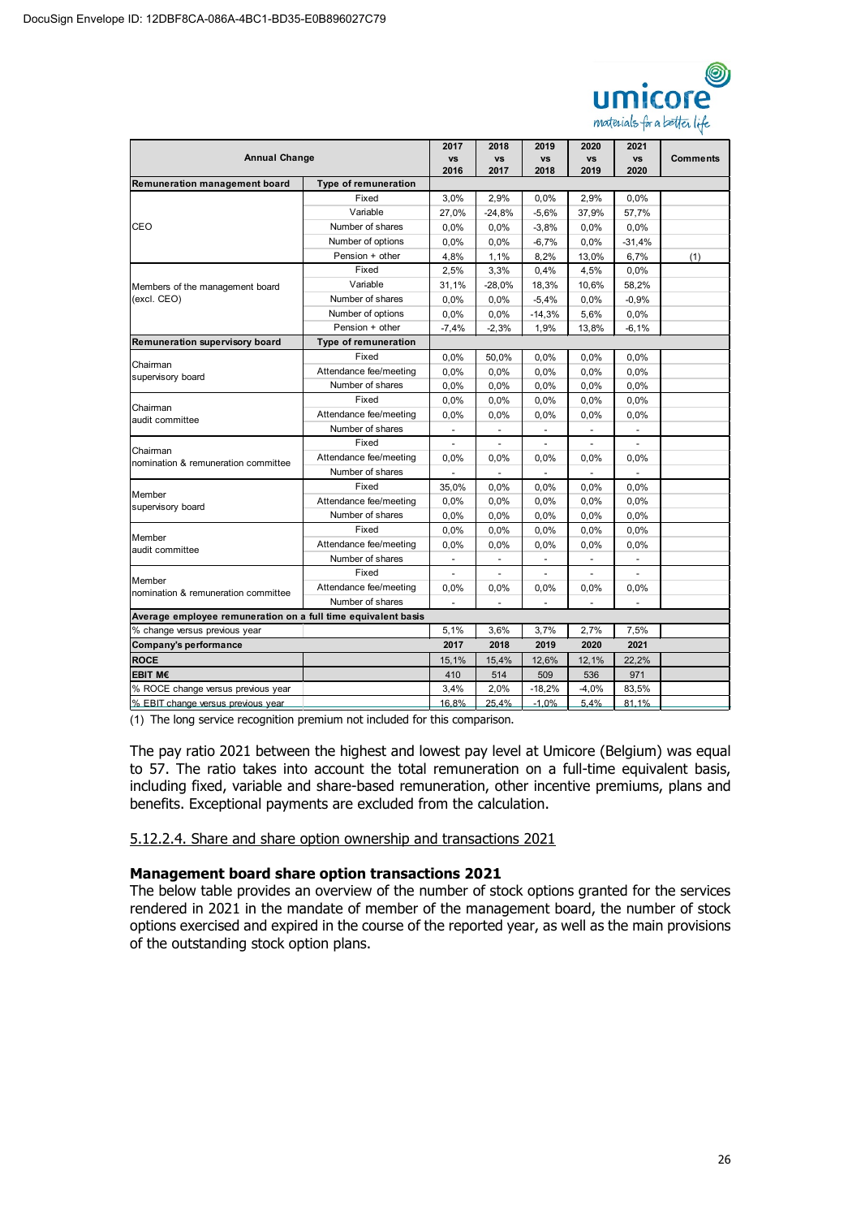| Annual Change | | 2017 vs 2016 | 2018 vs 2017 | 2019 vs 2018 | 2020 vs 2019 | 2021 vs 2020 | Comments |
|---|---|---|---|---|---|---|---|
| **Remuneration management board** | **Type of remuneration** | | | | | | |
| CEO | Fixed | 3,0% | 2,9% | 0,0% | 2,9% | 0,0% | |
| | Variable | 27,0% | -24,8% | -5,6% | 37,9% | 57,7% | |
| | Number of shares | 0,0% | 0,0% | -3,8% | 0,0% | 0,0% | |
| | Number of options | 0,0% | 0,0% | -6,7% | 0,0% | -31,4% | |
| | Pension + other | 4,8% | 1,1% | 8,2% | 13,0% | 6,7% | (1) |
| Members of the management board (excl. CEO) | Fixed | 2,5% | 3,3% | 0,4% | 4,5% | 0,0% | |
| | Variable | 31,1% | -28,0% | 18,3% | 10,6% | 58,2% | |
| | Number of shares | 0,0% | 0,0% | -5,4% | 0,0% | -0,9% | |
| | Number of options | 0,0% | 0,0% | -14,3% | 5,6% | 0,0% | |
| | Pension + other | -7,4% | -2,3% | 1,9% | 13,8% | -6,1% | |
| **Remuneration supervisory board** | **Type of remuneration** | | | | | | |
| Chairman supervisory board | Fixed | 0,0% | 50,0% | 0,0% | 0,0% | 0,0% | |
| | Attendance fee/meeting | 0,0% | 0,0% | 0,0% | 0,0% | 0,0% | |
| | Number of shares | 0,0% | 0,0% | 0,0% | 0,0% | 0,0% | |
| Chairman audit committee | Fixed | 0,0% | 0,0% | 0,0% | 0,0% | 0,0% | |
| | Attendance fee/meeting | 0,0% | 0,0% | 0,0% | 0,0% | 0,0% | |
| | Number of shares | - | - | - | - | - | |
| Chairman nomination & remuneration committee | Fixed | - | - | - | - | - | |
| | Attendance fee/meeting | 0,0% | 0,0% | 0,0% | 0,0% | 0,0% | |
| | Number of shares | - | - | - | - | - | |
| Member supervisory board | Fixed | 35,0% | 0,0% | 0,0% | 0,0% | 0,0% | |
| | Attendance fee/meeting | 0,0% | 0,0% | 0,0% | 0,0% | 0,0% | |
| | Number of shares | 0,0% | 0,0% | 0,0% | 0,0% | 0,0% | |
| Member audit committee | Fixed | 0,0% | 0,0% | 0,0% | 0,0% | 0,0% | |
| | Attendance fee/meeting | 0,0% | 0,0% | 0,0% | 0,0% | 0,0% | |
| | Number of shares | - | - | - | - | - | |
| Member nomination & remuneration committee | Fixed | - | - | - | - | - | |
| | Attendance fee/meeting | 0,0% | 0,0% | 0,0% | 0,0% | 0,0% | |
| | Number of shares | - | - | - | - | - | |
| **Average employee remuneration on a full time equivalent basis** | | | | | | | |
| % change versus previous year | | 5,1% | 3,6% | 3,7% | 2,7% | 7,5% | |
| **Company's performance** | | **2017** | **2018** | **2019** | **2020** | **2021** | |
| **ROCE** | | 15,1% | 15,4% | 12,6% | 12,1% | 22,2% | |
| **EBIT M€** | | 410 | 514 | 509 | 536 | 971 | |
| % ROCE change versus previous year | | 3,4% | 2,0% | -18,2% | -4,0% | 83,5% | |
| % EBIT change versus previous year | | 16,8% | 25,4% | -1,0% | 5,4% | 81,1% | |

(1) The long service recognition premium not included for this comparison.

The pay ratio 2021 between the highest and lowest pay level at Umicore (Belgium) was equal to 57. The ratio takes into account the total remuneration on a full-time equivalent basis, including fixed, variable and share-based remuneration, other incentive premiums, plans and benefits. Exceptional payments are excluded from the calculation.

5.12.2.4. Share and share option ownership and transactions 2021

**Management board share option transactions 2021**

The below table provides an overview of the number of stock options granted for the services rendered in 2021 in the mandate of member of the management board, the number of stock options exercised and expired in the course of the reported year, as well as the main provisions of the outstanding stock option plans.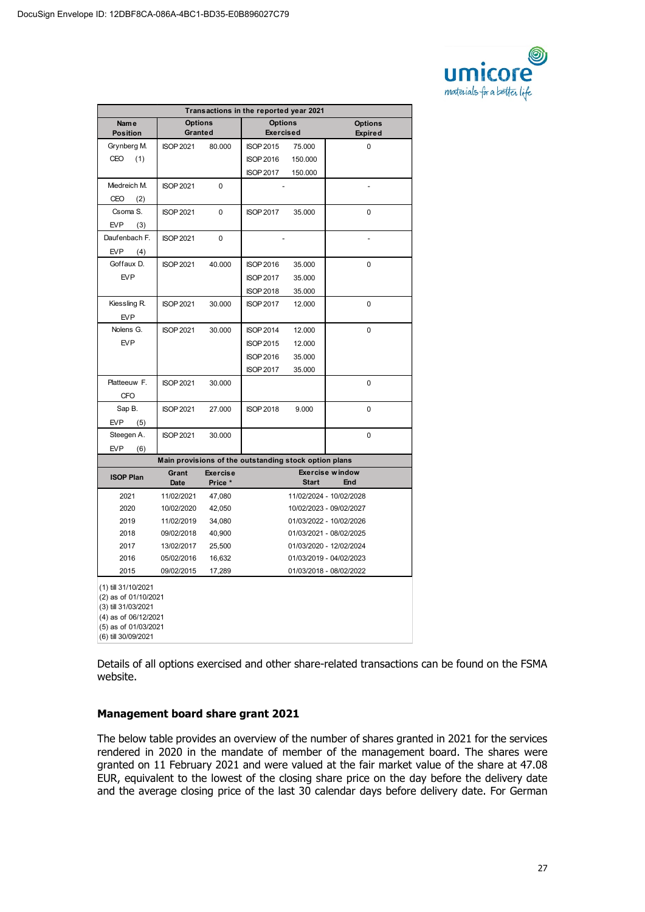DocuSign Envelope ID: 12DBF8CA-086A-4BC1-BD35-E0B896027C79

| Transactions in the reported year 2021 | | | | | |
|---|---|---|---|---|---|
| Name Position | Options Granted | | Options Exercised | | Options Expired |
| Grynberg M. CEO (1) | ISOP 2021 | 80.000 | ISOP 2015 | 75.000 | 0 |
| | | | ISOP 2016 | 150.000 | |
| | | | ISOP 2017 | 150.000 | |
| Miedreich M. CEO (2) | ISOP 2021 | 0 | - | | - |
| Csoma S. EVP (3) | ISOP 2021 | 0 | ISOP 2017 | 35.000 | 0 |
| Daufenbach F. EVP (4) | ISOP 2021 | 0 | - | | - |
| Goffaux D. EVP | ISOP 2021 | 40.000 | ISOP 2016 | 35.000 | 0 |
| | | | ISOP 2017 | 35.000 | |
| | | | ISOP 2018 | 35.000 | |
| Kiessling R. EVP | ISOP 2021 | 30.000 | ISOP 2017 | 12.000 | 0 |
| Nolens G. EVP | ISOP 2021 | 30.000 | ISOP 2014 | 12.000 | 0 |
| | | | ISOP 2015 | 12.000 | |
| | | | ISOP 2016 | 35.000 | |
| | | | ISOP 2017 | 35.000 | |
| Platteeuw F. CFO | ISOP 2021 | 30.000 | | | 0 |
| Sap B. EVP (5) | ISOP 2021 | 27.000 | ISOP 2018 | 9.000 | 0 |
| Steegen A. EVP (6) | ISOP 2021 | 30.000 | | | 0 |

| Main provisions of the outstanding stock option plans | | | | |
|---|---|---|---|---|
| ISOP Plan | Grant Date | Exercise Price * | Exercise window Start | End |
| 2021 | 11/02/2021 | 47,080 | 11/02/2024 | 10/02/2028 |
| 2020 | 10/02/2020 | 42,050 | 10/02/2023 | 09/02/2027 |
| 2019 | 11/02/2019 | 34,080 | 01/03/2022 | 10/02/2026 |
| 2018 | 09/02/2018 | 40,900 | 01/03/2021 | 08/02/2025 |
| 2017 | 13/02/2017 | 25,500 | 01/03/2020 | 12/02/2024 |
| 2016 | 05/02/2016 | 16,632 | 01/03/2019 | 04/02/2023 |
| 2015 | 09/02/2015 | 17,289 | 01/03/2018 | 08/02/2022 |

(1) till 31/10/2021
(2) as of 01/10/2021
(3) till 31/03/2021
(4) as of 06/12/2021
(5) as of 01/03/2021
(6) till 30/09/2021

Details of all options exercised and other share-related transactions can be found on the FSMA website.

## Management board share grant 2021

The below table provides an overview of the number of shares granted in 2021 for the services rendered in 2020 in the mandate of member of the management board. The shares were granted on 11 February 2021 and were valued at the fair market value of the share at 47.08 EUR, equivalent to the lowest of the closing share price on the day before the delivery date and the average closing price of the last 30 calendar days before delivery date. For German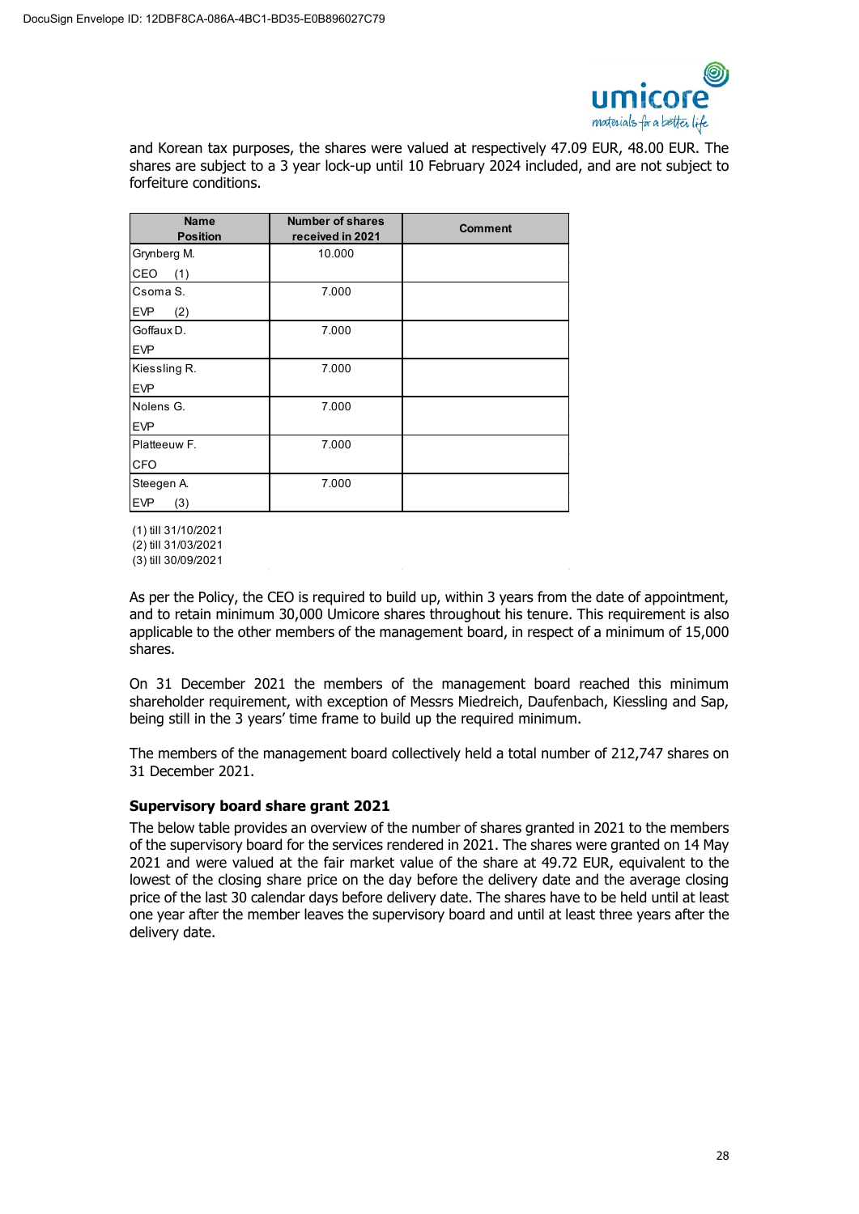and Korean tax purposes, the shares were valued at respectively 47.09 EUR, 48.00 EUR. The shares are subject to a 3 year lock-up until 10 February 2024 included, and are not subject to forfeiture conditions.

| Name<br>Position | Number of shares received in 2021 | Comment |
|---|---|---|
| Grynberg M.<br>CEO (1) | 10.000 | |
| Csoma S.<br>EVP (2) | 7.000 | |
| Goffaux D.<br>EVP | 7.000 | |
| Kiessling R.<br>EVP | 7.000 | |
| Nolens G.<br>EVP | 7.000 | |
| Platteeuw F.<br>CFO | 7.000 | |
| Steegen A.<br>EVP (3) | 7.000 | |

(1) till 31/10/2021
(2) till 31/03/2021
(3) till 30/09/2021

As per the Policy, the CEO is required to build up, within 3 years from the date of appointment, and to retain minimum 30,000 Umicore shares throughout his tenure. This requirement is also applicable to the other members of the management board, in respect of a minimum of 15,000 shares.

On 31 December 2021 the members of the management board reached this minimum shareholder requirement, with exception of Messrs Miedreich, Daufenbach, Kiessling and Sap, being still in the 3 years' time frame to build up the required minimum.

The members of the management board collectively held a total number of 212,747 shares on 31 December 2021.

### Supervisory board share grant 2021

The below table provides an overview of the number of shares granted in 2021 to the members of the supervisory board for the services rendered in 2021. The shares were granted on 14 May 2021 and were valued at the fair market value of the share at 49.72 EUR, equivalent to the lowest of the closing share price on the day before the delivery date and the average closing price of the last 30 calendar days before delivery date. The shares have to be held until at least one year after the member leaves the supervisory board and until at least three years after the delivery date.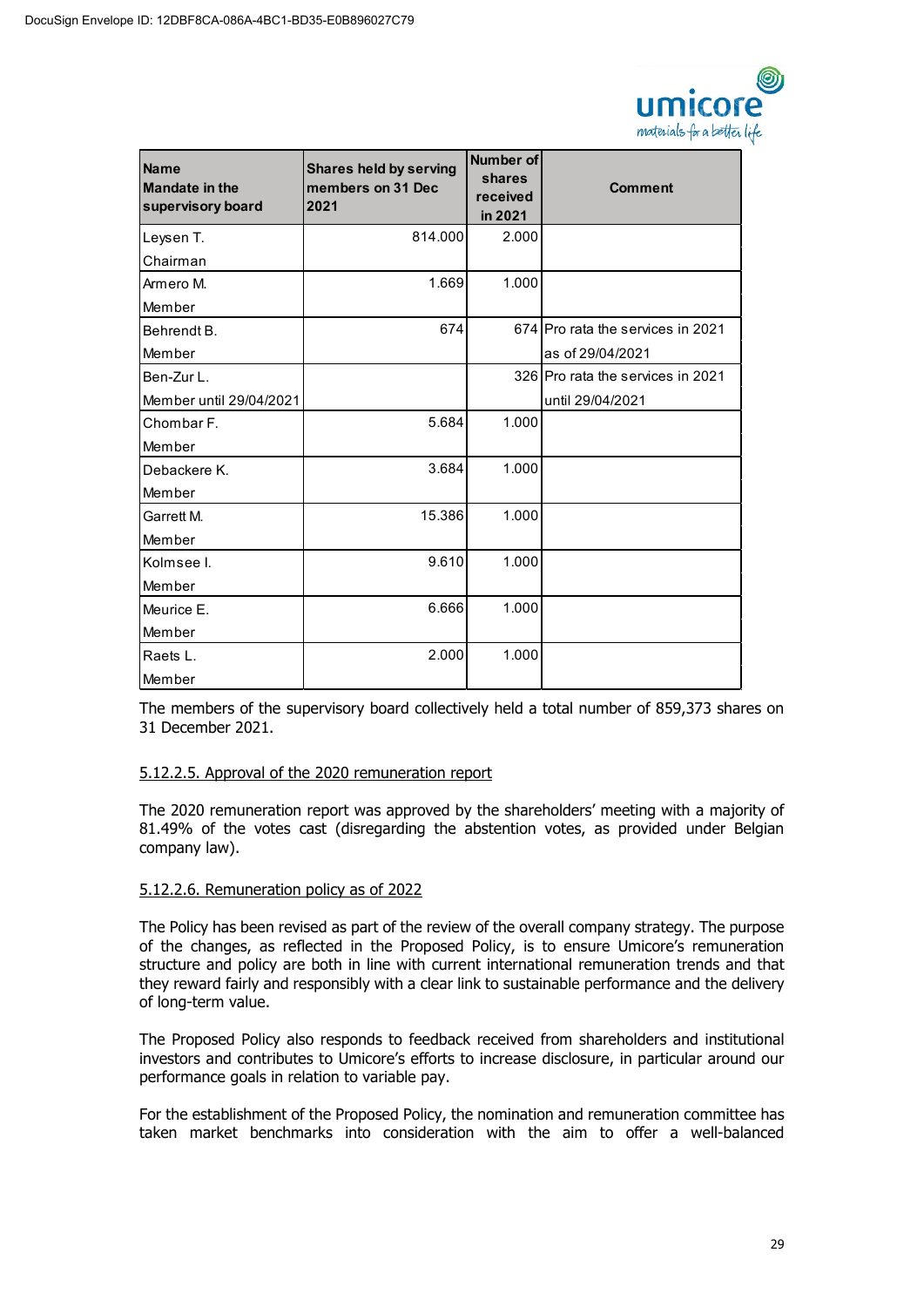| Name<br>Mandate in the supervisory board | Shares held by serving members on 31 Dec 2021 | Number of shares received in 2021 | Comment |
|---|---|---|---|
| Leysen T.<br>Chairman | 814.000 | 2.000 | |
| Armero M.<br>Member | 1.669 | 1.000 | |
| Behrendt B.<br>Member | 674 | 674 | Pro rata the services in 2021 as of 29/04/2021 |
| Ben-Zur L.<br>Member until 29/04/2021 | | 326 | Pro rata the services in 2021 until 29/04/2021 |
| Chombar F.<br>Member | 5.684 | 1.000 | |
| Debackere K.<br>Member | 3.684 | 1.000 | |
| Garrett M.<br>Member | 15.386 | 1.000 | |
| Kolmsee I.<br>Member | 9.610 | 1.000 | |
| Meurice E.<br>Member | 6.666 | 1.000 | |
| Raets L.<br>Member | 2.000 | 1.000 | |

The members of the supervisory board collectively held a total number of 859,373 shares on 31 December 2021.

5.12.2.5. Approval of the 2020 remuneration report

The 2020 remuneration report was approved by the shareholders' meeting with a majority of 81.49% of the votes cast (disregarding the abstention votes, as provided under Belgian company law).

5.12.2.6. Remuneration policy as of 2022

The Policy has been revised as part of the review of the overall company strategy. The purpose of the changes, as reflected in the Proposed Policy, is to ensure Umicore's remuneration structure and policy are both in line with current international remuneration trends and that they reward fairly and responsibly with a clear link to sustainable performance and the delivery of long-term value.

The Proposed Policy also responds to feedback received from shareholders and institutional investors and contributes to Umicore's efforts to increase disclosure, in particular around our performance goals in relation to variable pay.

For the establishment of the Proposed Policy, the nomination and remuneration committee has taken market benchmarks into consideration with the aim to offer a well-balanced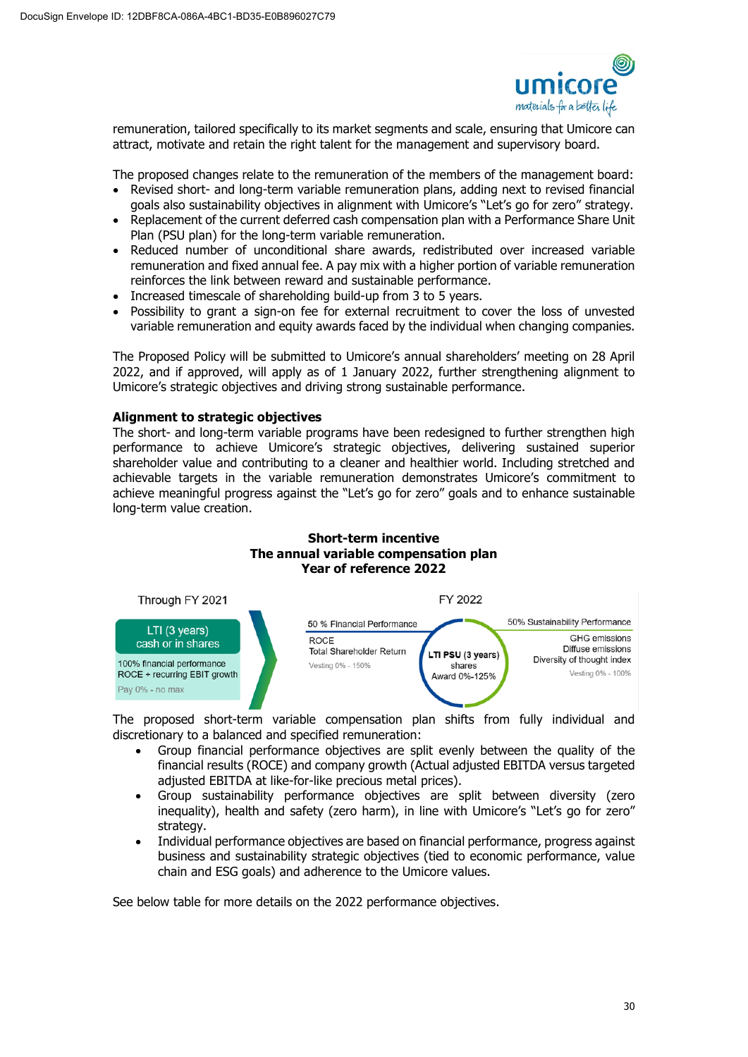remuneration, tailored specifically to its market segments and scale, ensuring that Umicore can attract, motivate and retain the right talent for the management and supervisory board.

The proposed changes relate to the remuneration of the members of the management board:

- Revised short- and long-term variable remuneration plans, adding next to revised financial goals also sustainability objectives in alignment with Umicore's "Let's go for zero" strategy.
- Replacement of the current deferred cash compensation plan with a Performance Share Unit Plan (PSU plan) for the long-term variable remuneration.
- Reduced number of unconditional share awards, redistributed over increased variable remuneration and fixed annual fee. A pay mix with a higher portion of variable remuneration reinforces the link between reward and sustainable performance.
- Increased timescale of shareholding build-up from 3 to 5 years.
- Possibility to grant a sign-on fee for external recruitment to cover the loss of unvested variable remuneration and equity awards faced by the individual when changing companies.

The Proposed Policy will be submitted to Umicore's annual shareholders' meeting on 28 April 2022, and if approved, will apply as of 1 January 2022, further strengthening alignment to Umicore's strategic objectives and driving strong sustainable performance.

**Alignment to strategic objectives**

The short- and long-term variable programs have been redesigned to further strengthen high performance to achieve Umicore's strategic objectives, delivering sustained superior shareholder value and contributing to a cleaner and healthier world. Including stretched and achievable targets in the variable remuneration demonstrates Umicore's commitment to achieve meaningful progress against the "Let's go for zero" goals and to enhance sustainable long-term value creation.

**Short-term incentive**
**The annual variable compensation plan**
**Year of reference 2022**

Through FY 2021

LTI (3 years)
cash or in shares

100% financial performance
ROCE + recurring EBIT growth
Pay 0% - no max

FY 2022

50 % Financial Performance
ROCE
Total Shareholder Return
Vesting 0% - 150%

**LTI PSU** (3 years)
shares
Award 0%-125%

50% Sustainability Performance
GHG emissions
Diffuse emissions
Diversity of thought index
Vesting 0% - 100%

The proposed short-term variable compensation plan shifts from fully individual and discretionary to a balanced and specified remuneration:

- Group financial performance objectives are split evenly between the quality of the financial results (ROCE) and company growth (Actual adjusted EBITDA versus targeted adjusted EBITDA at like-for-like precious metal prices).
- Group sustainability performance objectives are split between diversity (zero inequality), health and safety (zero harm), in line with Umicore's "Let's go for zero" strategy.
- Individual performance objectives are based on financial performance, progress against business and sustainability strategic objectives (tied to economic performance, value chain and ESG goals) and adherence to the Umicore values.

See below table for more details on the 2022 performance objectives.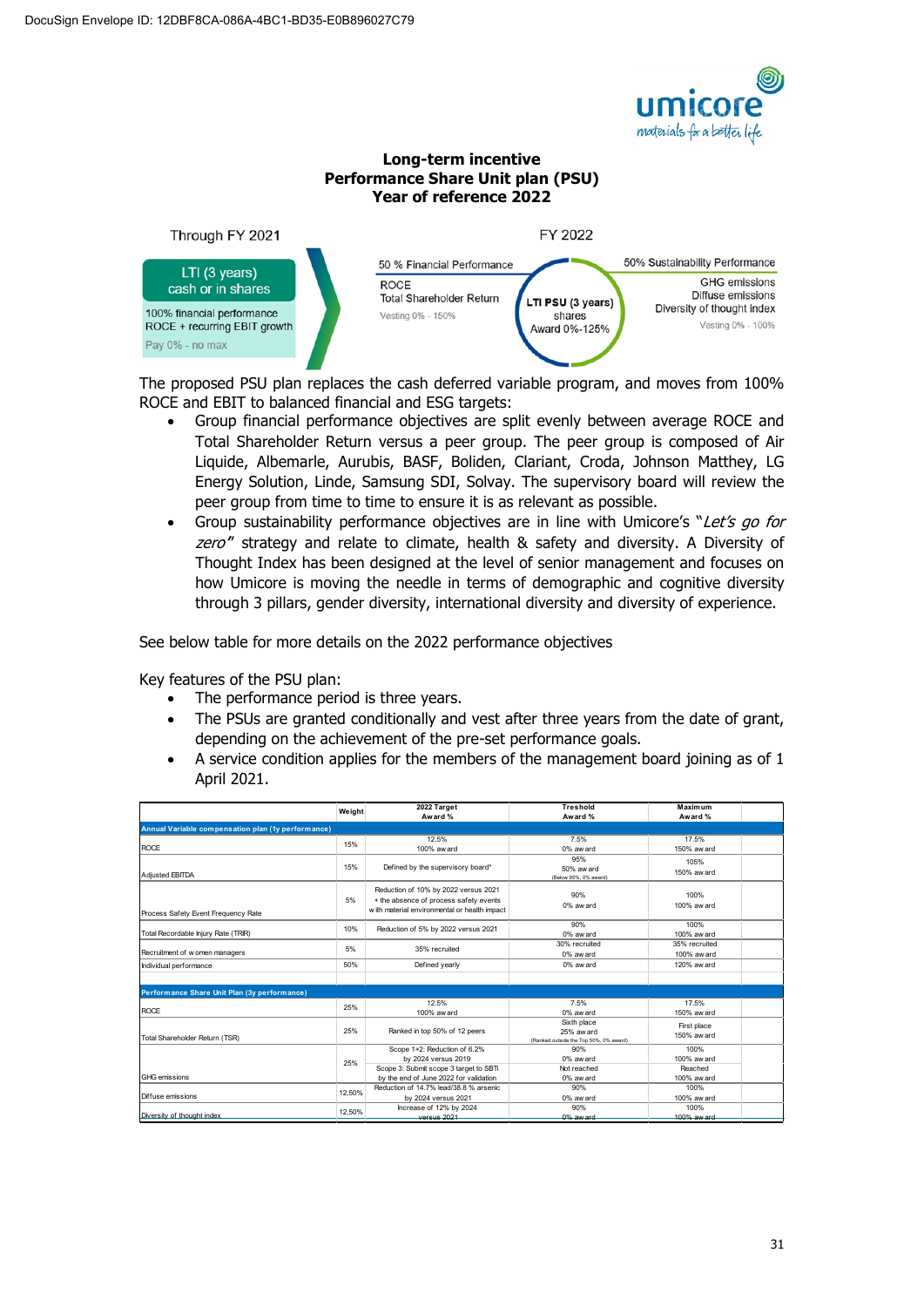# Long-term incentive
# Performance Share Unit plan (PSU)
# Year of reference 2022

Through FY 2021

LTI (3 years)
cash or in shares

100% financial performance
ROCE + recurring EBIT growth

Pay 0% - no max

FY 2022

50 % Financial Performance

ROCE
Total Shareholder Return

Vesting 0% - 150%

LTI PSU (3 years)
shares
Award 0%-125%

50% Sustainability Performance

GHG emissions
Diffuse emissions
Diversity of thought index

Vesting 0% - 100%

The proposed PSU plan replaces the cash deferred variable program, and moves from 100% ROCE and EBIT to balanced financial and ESG targets:

- Group financial performance objectives are split evenly between average ROCE and Total Shareholder Return versus a peer group. The peer group is composed of Air Liquide, Albemarle, Aurubis, BASF, Boliden, Clariant, Croda, Johnson Matthey, LG Energy Solution, Linde, Samsung SDI, Solvay. The supervisory board will review the peer group from time to time to ensure it is as relevant as possible.
- Group sustainability performance objectives are in line with Umicore's "*Let's go for zero*" strategy and relate to climate, health & safety and diversity. A Diversity of Thought Index has been designed at the level of senior management and focuses on how Umicore is moving the needle in terms of demographic and cognitive diversity through 3 pillars, gender diversity, international diversity and diversity of experience.

See below table for more details on the 2022 performance objectives

Key features of the PSU plan:

- The performance period is three years.
- The PSUs are granted conditionally and vest after three years from the date of grant, depending on the achievement of the pre-set performance goals.
- A service condition applies for the members of the management board joining as of 1 April 2021.

| | Weight | 2022 Target Award % | Treshold Award % | Maximum Award % |
|---|---|---|---|---|
| **Annual Variable compensation plan (1y performance)** | | | | |
| ROCE | 15% | 12.5%<br>100% award | 7.5%<br>0% award | 17.5%<br>150% award |
| Adjusted EBITDA | 15% | Defined by the supervisory board* | 95%<br>50% award<br>(Below 95%, 0% award) | 105%<br>150% award |
| Process Safety Event Frequency Rate | 5% | Reduction of 10% by 2022 versus 2021 + the absence of process safety events with material environmental or health impact | 90%<br>0% award | 100%<br>100% award |
| Total Recordable Injury Rate (TRIR) | 10% | Reduction of 5% by 2022 versus 2021 | 90%<br>0% award | 100%<br>100% award |
| Recruitment of women managers | 5% | 35% recruited | 30% recruited<br>0% award | 35% recruited<br>100% award |
| Individual performance | 50% | Defined yearly | 0% award | 120% award |
| **Performance Share Unit Plan (3y performance)** | | | | |
| ROCE | 25% | 12.5%<br>100% award | 7.5%<br>0% award | 17.5%<br>150% award |
| Total Shareholder Return (TSR) | 25% | Ranked in top 50% of 12 peers | Sixth place<br>25% award<br>(Ranked outside the Top 50%, 0% award) | First place<br>150% award |
| GHG emissions | 25% | Scope 1+2: Reduction of 6.2% by 2024 versus 2019 | 90%<br>0% award | 100%<br>100% award |
| | | Scope 3: Submit scope 3 target to SBTi by the end of June 2022 for validation | Not reached<br>0% award | Reached<br>100% award |
| Diffuse emissions | 12,50% | Reduction of 14.7% lead/38.8 % arsenic by 2024 versus 2021 | 90%<br>0% award | 100%<br>100% award |
| Diversity of thought index | 12,50% | Increase of 12% by 2024 versus 2021 | 90%<br>0% award | 100%<br>100% award |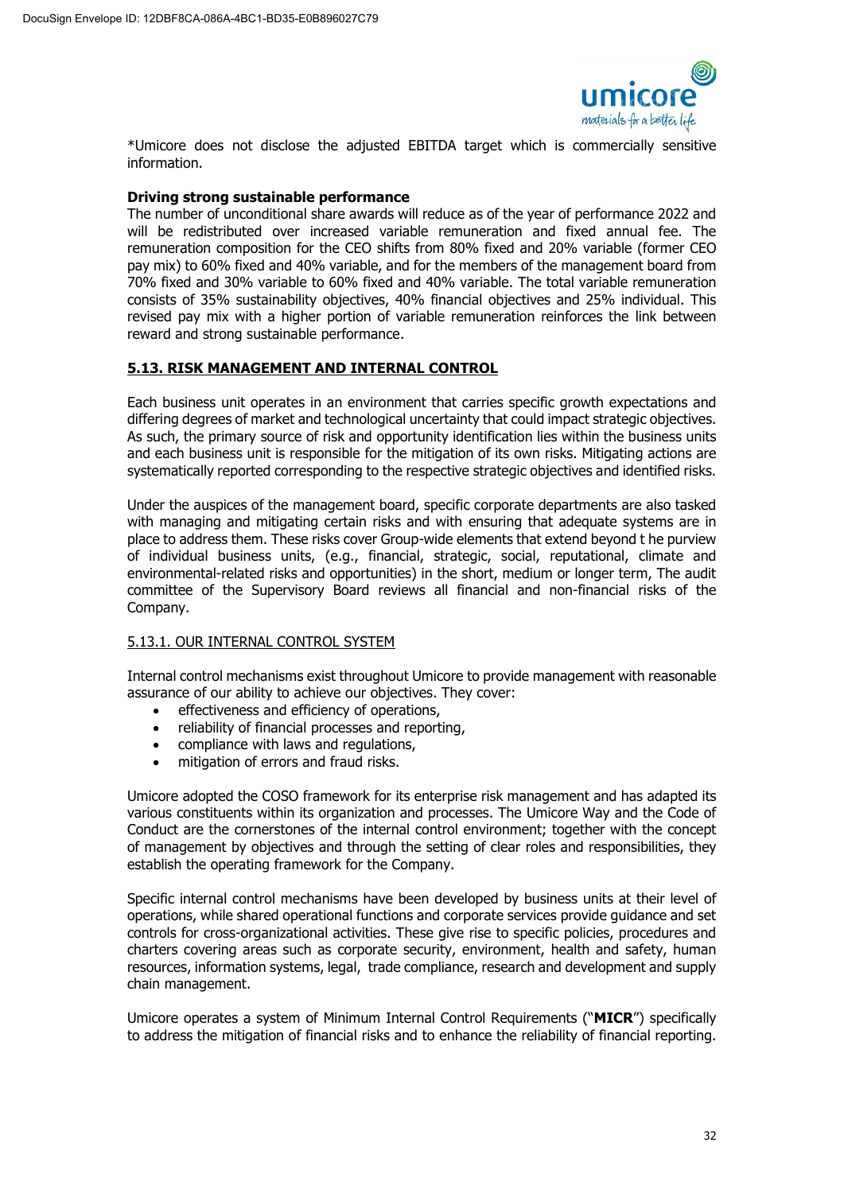*Umicore does not disclose the adjusted EBITDA target which is commercially sensitive information.

**Driving strong sustainable performance**

The number of unconditional share awards will reduce as of the year of performance 2022 and will be redistributed over increased variable remuneration and fixed annual fee. The remuneration composition for the CEO shifts from 80% fixed and 20% variable (former CEO pay mix) to 60% fixed and 40% variable, and for the members of the management board from 70% fixed and 30% variable to 60% fixed and 40% variable. The total variable remuneration consists of 35% sustainability objectives, 40% financial objectives and 25% individual. This revised pay mix with a higher portion of variable remuneration reinforces the link between reward and strong sustainable performance.

## 5.13. RISK MANAGEMENT AND INTERNAL CONTROL

Each business unit operates in an environment that carries specific growth expectations and differing degrees of market and technological uncertainty that could impact strategic objectives. As such, the primary source of risk and opportunity identification lies within the business units and each business unit is responsible for the mitigation of its own risks. Mitigating actions are systematically reported corresponding to the respective strategic objectives and identified risks.

Under the auspices of the management board, specific corporate departments are also tasked with managing and mitigating certain risks and with ensuring that adequate systems are in place to address them. These risks cover Group-wide elements that extend beyond t he purview of individual business units, (e.g., financial, strategic, social, reputational, climate and environmental-related risks and opportunities) in the short, medium or longer term, The audit committee of the Supervisory Board reviews all financial and non-financial risks of the Company.

### 5.13.1. OUR INTERNAL CONTROL SYSTEM

Internal control mechanisms exist throughout Umicore to provide management with reasonable assurance of our ability to achieve our objectives. They cover:

- effectiveness and efficiency of operations,
- reliability of financial processes and reporting,
- compliance with laws and regulations,
- mitigation of errors and fraud risks.

Umicore adopted the COSO framework for its enterprise risk management and has adapted its various constituents within its organization and processes. The Umicore Way and the Code of Conduct are the cornerstones of the internal control environment; together with the concept of management by objectives and through the setting of clear roles and responsibilities, they establish the operating framework for the Company.

Specific internal control mechanisms have been developed by business units at their level of operations, while shared operational functions and corporate services provide guidance and set controls for cross-organizational activities. These give rise to specific policies, procedures and charters covering areas such as corporate security, environment, health and safety, human resources, information systems, legal, trade compliance, research and development and supply chain management.

Umicore operates a system of Minimum Internal Control Requirements ("**MICR**") specifically to address the mitigation of financial risks and to enhance the reliability of financial reporting.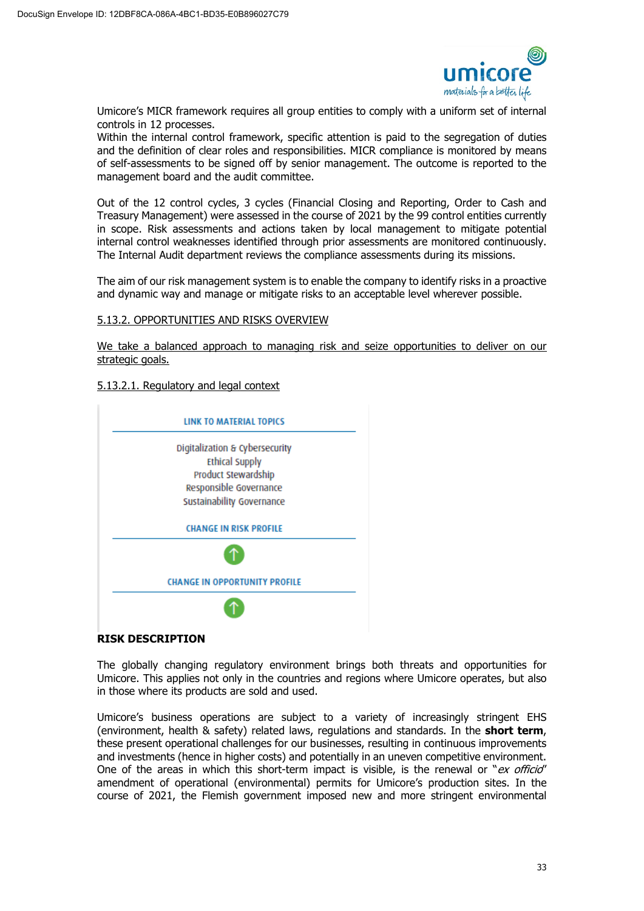Umicore's MICR framework requires all group entities to comply with a uniform set of internal controls in 12 processes.
Within the internal control framework, specific attention is paid to the segregation of duties and the definition of clear roles and responsibilities. MICR compliance is monitored by means of self-assessments to be signed off by senior management. The outcome is reported to the management board and the audit committee.

Out of the 12 control cycles, 3 cycles (Financial Closing and Reporting, Order to Cash and Treasury Management) were assessed in the course of 2021 by the 99 control entities currently in scope. Risk assessments and actions taken by local management to mitigate potential internal control weaknesses identified through prior assessments are monitored continuously. The Internal Audit department reviews the compliance assessments during its missions.

The aim of our risk management system is to enable the company to identify risks in a proactive and dynamic way and manage or mitigate risks to an acceptable level wherever possible.

## 5.13.2. OPPORTUNITIES AND RISKS OVERVIEW

We take a balanced approach to managing risk and seize opportunities to deliver on our strategic goals.

### 5.13.2.1. Regulatory and legal context

**LINK TO MATERIAL TOPICS**

Digitalization & Cybersecurity
Ethical Supply
Product Stewardship
Responsible Governance
Sustainability Governance

**CHANGE IN RISK PROFILE**

↑

**CHANGE IN OPPORTUNITY PROFILE**

↑

**RISK DESCRIPTION**

The globally changing regulatory environment brings both threats and opportunities for Umicore. This applies not only in the countries and regions where Umicore operates, but also in those where its products are sold and used.

Umicore's business operations are subject to a variety of increasingly stringent EHS (environment, health & safety) related laws, regulations and standards. In the **short term**, these present operational challenges for our businesses, resulting in continuous improvements and investments (hence in higher costs) and potentially in an uneven competitive environment. One of the areas in which this short-term impact is visible, is the renewal or "*ex officio*" amendment of operational (environmental) permits for Umicore's production sites. In the course of 2021, the Flemish government imposed new and more stringent environmental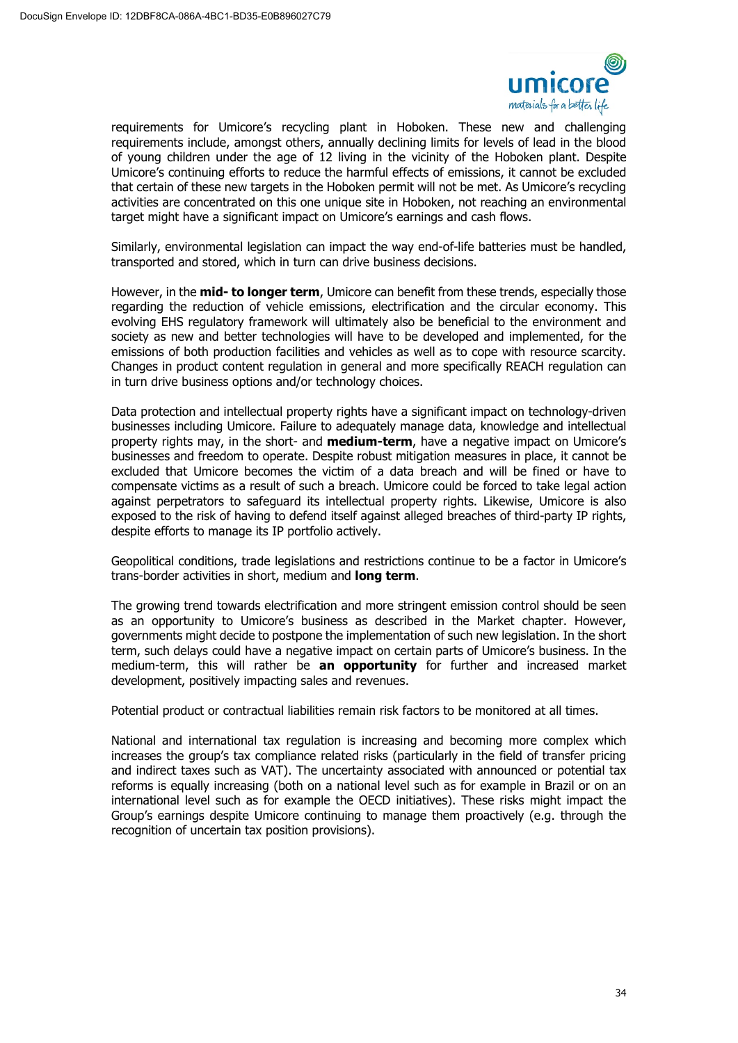requirements for Umicore's recycling plant in Hoboken. These new and challenging requirements include, amongst others, annually declining limits for levels of lead in the blood of young children under the age of 12 living in the vicinity of the Hoboken plant. Despite Umicore's continuing efforts to reduce the harmful effects of emissions, it cannot be excluded that certain of these new targets in the Hoboken permit will not be met. As Umicore's recycling activities are concentrated on this one unique site in Hoboken, not reaching an environmental target might have a significant impact on Umicore's earnings and cash flows.

Similarly, environmental legislation can impact the way end-of-life batteries must be handled, transported and stored, which in turn can drive business decisions.

However, in the **mid- to longer term**, Umicore can benefit from these trends, especially those regarding the reduction of vehicle emissions, electrification and the circular economy. This evolving EHS regulatory framework will ultimately also be beneficial to the environment and society as new and better technologies will have to be developed and implemented, for the emissions of both production facilities and vehicles as well as to cope with resource scarcity. Changes in product content regulation in general and more specifically REACH regulation can in turn drive business options and/or technology choices.

Data protection and intellectual property rights have a significant impact on technology-driven businesses including Umicore. Failure to adequately manage data, knowledge and intellectual property rights may, in the short- and **medium-term**, have a negative impact on Umicore's businesses and freedom to operate. Despite robust mitigation measures in place, it cannot be excluded that Umicore becomes the victim of a data breach and will be fined or have to compensate victims as a result of such a breach. Umicore could be forced to take legal action against perpetrators to safeguard its intellectual property rights. Likewise, Umicore is also exposed to the risk of having to defend itself against alleged breaches of third-party IP rights, despite efforts to manage its IP portfolio actively.

Geopolitical conditions, trade legislations and restrictions continue to be a factor in Umicore's trans-border activities in short, medium and **long term**.

The growing trend towards electrification and more stringent emission control should be seen as an opportunity to Umicore's business as described in the Market chapter. However, governments might decide to postpone the implementation of such new legislation. In the short term, such delays could have a negative impact on certain parts of Umicore's business. In the medium-term, this will rather be **an opportunity** for further and increased market development, positively impacting sales and revenues.

Potential product or contractual liabilities remain risk factors to be monitored at all times.

National and international tax regulation is increasing and becoming more complex which increases the group's tax compliance related risks (particularly in the field of transfer pricing and indirect taxes such as VAT). The uncertainty associated with announced or potential tax reforms is equally increasing (both on a national level such as for example in Brazil or on an international level such as for example the OECD initiatives). These risks might impact the Group's earnings despite Umicore continuing to manage them proactively (e.g. through the recognition of uncertain tax position provisions).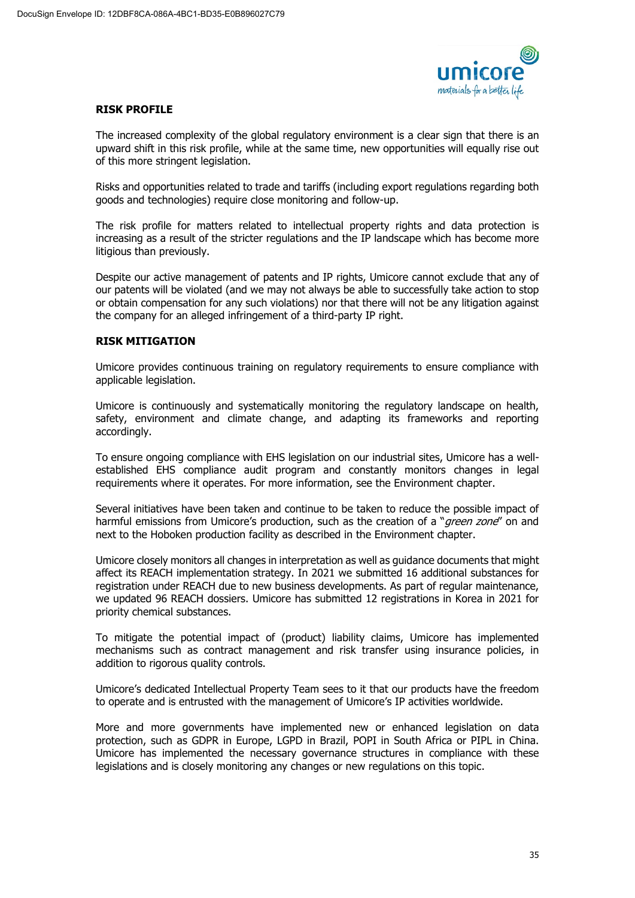## RISK PROFILE

The increased complexity of the global regulatory environment is a clear sign that there is an upward shift in this risk profile, while at the same time, new opportunities will equally rise out of this more stringent legislation.

Risks and opportunities related to trade and tariffs (including export regulations regarding both goods and technologies) require close monitoring and follow-up.

The risk profile for matters related to intellectual property rights and data protection is increasing as a result of the stricter regulations and the IP landscape which has become more litigious than previously.

Despite our active management of patents and IP rights, Umicore cannot exclude that any of our patents will be violated (and we may not always be able to successfully take action to stop or obtain compensation for any such violations) nor that there will not be any litigation against the company for an alleged infringement of a third-party IP right.

## RISK MITIGATION

Umicore provides continuous training on regulatory requirements to ensure compliance with applicable legislation.

Umicore is continuously and systematically monitoring the regulatory landscape on health, safety, environment and climate change, and adapting its frameworks and reporting accordingly.

To ensure ongoing compliance with EHS legislation on our industrial sites, Umicore has a well-established EHS compliance audit program and constantly monitors changes in legal requirements where it operates. For more information, see the Environment chapter.

Several initiatives have been taken and continue to be taken to reduce the possible impact of harmful emissions from Umicore's production, such as the creation of a "*green zone*" on and next to the Hoboken production facility as described in the Environment chapter.

Umicore closely monitors all changes in interpretation as well as guidance documents that might affect its REACH implementation strategy. In 2021 we submitted 16 additional substances for registration under REACH due to new business developments. As part of regular maintenance, we updated 96 REACH dossiers. Umicore has submitted 12 registrations in Korea in 2021 for priority chemical substances.

To mitigate the potential impact of (product) liability claims, Umicore has implemented mechanisms such as contract management and risk transfer using insurance policies, in addition to rigorous quality controls.

Umicore's dedicated Intellectual Property Team sees to it that our products have the freedom to operate and is entrusted with the management of Umicore's IP activities worldwide.

More and more governments have implemented new or enhanced legislation on data protection, such as GDPR in Europe, LGPD in Brazil, POPI in South Africa or PIPL in China. Umicore has implemented the necessary governance structures in compliance with these legislations and is closely monitoring any changes or new regulations on this topic.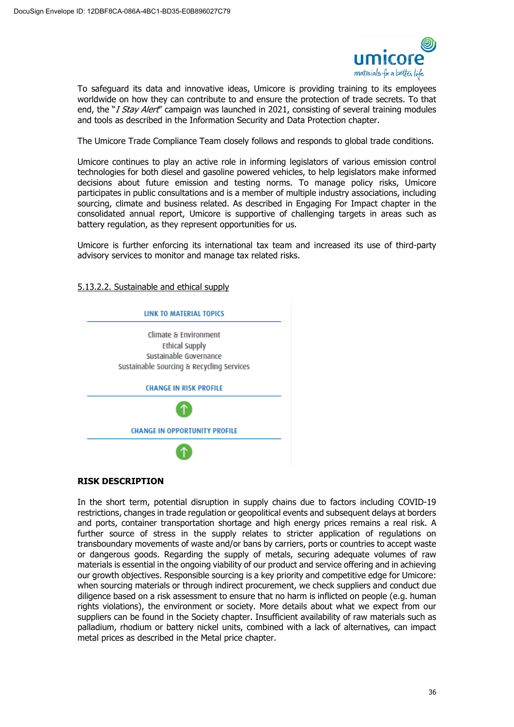To safeguard its data and innovative ideas, Umicore is providing training to its employees worldwide on how they can contribute to and ensure the protection of trade secrets. To that end, the "*I Stay Alert*" campaign was launched in 2021, consisting of several training modules and tools as described in the Information Security and Data Protection chapter.

The Umicore Trade Compliance Team closely follows and responds to global trade conditions.

Umicore continues to play an active role in informing legislators of various emission control technologies for both diesel and gasoline powered vehicles, to help legislators make informed decisions about future emission and testing norms. To manage policy risks, Umicore participates in public consultations and is a member of multiple industry associations, including sourcing, climate and business related. As described in Engaging For Impact chapter in the consolidated annual report, Umicore is supportive of challenging targets in areas such as battery regulation, as they represent opportunities for us.

Umicore is further enforcing its international tax team and increased its use of third-party advisory services to monitor and manage tax related risks.

5.13.2.2. Sustainable and ethical supply

| LINK TO MATERIAL TOPICS |
| --- |
| Climate & Environment<br>Ethical Supply<br>Sustainable Governance<br>Sustainable Sourcing & Recycling Services |
| CHANGE IN RISK PROFILE |
| ↑ |
| CHANGE IN OPPORTUNITY PROFILE |
| ↑ |

**RISK DESCRIPTION**

In the short term, potential disruption in supply chains due to factors including COVID-19 restrictions, changes in trade regulation or geopolitical events and subsequent delays at borders and ports, container transportation shortage and high energy prices remains a real risk. A further source of stress in the supply relates to stricter application of regulations on transboundary movements of waste and/or bans by carriers, ports or countries to accept waste or dangerous goods. Regarding the supply of metals, securing adequate volumes of raw materials is essential in the ongoing viability of our product and service offering and in achieving our growth objectives. Responsible sourcing is a key priority and competitive edge for Umicore: when sourcing materials or through indirect procurement, we check suppliers and conduct due diligence based on a risk assessment to ensure that no harm is inflicted on people (e.g. human rights violations), the environment or society. More details about what we expect from our suppliers can be found in the Society chapter. Insufficient availability of raw materials such as palladium, rhodium or battery nickel units, combined with a lack of alternatives, can impact metal prices as described in the Metal price chapter.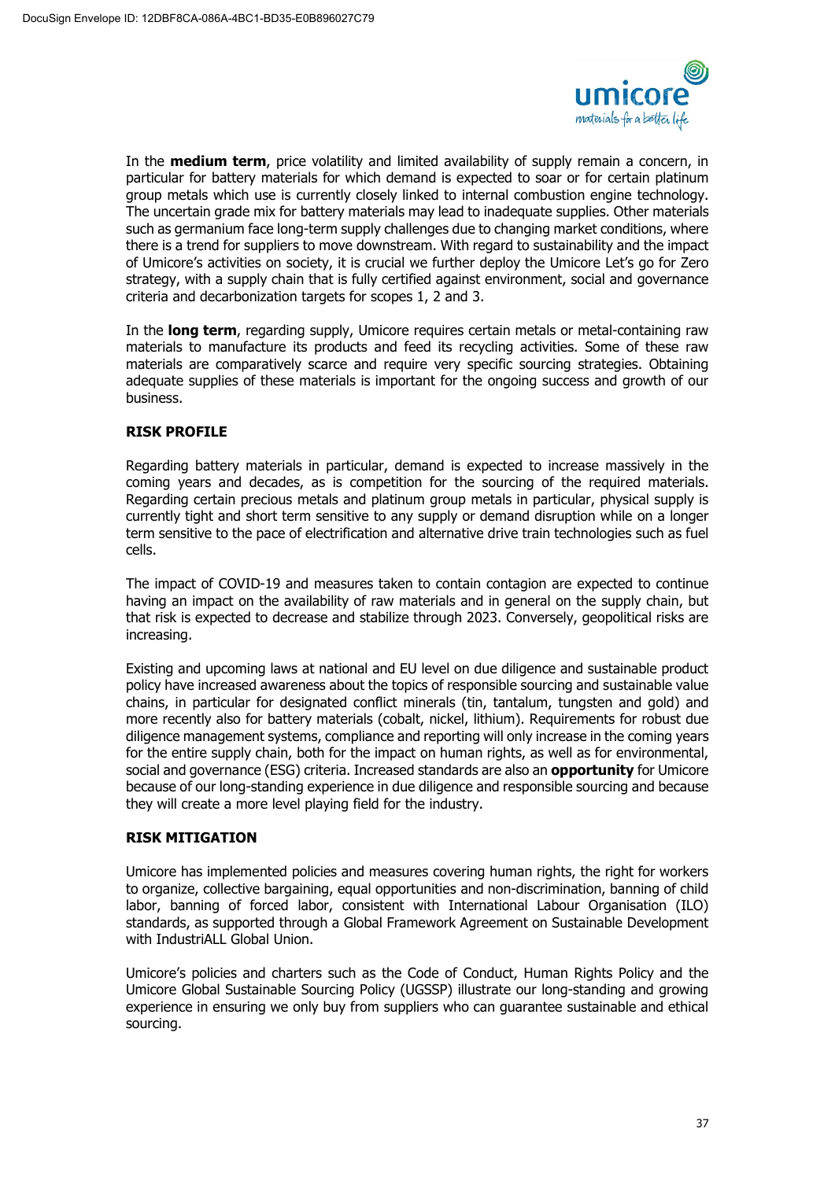In the **medium term**, price volatility and limited availability of supply remain a concern, in particular for battery materials for which demand is expected to soar or for certain platinum group metals which use is currently closely linked to internal combustion engine technology. The uncertain grade mix for battery materials may lead to inadequate supplies. Other materials such as germanium face long-term supply challenges due to changing market conditions, where there is a trend for suppliers to move downstream. With regard to sustainability and the impact of Umicore's activities on society, it is crucial we further deploy the Umicore Let's go for Zero strategy, with a supply chain that is fully certified against environment, social and governance criteria and decarbonization targets for scopes 1, 2 and 3.

In the **long term**, regarding supply, Umicore requires certain metals or metal-containing raw materials to manufacture its products and feed its recycling activities. Some of these raw materials are comparatively scarce and require very specific sourcing strategies. Obtaining adequate supplies of these materials is important for the ongoing success and growth of our business.

**RISK PROFILE**

Regarding battery materials in particular, demand is expected to increase massively in the coming years and decades, as is competition for the sourcing of the required materials. Regarding certain precious metals and platinum group metals in particular, physical supply is currently tight and short term sensitive to any supply or demand disruption while on a longer term sensitive to the pace of electrification and alternative drive train technologies such as fuel cells.

The impact of COVID-19 and measures taken to contain contagion are expected to continue having an impact on the availability of raw materials and in general on the supply chain, but that risk is expected to decrease and stabilize through 2023. Conversely, geopolitical risks are increasing.

Existing and upcoming laws at national and EU level on due diligence and sustainable product policy have increased awareness about the topics of responsible sourcing and sustainable value chains, in particular for designated conflict minerals (tin, tantalum, tungsten and gold) and more recently also for battery materials (cobalt, nickel, lithium). Requirements for robust due diligence management systems, compliance and reporting will only increase in the coming years for the entire supply chain, both for the impact on human rights, as well as for environmental, social and governance (ESG) criteria. Increased standards are also an **opportunity** for Umicore because of our long-standing experience in due diligence and responsible sourcing and because they will create a more level playing field for the industry.

**RISK MITIGATION**

Umicore has implemented policies and measures covering human rights, the right for workers to organize, collective bargaining, equal opportunities and non-discrimination, banning of child labor, banning of forced labor, consistent with International Labour Organisation (ILO) standards, as supported through a Global Framework Agreement on Sustainable Development with IndustriALL Global Union.

Umicore's policies and charters such as the Code of Conduct, Human Rights Policy and the Umicore Global Sustainable Sourcing Policy (UGSSP) illustrate our long-standing and growing experience in ensuring we only buy from suppliers who can guarantee sustainable and ethical sourcing.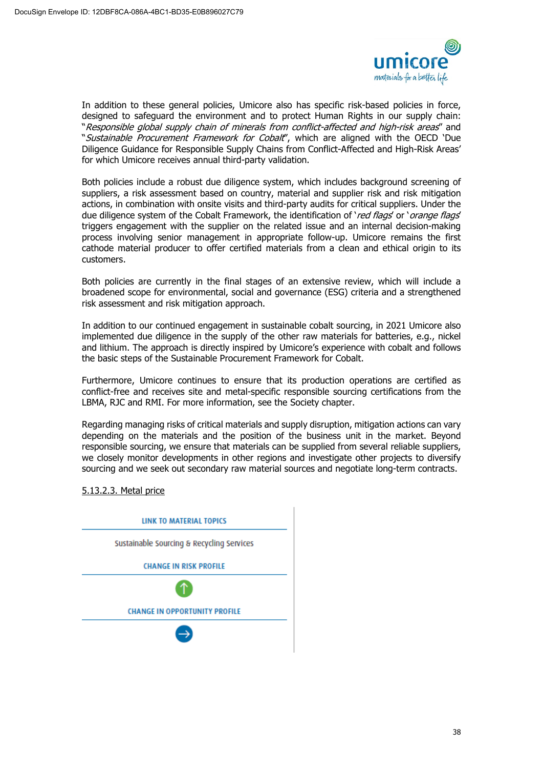In addition to these general policies, Umicore also has specific risk-based policies in force, designed to safeguard the environment and to protect Human Rights in our supply chain: "*Responsible global supply chain of minerals from conflict-affected and high-risk areas*" and "*Sustainable Procurement Framework for Cobalt*", which are aligned with the OECD 'Due Diligence Guidance for Responsible Supply Chains from Conflict-Affected and High-Risk Areas' for which Umicore receives annual third-party validation.

Both policies include a robust due diligence system, which includes background screening of suppliers, a risk assessment based on country, material and supplier risk and risk mitigation actions, in combination with onsite visits and third-party audits for critical suppliers. Under the due diligence system of the Cobalt Framework, the identification of '*red flags*' or '*orange flags*' triggers engagement with the supplier on the related issue and an internal decision-making process involving senior management in appropriate follow-up. Umicore remains the first cathode material producer to offer certified materials from a clean and ethical origin to its customers.

Both policies are currently in the final stages of an extensive review, which will include a broadened scope for environmental, social and governance (ESG) criteria and a strengthened risk assessment and risk mitigation approach.

In addition to our continued engagement in sustainable cobalt sourcing, in 2021 Umicore also implemented due diligence in the supply of the other raw materials for batteries, e.g., nickel and lithium. The approach is directly inspired by Umicore's experience with cobalt and follows the basic steps of the Sustainable Procurement Framework for Cobalt.

Furthermore, Umicore continues to ensure that its production operations are certified as conflict-free and receives site and metal-specific responsible sourcing certifications from the LBMA, RJC and RMI. For more information, see the Society chapter.

Regarding managing risks of critical materials and supply disruption, mitigation actions can vary depending on the materials and the position of the business unit in the market. Beyond responsible sourcing, we ensure that materials can be supplied from several reliable suppliers, we closely monitor developments in other regions and investigate other projects to diversify sourcing and we seek out secondary raw material sources and negotiate long-term contracts.

5.13.2.3. Metal price

LINK TO MATERIAL TOPICS

Sustainable Sourcing & Recycling Services

CHANGE IN RISK PROFILE

↑

CHANGE IN OPPORTUNITY PROFILE

→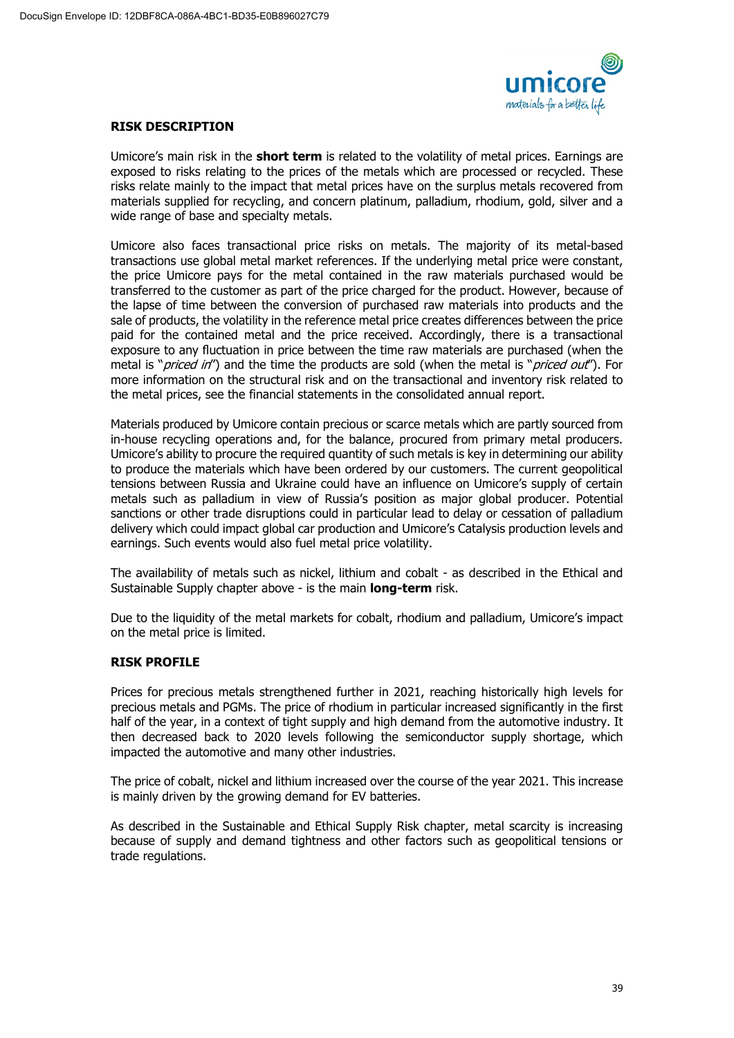## RISK DESCRIPTION

Umicore's main risk in the **short term** is related to the volatility of metal prices. Earnings are exposed to risks relating to the prices of the metals which are processed or recycled. These risks relate mainly to the impact that metal prices have on the surplus metals recovered from materials supplied for recycling, and concern platinum, palladium, rhodium, gold, silver and a wide range of base and specialty metals.

Umicore also faces transactional price risks on metals. The majority of its metal-based transactions use global metal market references. If the underlying metal price were constant, the price Umicore pays for the metal contained in the raw materials purchased would be transferred to the customer as part of the price charged for the product. However, because of the lapse of time between the conversion of purchased raw materials into products and the sale of products, the volatility in the reference metal price creates differences between the price paid for the contained metal and the price received. Accordingly, there is a transactional exposure to any fluctuation in price between the time raw materials are purchased (when the metal is "*priced in*") and the time the products are sold (when the metal is "*priced out*"). For more information on the structural risk and on the transactional and inventory risk related to the metal prices, see the financial statements in the consolidated annual report.

Materials produced by Umicore contain precious or scarce metals which are partly sourced from in-house recycling operations and, for the balance, procured from primary metal producers. Umicore's ability to procure the required quantity of such metals is key in determining our ability to produce the materials which have been ordered by our customers. The current geopolitical tensions between Russia and Ukraine could have an influence on Umicore's supply of certain metals such as palladium in view of Russia's position as major global producer. Potential sanctions or other trade disruptions could in particular lead to delay or cessation of palladium delivery which could impact global car production and Umicore's Catalysis production levels and earnings. Such events would also fuel metal price volatility.

The availability of metals such as nickel, lithium and cobalt - as described in the Ethical and Sustainable Supply chapter above - is the main **long-term** risk.

Due to the liquidity of the metal markets for cobalt, rhodium and palladium, Umicore's impact on the metal price is limited.

## RISK PROFILE

Prices for precious metals strengthened further in 2021, reaching historically high levels for precious metals and PGMs. The price of rhodium in particular increased significantly in the first half of the year, in a context of tight supply and high demand from the automotive industry. It then decreased back to 2020 levels following the semiconductor supply shortage, which impacted the automotive and many other industries.

The price of cobalt, nickel and lithium increased over the course of the year 2021. This increase is mainly driven by the growing demand for EV batteries.

As described in the Sustainable and Ethical Supply Risk chapter, metal scarcity is increasing because of supply and demand tightness and other factors such as geopolitical tensions or trade regulations.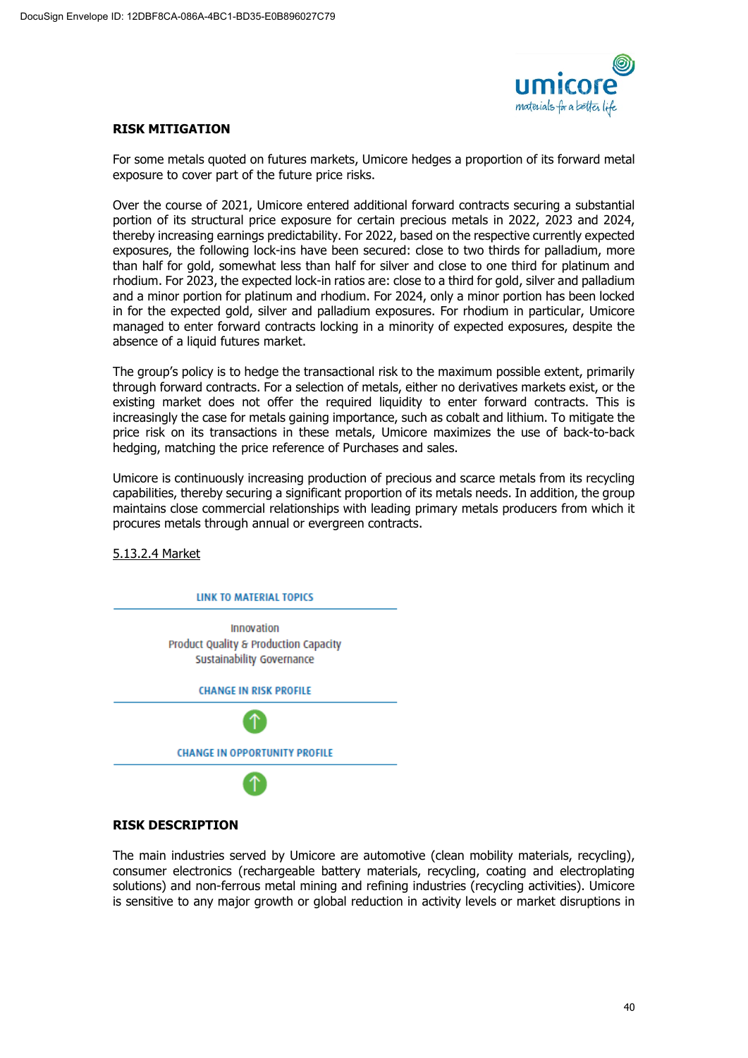**RISK MITIGATION**

For some metals quoted on futures markets, Umicore hedges a proportion of its forward metal exposure to cover part of the future price risks.

Over the course of 2021, Umicore entered additional forward contracts securing a substantial portion of its structural price exposure for certain precious metals in 2022, 2023 and 2024, thereby increasing earnings predictability. For 2022, based on the respective currently expected exposures, the following lock-ins have been secured: close to two thirds for palladium, more than half for gold, somewhat less than half for silver and close to one third for platinum and rhodium. For 2023, the expected lock-in ratios are: close to a third for gold, silver and palladium and a minor portion for platinum and rhodium. For 2024, only a minor portion has been locked in for the expected gold, silver and palladium exposures. For rhodium in particular, Umicore managed to enter forward contracts locking in a minority of expected exposures, despite the absence of a liquid futures market.

The group's policy is to hedge the transactional risk to the maximum possible extent, primarily through forward contracts. For a selection of metals, either no derivatives markets exist, or the existing market does not offer the required liquidity to enter forward contracts. This is increasingly the case for metals gaining importance, such as cobalt and lithium. To mitigate the price risk on its transactions in these metals, Umicore maximizes the use of back-to-back hedging, matching the price reference of Purchases and sales.

Umicore is continuously increasing production of precious and scarce metals from its recycling capabilities, thereby securing a significant proportion of its metals needs. In addition, the group maintains close commercial relationships with leading primary metals producers from which it procures metals through annual or evergreen contracts.

5.13.2.4 Market

LINK TO MATERIAL TOPICS

Innovation
Product Quality & Production Capacity
Sustainability Governance

CHANGE IN RISK PROFILE

↑

CHANGE IN OPPORTUNITY PROFILE

↑

**RISK DESCRIPTION**

The main industries served by Umicore are automotive (clean mobility materials, recycling), consumer electronics (rechargeable battery materials, recycling, coating and electroplating solutions) and non-ferrous metal mining and refining industries (recycling activities). Umicore is sensitive to any major growth or global reduction in activity levels or market disruptions in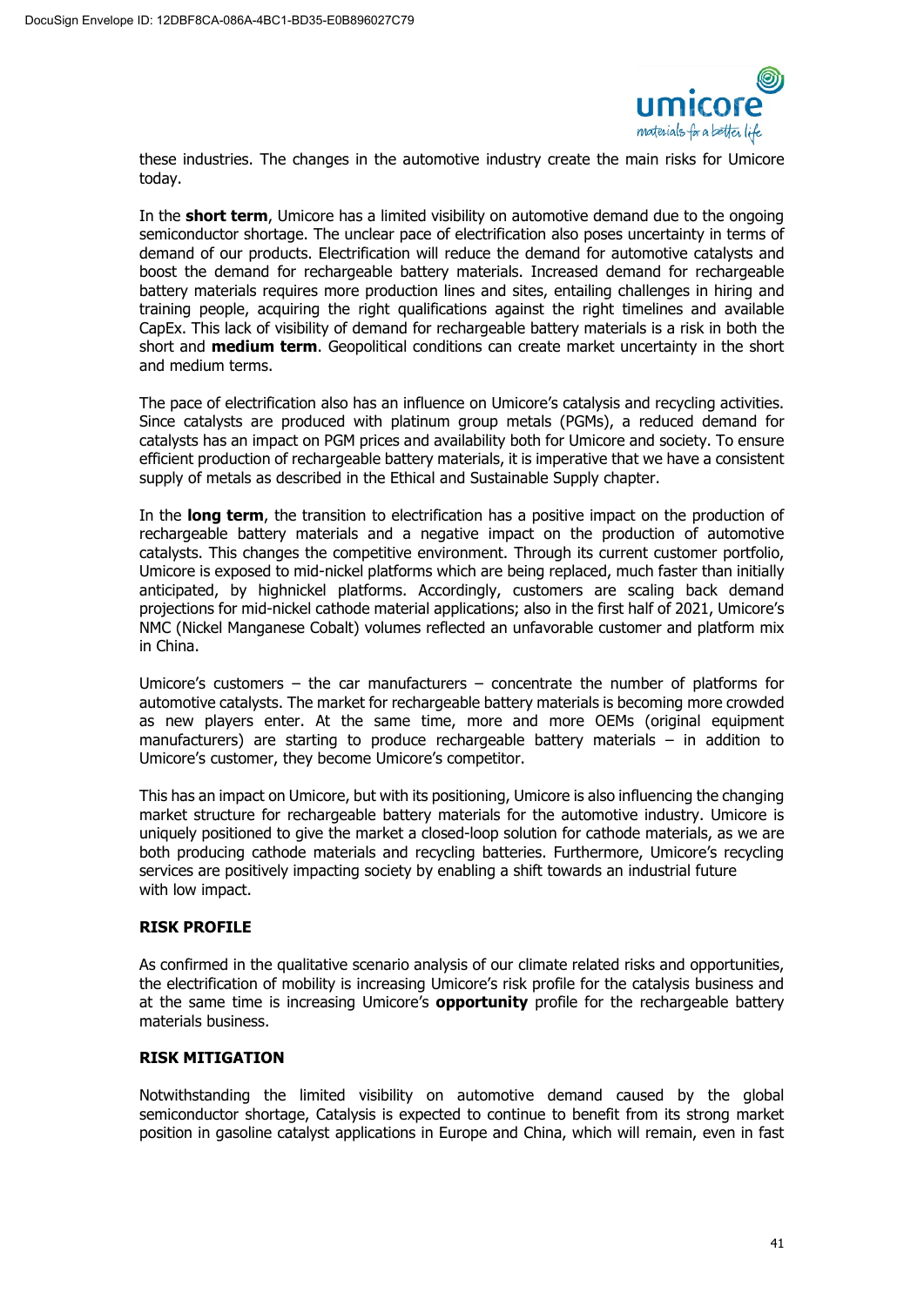these industries. The changes in the automotive industry create the main risks for Umicore today.

In the **short term**, Umicore has a limited visibility on automotive demand due to the ongoing semiconductor shortage. The unclear pace of electrification also poses uncertainty in terms of demand of our products. Electrification will reduce the demand for automotive catalysts and boost the demand for rechargeable battery materials. Increased demand for rechargeable battery materials requires more production lines and sites, entailing challenges in hiring and training people, acquiring the right qualifications against the right timelines and available CapEx. This lack of visibility of demand for rechargeable battery materials is a risk in both the short and **medium term**. Geopolitical conditions can create market uncertainty in the short and medium terms.

The pace of electrification also has an influence on Umicore's catalysis and recycling activities. Since catalysts are produced with platinum group metals (PGMs), a reduced demand for catalysts has an impact on PGM prices and availability both for Umicore and society. To ensure efficient production of rechargeable battery materials, it is imperative that we have a consistent supply of metals as described in the Ethical and Sustainable Supply chapter.

In the **long term**, the transition to electrification has a positive impact on the production of rechargeable battery materials and a negative impact on the production of automotive catalysts. This changes the competitive environment. Through its current customer portfolio, Umicore is exposed to mid-nickel platforms which are being replaced, much faster than initially anticipated, by highnickel platforms. Accordingly, customers are scaling back demand projections for mid-nickel cathode material applications; also in the first half of 2021, Umicore's NMC (Nickel Manganese Cobalt) volumes reflected an unfavorable customer and platform mix in China.

Umicore's customers – the car manufacturers – concentrate the number of platforms for automotive catalysts. The market for rechargeable battery materials is becoming more crowded as new players enter. At the same time, more and more OEMs (original equipment manufacturers) are starting to produce rechargeable battery materials – in addition to Umicore's customer, they become Umicore's competitor.

This has an impact on Umicore, but with its positioning, Umicore is also influencing the changing market structure for rechargeable battery materials for the automotive industry. Umicore is uniquely positioned to give the market a closed-loop solution for cathode materials, as we are both producing cathode materials and recycling batteries. Furthermore, Umicore's recycling services are positively impacting society by enabling a shift towards an industrial future with low impact.

**RISK PROFILE**

As confirmed in the qualitative scenario analysis of our climate related risks and opportunities, the electrification of mobility is increasing Umicore's risk profile for the catalysis business and at the same time is increasing Umicore's **opportunity** profile for the rechargeable battery materials business.

**RISK MITIGATION**

Notwithstanding the limited visibility on automotive demand caused by the global semiconductor shortage, Catalysis is expected to continue to benefit from its strong market position in gasoline catalyst applications in Europe and China, which will remain, even in fast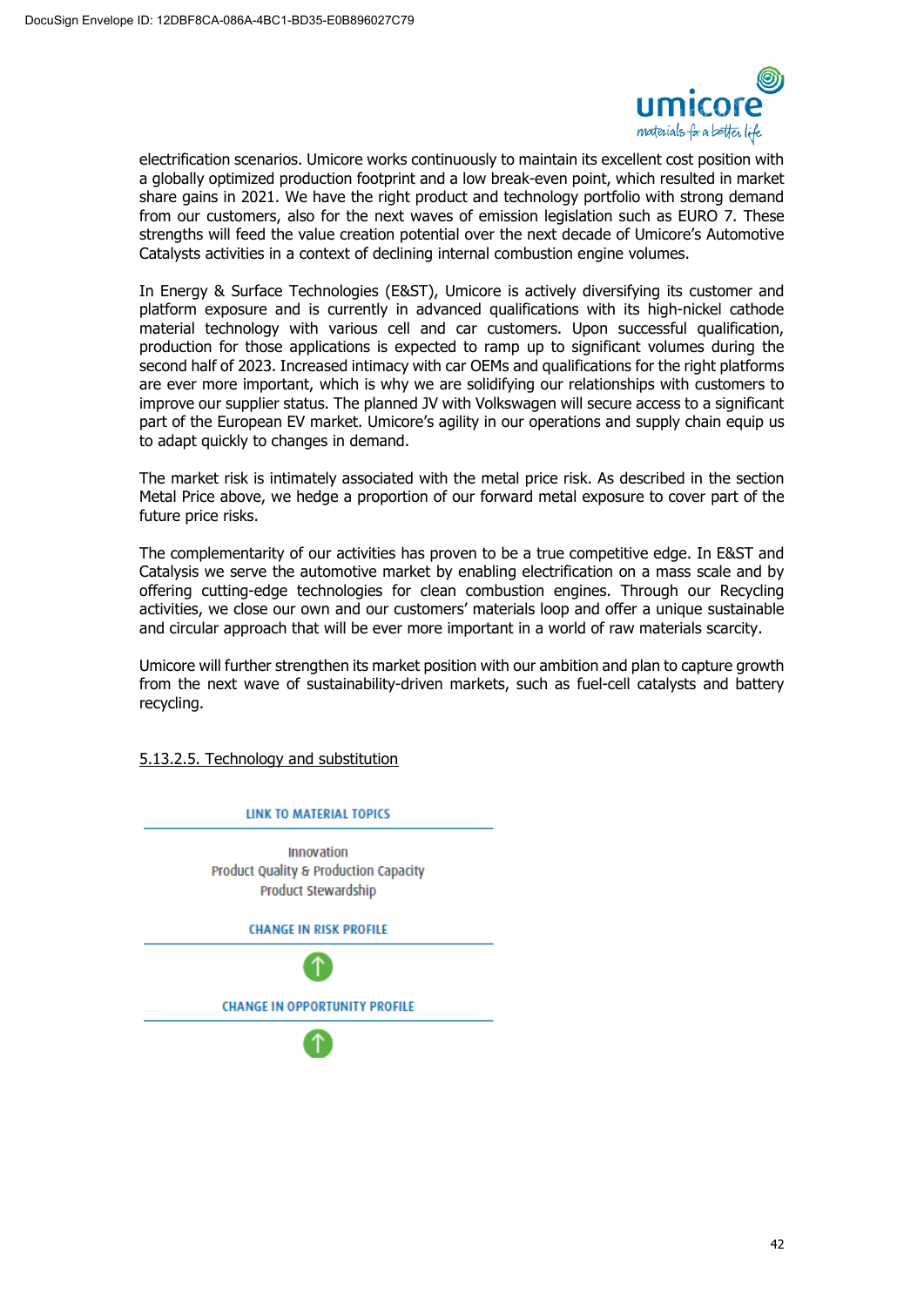electrification scenarios. Umicore works continuously to maintain its excellent cost position with a globally optimized production footprint and a low break-even point, which resulted in market share gains in 2021. We have the right product and technology portfolio with strong demand from our customers, also for the next waves of emission legislation such as EURO 7. These strengths will feed the value creation potential over the next decade of Umicore's Automotive Catalysts activities in a context of declining internal combustion engine volumes.

In Energy & Surface Technologies (E&ST), Umicore is actively diversifying its customer and platform exposure and is currently in advanced qualifications with its high-nickel cathode material technology with various cell and car customers. Upon successful qualification, production for those applications is expected to ramp up to significant volumes during the second half of 2023. Increased intimacy with car OEMs and qualifications for the right platforms are ever more important, which is why we are solidifying our relationships with customers to improve our supplier status. The planned JV with Volkswagen will secure access to a significant part of the European EV market. Umicore's agility in our operations and supply chain equip us to adapt quickly to changes in demand.

The market risk is intimately associated with the metal price risk. As described in the section Metal Price above, we hedge a proportion of our forward metal exposure to cover part of the future price risks.

The complementarity of our activities has proven to be a true competitive edge. In E&ST and Catalysis we serve the automotive market by enabling electrification on a mass scale and by offering cutting-edge technologies for clean combustion engines. Through our Recycling activities, we close our own and our customers' materials loop and offer a unique sustainable and circular approach that will be ever more important in a world of raw materials scarcity.

Umicore will further strengthen its market position with our ambition and plan to capture growth from the next wave of sustainability-driven markets, such as fuel-cell catalysts and battery recycling.

### 5.13.2.5. Technology and substitution

**LINK TO MATERIAL TOPICS**

Innovation
Product Quality & Production Capacity
Product Stewardship

**CHANGE IN RISK PROFILE**

↑

**CHANGE IN OPPORTUNITY PROFILE**

↑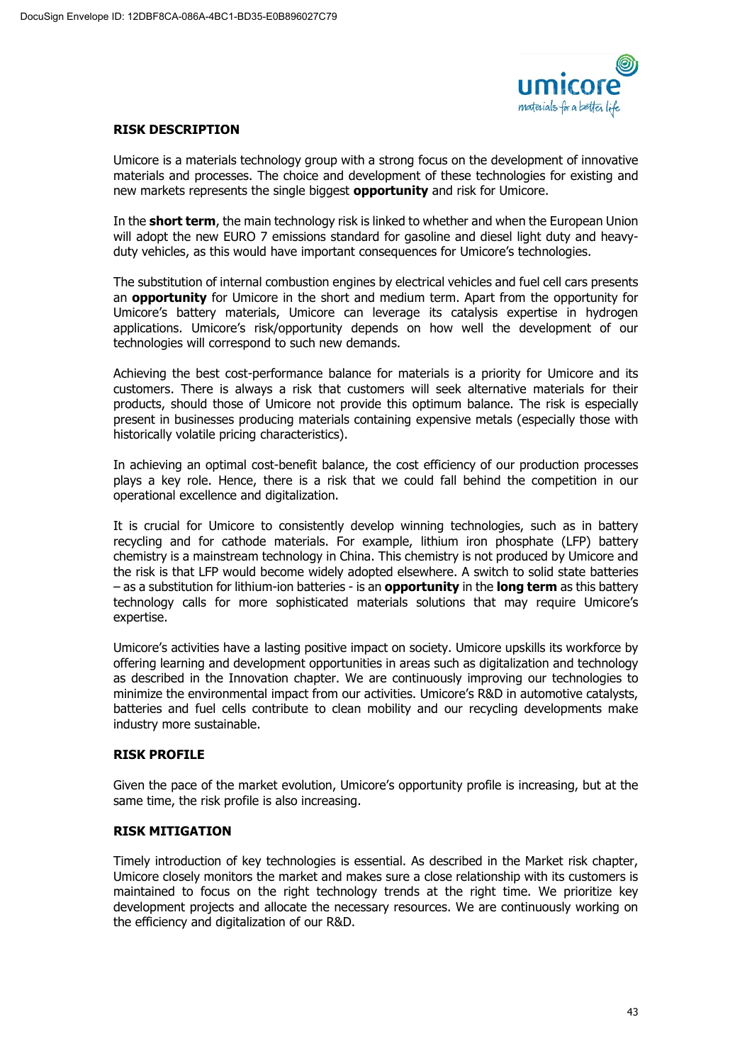**RISK DESCRIPTION**

Umicore is a materials technology group with a strong focus on the development of innovative materials and processes. The choice and development of these technologies for existing and new markets represents the single biggest **opportunity** and risk for Umicore.

In the **short term**, the main technology risk is linked to whether and when the European Union will adopt the new EURO 7 emissions standard for gasoline and diesel light duty and heavy-duty vehicles, as this would have important consequences for Umicore's technologies.

The substitution of internal combustion engines by electrical vehicles and fuel cell cars presents an **opportunity** for Umicore in the short and medium term. Apart from the opportunity for Umicore's battery materials, Umicore can leverage its catalysis expertise in hydrogen applications. Umicore's risk/opportunity depends on how well the development of our technologies will correspond to such new demands.

Achieving the best cost-performance balance for materials is a priority for Umicore and its customers. There is always a risk that customers will seek alternative materials for their products, should those of Umicore not provide this optimum balance. The risk is especially present in businesses producing materials containing expensive metals (especially those with historically volatile pricing characteristics).

In achieving an optimal cost-benefit balance, the cost efficiency of our production processes plays a key role. Hence, there is a risk that we could fall behind the competition in our operational excellence and digitalization.

It is crucial for Umicore to consistently develop winning technologies, such as in battery recycling and for cathode materials. For example, lithium iron phosphate (LFP) battery chemistry is a mainstream technology in China. This chemistry is not produced by Umicore and the risk is that LFP would become widely adopted elsewhere. A switch to solid state batteries – as a substitution for lithium-ion batteries - is an **opportunity** in the **long term** as this battery technology calls for more sophisticated materials solutions that may require Umicore's expertise.

Umicore's activities have a lasting positive impact on society. Umicore upskills its workforce by offering learning and development opportunities in areas such as digitalization and technology as described in the Innovation chapter. We are continuously improving our technologies to minimize the environmental impact from our activities. Umicore's R&D in automotive catalysts, batteries and fuel cells contribute to clean mobility and our recycling developments make industry more sustainable.

**RISK PROFILE**

Given the pace of the market evolution, Umicore's opportunity profile is increasing, but at the same time, the risk profile is also increasing.

**RISK MITIGATION**

Timely introduction of key technologies is essential. As described in the Market risk chapter, Umicore closely monitors the market and makes sure a close relationship with its customers is maintained to focus on the right technology trends at the right time. We prioritize key development projects and allocate the necessary resources. We are continuously working on the efficiency and digitalization of our R&D.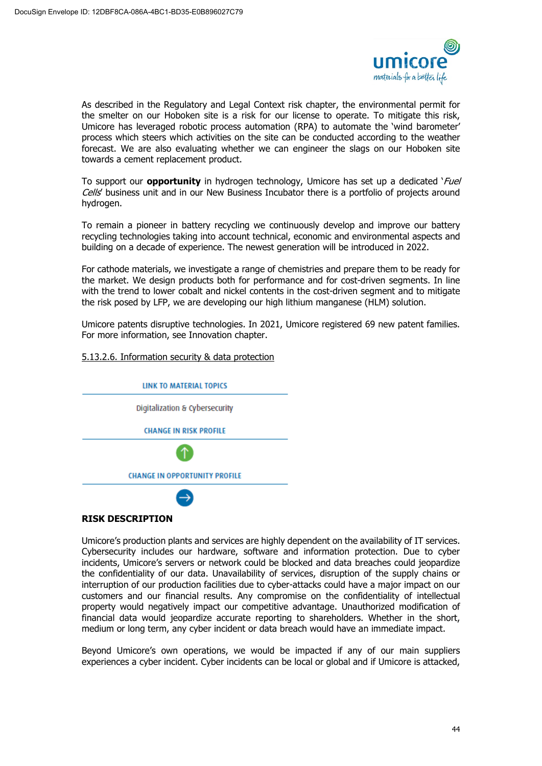As described in the Regulatory and Legal Context risk chapter, the environmental permit for the smelter on our Hoboken site is a risk for our license to operate. To mitigate this risk, Umicore has leveraged robotic process automation (RPA) to automate the 'wind barometer' process which steers which activities on the site can be conducted according to the weather forecast. We are also evaluating whether we can engineer the slags on our Hoboken site towards a cement replacement product.

To support our **opportunity** in hydrogen technology, Umicore has set up a dedicated '*Fuel Cells*' business unit and in our New Business Incubator there is a portfolio of projects around hydrogen.

To remain a pioneer in battery recycling we continuously develop and improve our battery recycling technologies taking into account technical, economic and environmental aspects and building on a decade of experience. The newest generation will be introduced in 2022.

For cathode materials, we investigate a range of chemistries and prepare them to be ready for the market. We design products both for performance and for cost-driven segments. In line with the trend to lower cobalt and nickel contents in the cost-driven segment and to mitigate the risk posed by LFP, we are developing our high lithium manganese (HLM) solution.

Umicore patents disruptive technologies. In 2021, Umicore registered 69 new patent families. For more information, see Innovation chapter.

### 5.13.2.6. Information security & data protection

**LINK TO MATERIAL TOPICS**

Digitalization & Cybersecurity

**CHANGE IN RISK PROFILE**

↑

**CHANGE IN OPPORTUNITY PROFILE**

→

**RISK DESCRIPTION**

Umicore's production plants and services are highly dependent on the availability of IT services. Cybersecurity includes our hardware, software and information protection. Due to cyber incidents, Umicore's servers or network could be blocked and data breaches could jeopardize the confidentiality of our data. Unavailability of services, disruption of the supply chains or interruption of our production facilities due to cyber-attacks could have a major impact on our customers and our financial results. Any compromise on the confidentiality of intellectual property would negatively impact our competitive advantage. Unauthorized modification of financial data would jeopardize accurate reporting to shareholders. Whether in the short, medium or long term, any cyber incident or data breach would have an immediate impact.

Beyond Umicore's own operations, we would be impacted if any of our main suppliers experiences a cyber incident. Cyber incidents can be local or global and if Umicore is attacked,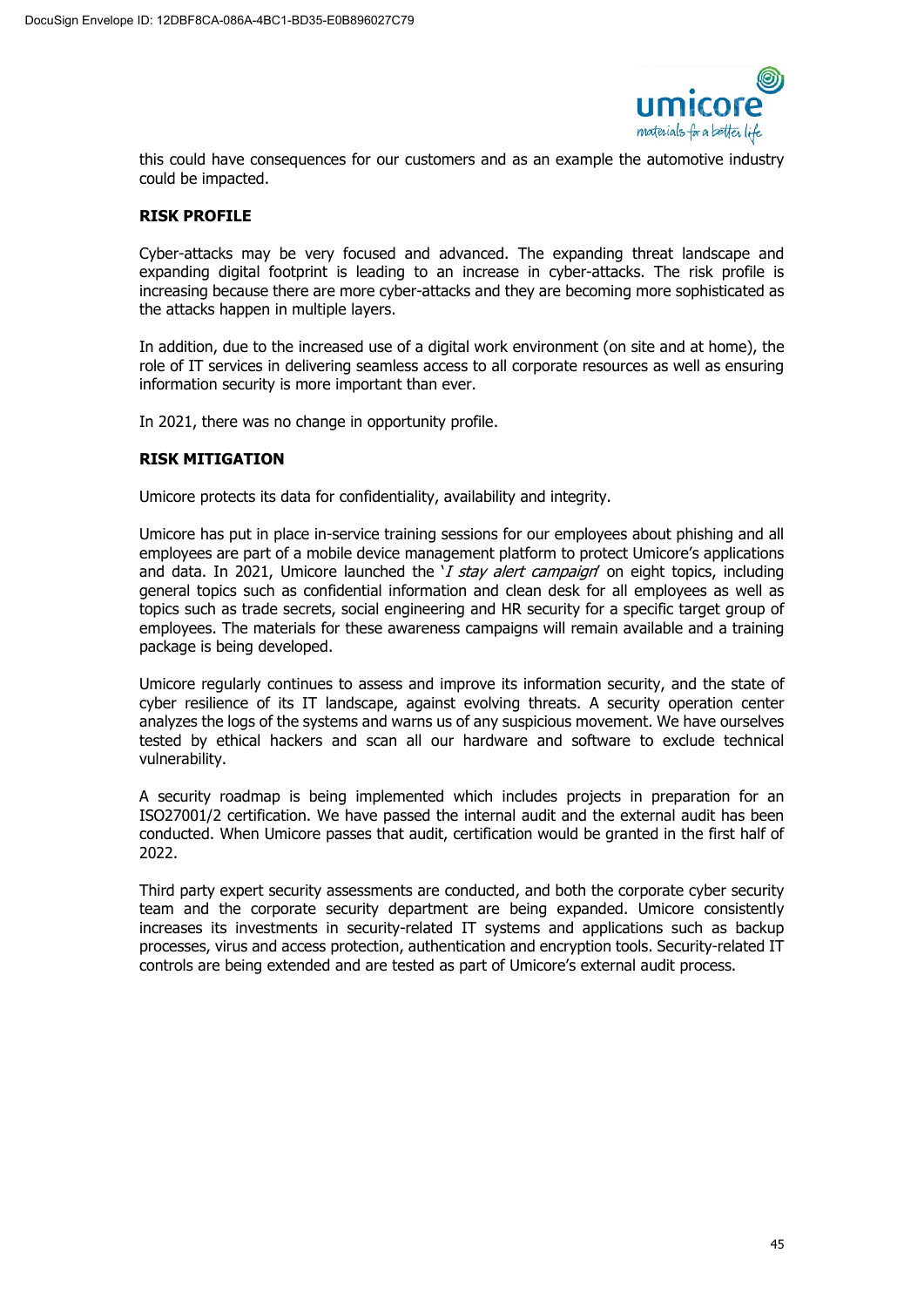this could have consequences for our customers and as an example the automotive industry could be impacted.

**RISK PROFILE**

Cyber-attacks may be very focused and advanced. The expanding threat landscape and expanding digital footprint is leading to an increase in cyber-attacks. The risk profile is increasing because there are more cyber-attacks and they are becoming more sophisticated as the attacks happen in multiple layers.

In addition, due to the increased use of a digital work environment (on site and at home), the role of IT services in delivering seamless access to all corporate resources as well as ensuring information security is more important than ever.

In 2021, there was no change in opportunity profile.

**RISK MITIGATION**

Umicore protects its data for confidentiality, availability and integrity.

Umicore has put in place in-service training sessions for our employees about phishing and all employees are part of a mobile device management platform to protect Umicore's applications and data. In 2021, Umicore launched the '*I stay alert campaign*' on eight topics, including general topics such as confidential information and clean desk for all employees as well as topics such as trade secrets, social engineering and HR security for a specific target group of employees. The materials for these awareness campaigns will remain available and a training package is being developed.

Umicore regularly continues to assess and improve its information security, and the state of cyber resilience of its IT landscape, against evolving threats. A security operation center analyzes the logs of the systems and warns us of any suspicious movement. We have ourselves tested by ethical hackers and scan all our hardware and software to exclude technical vulnerability.

A security roadmap is being implemented which includes projects in preparation for an ISO27001/2 certification. We have passed the internal audit and the external audit has been conducted. When Umicore passes that audit, certification would be granted in the first half of 2022.

Third party expert security assessments are conducted, and both the corporate cyber security team and the corporate security department are being expanded. Umicore consistently increases its investments in security-related IT systems and applications such as backup processes, virus and access protection, authentication and encryption tools. Security-related IT controls are being extended and are tested as part of Umicore's external audit process.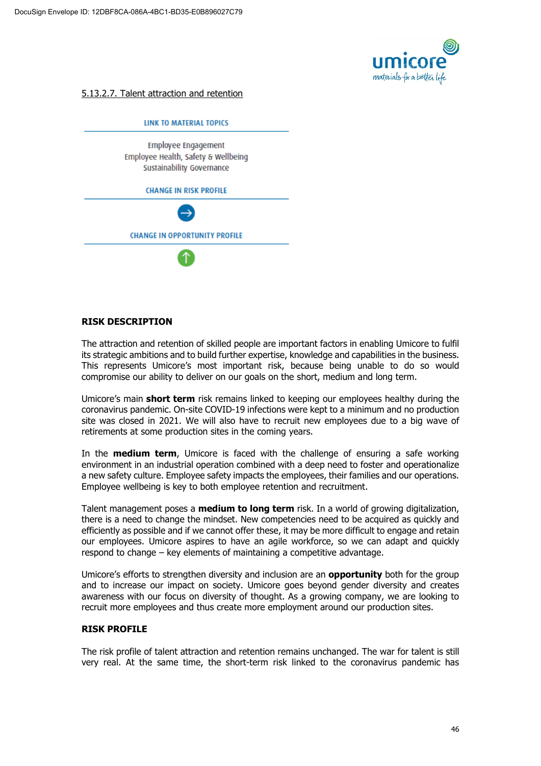DocuSign Envelope ID: 12DBF8CA-086A-4BC1-BD35-E0B896027C79

#### 5.13.2.7. Talent attraction and retention

LINK TO MATERIAL TOPICS

Employee Engagement
Employee Health, Safety & Wellbeing
Sustainability Governance

CHANGE IN RISK PROFILE

→

CHANGE IN OPPORTUNITY PROFILE

↑

**RISK DESCRIPTION**

The attraction and retention of skilled people are important factors in enabling Umicore to fulfil its strategic ambitions and to build further expertise, knowledge and capabilities in the business. This represents Umicore's most important risk, because being unable to do so would compromise our ability to deliver on our goals on the short, medium and long term.

Umicore's main **short term** risk remains linked to keeping our employees healthy during the coronavirus pandemic. On-site COVID-19 infections were kept to a minimum and no production site was closed in 2021. We will also have to recruit new employees due to a big wave of retirements at some production sites in the coming years.

In the **medium term**, Umicore is faced with the challenge of ensuring a safe working environment in an industrial operation combined with a deep need to foster and operationalize a new safety culture. Employee safety impacts the employees, their families and our operations. Employee wellbeing is key to both employee retention and recruitment.

Talent management poses a **medium to long term** risk. In a world of growing digitalization, there is a need to change the mindset. New competencies need to be acquired as quickly and efficiently as possible and if we cannot offer these, it may be more difficult to engage and retain our employees. Umicore aspires to have an agile workforce, so we can adapt and quickly respond to change – key elements of maintaining a competitive advantage.

Umicore's efforts to strengthen diversity and inclusion are an **opportunity** both for the group and to increase our impact on society. Umicore goes beyond gender diversity and creates awareness with our focus on diversity of thought. As a growing company, we are looking to recruit more employees and thus create more employment around our production sites.

**RISK PROFILE**

The risk profile of talent attraction and retention remains unchanged. The war for talent is still very real. At the same time, the short-term risk linked to the coronavirus pandemic has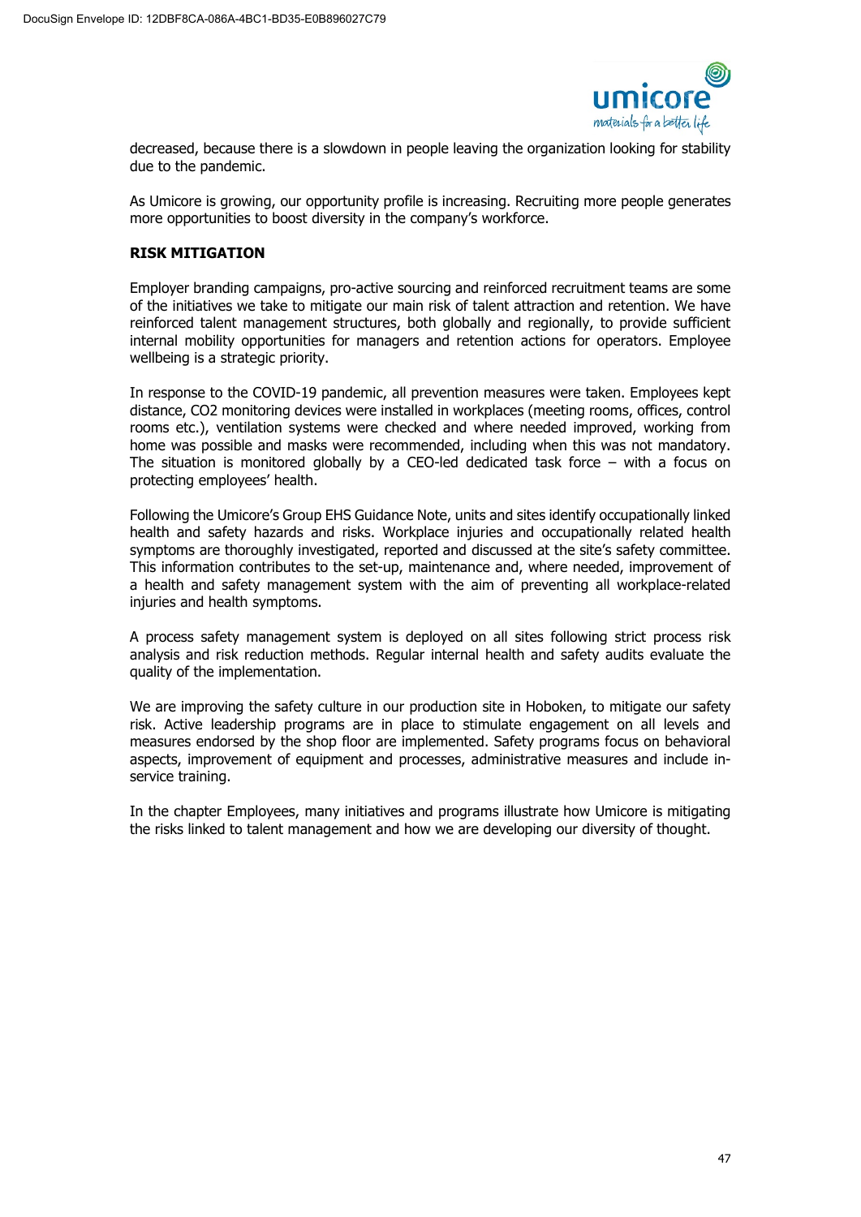decreased, because there is a slowdown in people leaving the organization looking for stability due to the pandemic.

As Umicore is growing, our opportunity profile is increasing. Recruiting more people generates more opportunities to boost diversity in the company's workforce.

**RISK MITIGATION**

Employer branding campaigns, pro-active sourcing and reinforced recruitment teams are some of the initiatives we take to mitigate our main risk of talent attraction and retention. We have reinforced talent management structures, both globally and regionally, to provide sufficient internal mobility opportunities for managers and retention actions for operators. Employee wellbeing is a strategic priority.

In response to the COVID-19 pandemic, all prevention measures were taken. Employees kept distance, CO2 monitoring devices were installed in workplaces (meeting rooms, offices, control rooms etc.), ventilation systems were checked and where needed improved, working from home was possible and masks were recommended, including when this was not mandatory. The situation is monitored globally by a CEO-led dedicated task force – with a focus on protecting employees' health.

Following the Umicore's Group EHS Guidance Note, units and sites identify occupationally linked health and safety hazards and risks. Workplace injuries and occupationally related health symptoms are thoroughly investigated, reported and discussed at the site's safety committee. This information contributes to the set-up, maintenance and, where needed, improvement of a health and safety management system with the aim of preventing all workplace-related injuries and health symptoms.

A process safety management system is deployed on all sites following strict process risk analysis and risk reduction methods. Regular internal health and safety audits evaluate the quality of the implementation.

We are improving the safety culture in our production site in Hoboken, to mitigate our safety risk. Active leadership programs are in place to stimulate engagement on all levels and measures endorsed by the shop floor are implemented. Safety programs focus on behavioral aspects, improvement of equipment and processes, administrative measures and include in-service training.

In the chapter Employees, many initiatives and programs illustrate how Umicore is mitigating the risks linked to talent management and how we are developing our diversity of thought.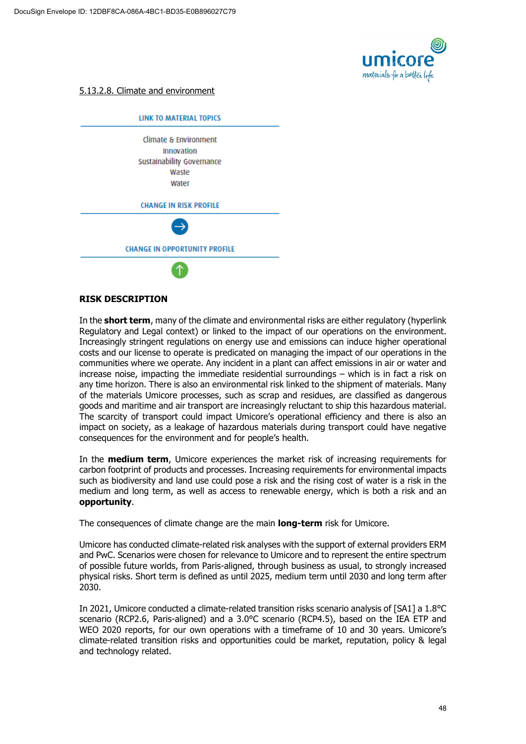5.13.2.8. Climate and environment

**LINK TO MATERIAL TOPICS**

Climate & Environment
Innovation
Sustainability Governance
Waste
Water

**CHANGE IN RISK PROFILE**

→

**CHANGE IN OPPORTUNITY PROFILE**

↑

**RISK DESCRIPTION**

In the **short term**, many of the climate and environmental risks are either regulatory (hyperlink Regulatory and Legal context) or linked to the impact of our operations on the environment. Increasingly stringent regulations on energy use and emissions can induce higher operational costs and our license to operate is predicated on managing the impact of our operations in the communities where we operate. Any incident in a plant can affect emissions in air or water and increase noise, impacting the immediate residential surroundings – which is in fact a risk on any time horizon. There is also an environmental risk linked to the shipment of materials. Many of the materials Umicore processes, such as scrap and residues, are classified as dangerous goods and maritime and air transport are increasingly reluctant to ship this hazardous material. The scarcity of transport could impact Umicore's operational efficiency and there is also an impact on society, as a leakage of hazardous materials during transport could have negative consequences for the environment and for people's health.

In the **medium term**, Umicore experiences the market risk of increasing requirements for carbon footprint of products and processes. Increasing requirements for environmental impacts such as biodiversity and land use could pose a risk and the rising cost of water is a risk in the medium and long term, as well as access to renewable energy, which is both a risk and an **opportunity**.

The consequences of climate change are the main **long-term** risk for Umicore.

Umicore has conducted climate-related risk analyses with the support of external providers ERM and PwC. Scenarios were chosen for relevance to Umicore and to represent the entire spectrum of possible future worlds, from Paris-aligned, through business as usual, to strongly increased physical risks. Short term is defined as until 2025, medium term until 2030 and long term after 2030.

In 2021, Umicore conducted a climate-related transition risks scenario analysis of [SA1] a 1.8°C scenario (RCP2.6, Paris-aligned) and a 3.0°C scenario (RCP4.5), based on the IEA ETP and WEO 2020 reports, for our own operations with a timeframe of 10 and 30 years. Umicore's climate-related transition risks and opportunities could be market, reputation, policy & legal and technology related.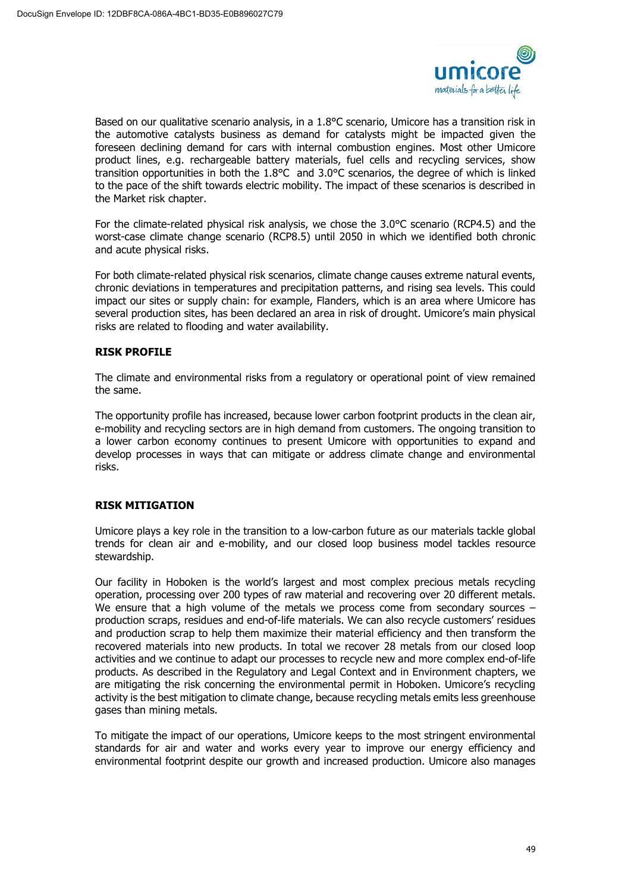Based on our qualitative scenario analysis, in a 1.8°C scenario, Umicore has a transition risk in the automotive catalysts business as demand for catalysts might be impacted given the foreseen declining demand for cars with internal combustion engines. Most other Umicore product lines, e.g. rechargeable battery materials, fuel cells and recycling services, show transition opportunities in both the 1.8°C and 3.0°C scenarios, the degree of which is linked to the pace of the shift towards electric mobility. The impact of these scenarios is described in the Market risk chapter.

For the climate-related physical risk analysis, we chose the 3.0°C scenario (RCP4.5) and the worst-case climate change scenario (RCP8.5) until 2050 in which we identified both chronic and acute physical risks.

For both climate-related physical risk scenarios, climate change causes extreme natural events, chronic deviations in temperatures and precipitation patterns, and rising sea levels. This could impact our sites or supply chain: for example, Flanders, which is an area where Umicore has several production sites, has been declared an area in risk of drought. Umicore's main physical risks are related to flooding and water availability.

**RISK PROFILE**

The climate and environmental risks from a regulatory or operational point of view remained the same.

The opportunity profile has increased, because lower carbon footprint products in the clean air, e-mobility and recycling sectors are in high demand from customers. The ongoing transition to a lower carbon economy continues to present Umicore with opportunities to expand and develop processes in ways that can mitigate or address climate change and environmental risks.

**RISK MITIGATION**

Umicore plays a key role in the transition to a low-carbon future as our materials tackle global trends for clean air and e-mobility, and our closed loop business model tackles resource stewardship.

Our facility in Hoboken is the world's largest and most complex precious metals recycling operation, processing over 200 types of raw material and recovering over 20 different metals. We ensure that a high volume of the metals we process come from secondary sources – production scraps, residues and end-of-life materials. We can also recycle customers' residues and production scrap to help them maximize their material efficiency and then transform the recovered materials into new products. In total we recover 28 metals from our closed loop activities and we continue to adapt our processes to recycle new and more complex end-of-life products. As described in the Regulatory and Legal Context and in Environment chapters, we are mitigating the risk concerning the environmental permit in Hoboken. Umicore's recycling activity is the best mitigation to climate change, because recycling metals emits less greenhouse gases than mining metals.

To mitigate the impact of our operations, Umicore keeps to the most stringent environmental standards for air and water and works every year to improve our energy efficiency and environmental footprint despite our growth and increased production. Umicore also manages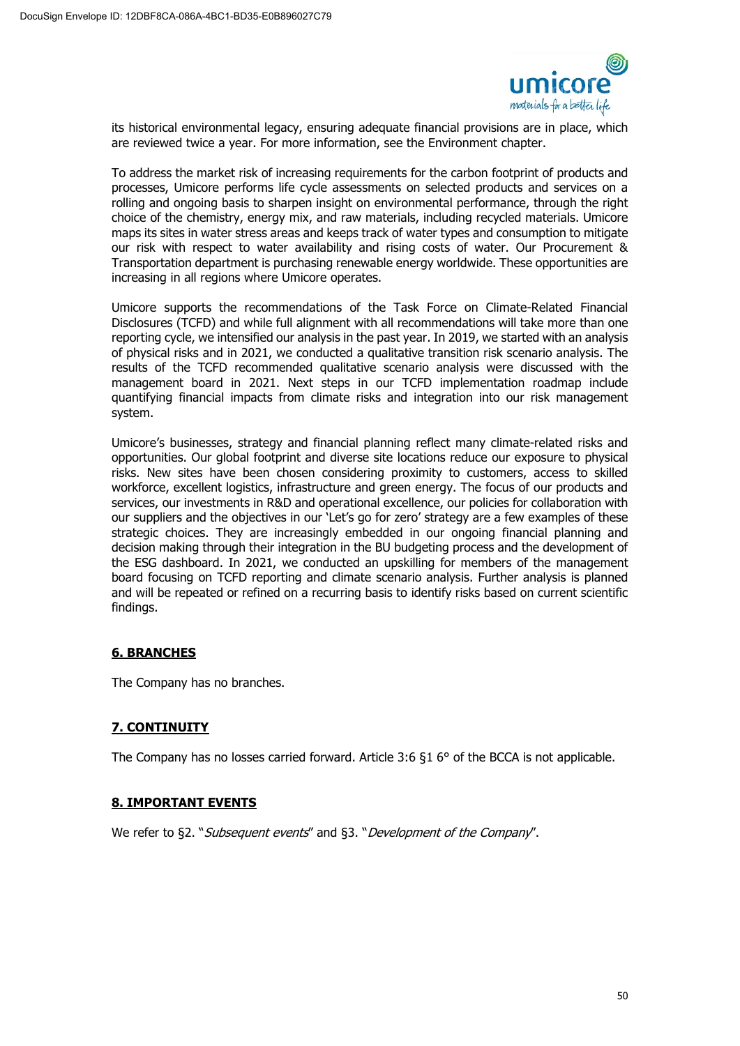its historical environmental legacy, ensuring adequate financial provisions are in place, which are reviewed twice a year. For more information, see the Environment chapter.

To address the market risk of increasing requirements for the carbon footprint of products and processes, Umicore performs life cycle assessments on selected products and services on a rolling and ongoing basis to sharpen insight on environmental performance, through the right choice of the chemistry, energy mix, and raw materials, including recycled materials. Umicore maps its sites in water stress areas and keeps track of water types and consumption to mitigate our risk with respect to water availability and rising costs of water. Our Procurement & Transportation department is purchasing renewable energy worldwide. These opportunities are increasing in all regions where Umicore operates.

Umicore supports the recommendations of the Task Force on Climate-Related Financial Disclosures (TCFD) and while full alignment with all recommendations will take more than one reporting cycle, we intensified our analysis in the past year. In 2019, we started with an analysis of physical risks and in 2021, we conducted a qualitative transition risk scenario analysis. The results of the TCFD recommended qualitative scenario analysis were discussed with the management board in 2021. Next steps in our TCFD implementation roadmap include quantifying financial impacts from climate risks and integration into our risk management system.

Umicore's businesses, strategy and financial planning reflect many climate-related risks and opportunities. Our global footprint and diverse site locations reduce our exposure to physical risks. New sites have been chosen considering proximity to customers, access to skilled workforce, excellent logistics, infrastructure and green energy. The focus of our products and services, our investments in R&D and operational excellence, our policies for collaboration with our suppliers and the objectives in our 'Let's go for zero' strategy are a few examples of these strategic choices. They are increasingly embedded in our ongoing financial planning and decision making through their integration in the BU budgeting process and the development of the ESG dashboard. In 2021, we conducted an upskilling for members of the management board focusing on TCFD reporting and climate scenario analysis. Further analysis is planned and will be repeated or refined on a recurring basis to identify risks based on current scientific findings.

## 6. BRANCHES

The Company has no branches.

## 7. CONTINUITY

The Company has no losses carried forward. Article 3:6 §1 6° of the BCCA is not applicable.

## 8. IMPORTANT EVENTS

We refer to §2. "*Subsequent events*" and §3. "*Development of the Company*".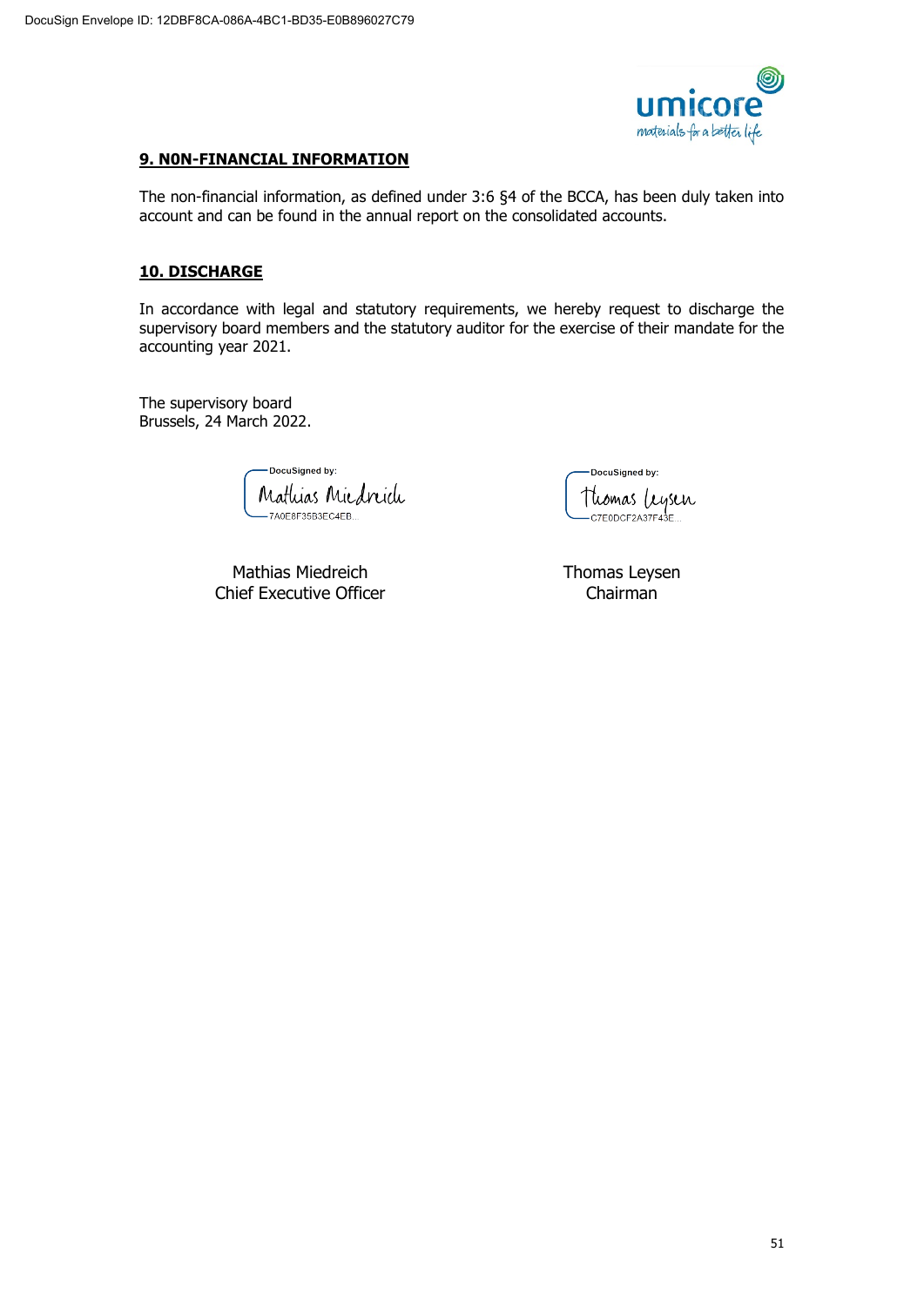## 9. NON-FINANCIAL INFORMATION

The non-financial information, as defined under 3:6 §4 of the BCCA, has been duly taken into account and can be found in the annual report on the consolidated accounts.

## 10. DISCHARGE

In accordance with legal and statutory requirements, we hereby request to discharge the supervisory board members and the statutory auditor for the exercise of their mandate for the accounting year 2021.

The supervisory board
Brussels, 24 March 2022.

DocuSigned by:
Mathias Miedreich
7A0E8F35B3EC4EB...

DocuSigned by:
Thomas Leysen
C7E0DCF2A37F43E...

Mathias Miedreich
Chief Executive Officer

Thomas Leysen
Chairman